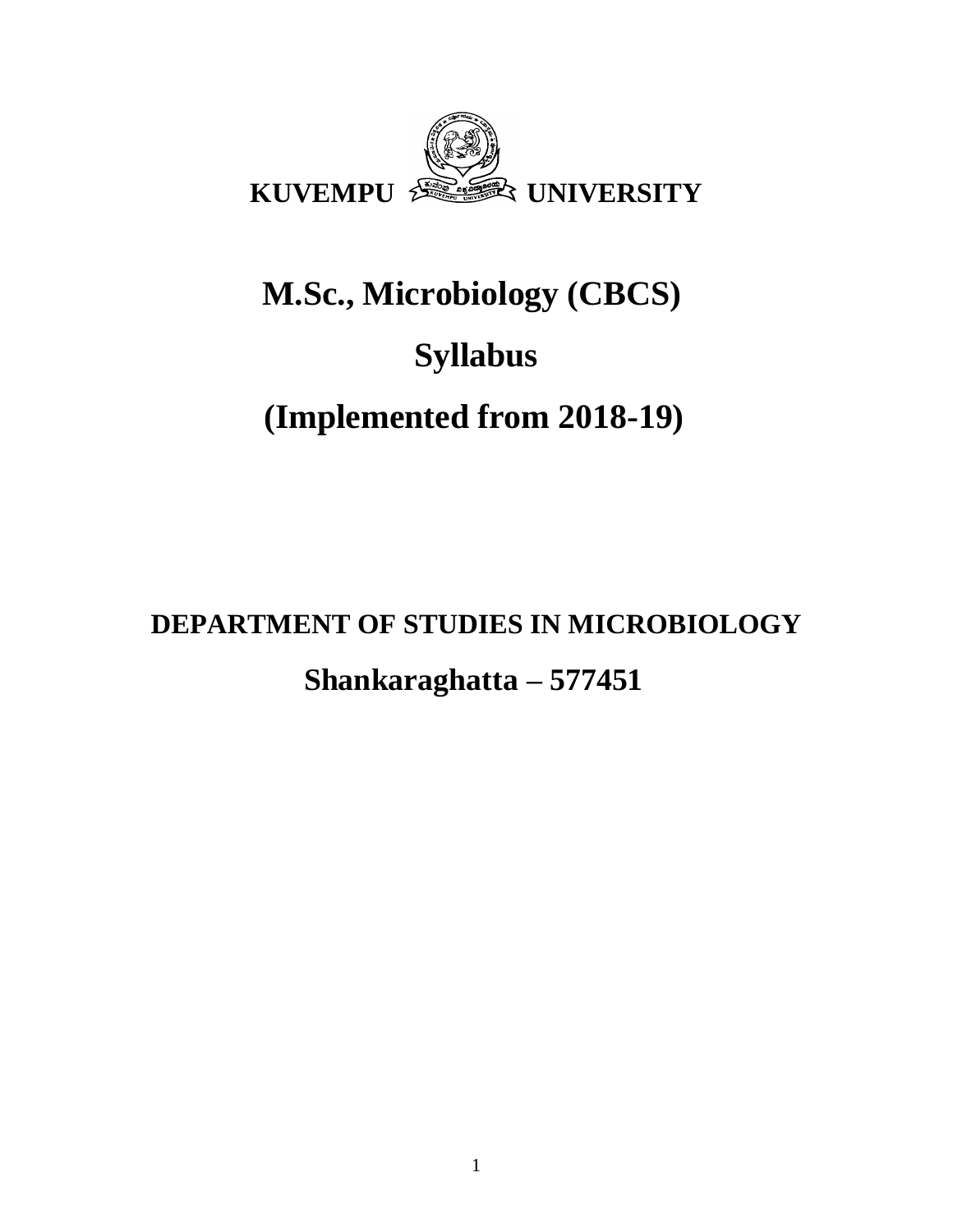**KUVEMPU UNIVERSITY**

# M.Sc., Microbiology (CBCS)

# Syllabus

# (Implemented from 2018-19)

## DEPARTMENT OF STUDIES IN MICROBIOLOGY

## Shankaraghatta – 577451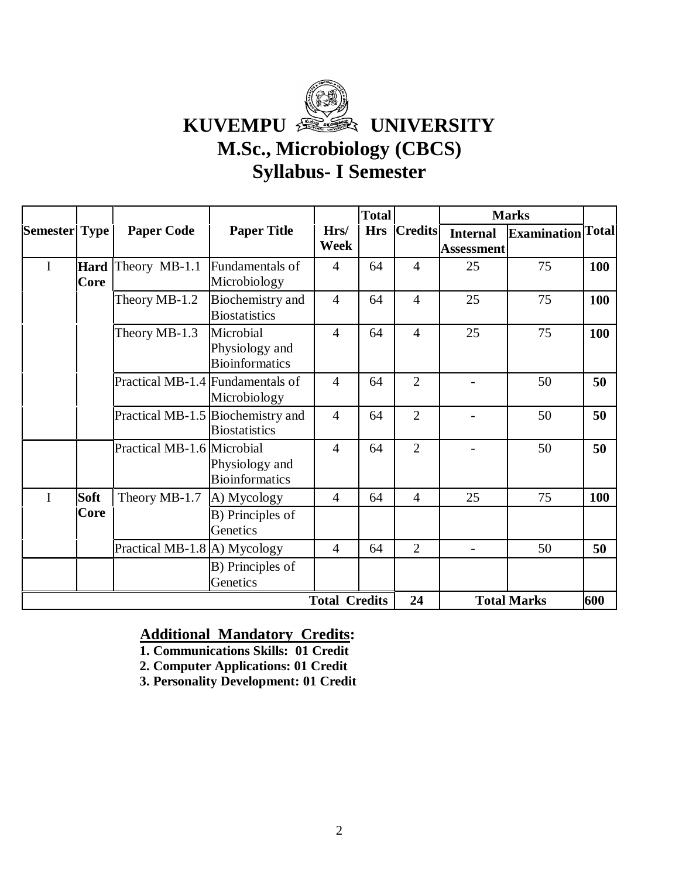# KUVEMPU UNIVERSITY

## M.Sc., Microbiology (CBCS)

## Syllabus- I Semester

| Semester | Type | Paper Code | Paper Title | Hrs/ Week | Total Hrs | Credits | Marks | | Total |
|---|---|---|---|---|---|---|---|---|---|
| | | | | | | | Internal Assessment | Examination | |
| I | Hard Core | Theory MB-1.1 | Fundamentals of Microbiology | 4 | 64 | 4 | 25 | 75 | **100** |
| | | Theory MB-1.2 | Biochemistry and Biostatistics | 4 | 64 | 4 | 25 | 75 | **100** |
| | | Theory MB-1.3 | Microbial Physiology and Bioinformatics | 4 | 64 | 4 | 25 | 75 | **100** |
| | | Practical MB-1.4 | Fundamentals of Microbiology | 4 | 64 | 2 | - | 50 | **50** |
| | | Practical MB-1.5 | Biochemistry and Biostatistics | 4 | 64 | 2 | - | 50 | **50** |
| | | Practical MB-1.6 | Microbial Physiology and Bioinformatics | 4 | 64 | 2 | - | 50 | **50** |
| I | Soft Core | Theory MB-1.7 | A) Mycology | 4 | 64 | 4 | 25 | 75 | **100** |
| | | | B) Principles of Genetics | | | | | | |
| | | Practical MB-1.8 | A) Mycology | 4 | 64 | 2 | - | 50 | **50** |
| | | | B) Principles of Genetics | | | | | | |
| | | | | **Total Credits** | | **24** | **Total Marks** | | **600** |

**Additional Mandatory Credits:**

1. **Communications Skills: 01 Credit**
2. **Computer Applications: 01 Credit**
3. **Personality Development: 01 Credit**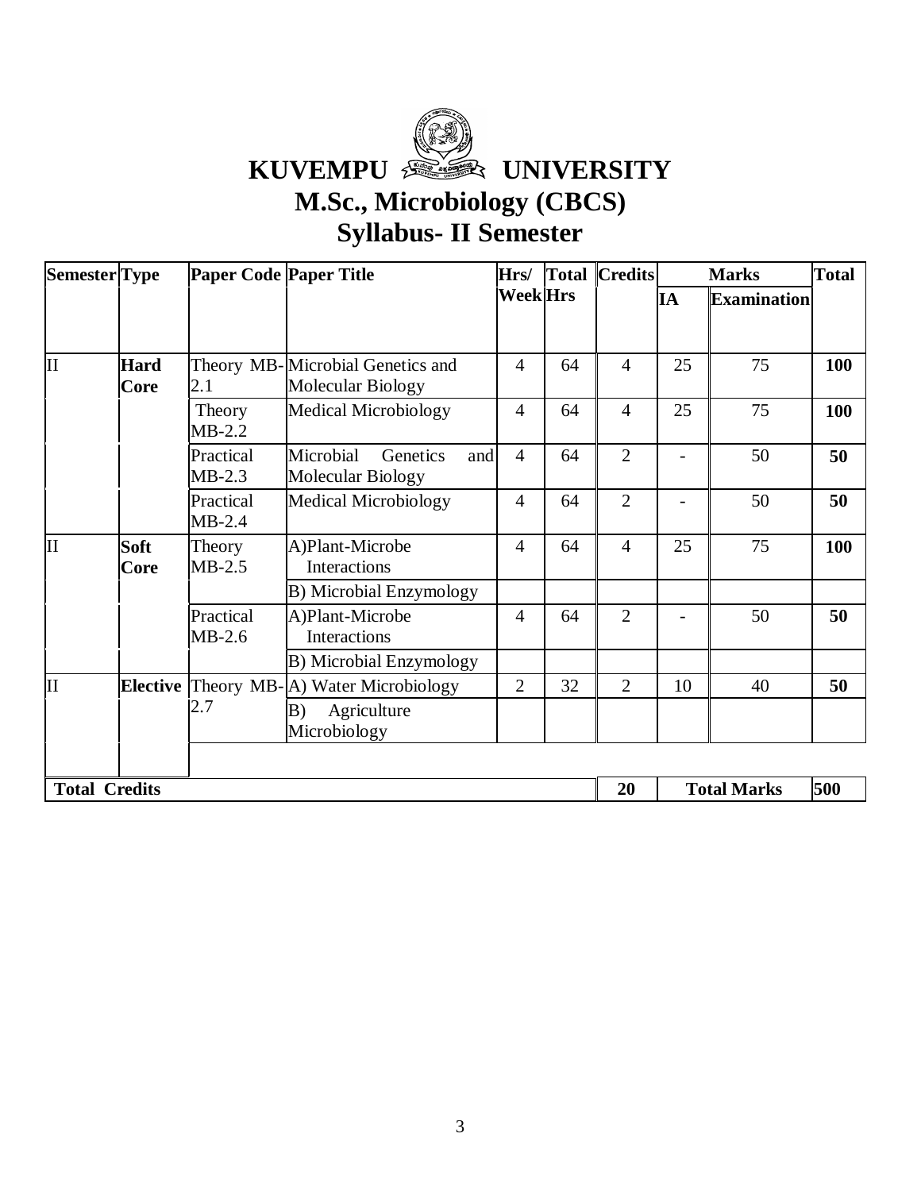# KUVEMPU UNIVERSITY

## M.Sc., Microbiology (CBCS)

## Syllabus- II Semester

| Semester | Type | Paper Code | Paper Title | Hrs/ Week | Total Hrs | Credits | Marks | | Total |
|---|---|---|---|---|---|---|---|---|---|
| | | | | | | | IA | Examination | |
| II | **Hard Core** | Theory MB-2.1 | Microbial Genetics and Molecular Biology | 4 | 64 | 4 | 25 | 75 | **100** |
| | | Theory MB-2.2 | Medical Microbiology | 4 | 64 | 4 | 25 | 75 | **100** |
| | | Practical MB-2.3 | Microbial Genetics and Molecular Biology | 4 | 64 | 2 | - | 50 | **50** |
| | | Practical MB-2.4 | Medical Microbiology | 4 | 64 | 2 | - | 50 | **50** |
| II | **Soft Core** | Theory MB-2.5 | A)Plant-Microbe Interactions | 4 | 64 | 4 | 25 | 75 | **100** |
| | | | B) Microbial Enzymology | | | | | | |
| | | Practical MB-2.6 | A)Plant-Microbe Interactions | 4 | 64 | 2 | - | 50 | **50** |
| | | | B) Microbial Enzymology | | | | | | |
| II | **Elective** | Theory MB-2.7 | A) Water Microbiology | 2 | 32 | 2 | 10 | 40 | **50** |
| | | | B) Agriculture Microbiology | | | | | | |
| **Total Credits** | | | | | | **20** | **Total Marks** | | **500** |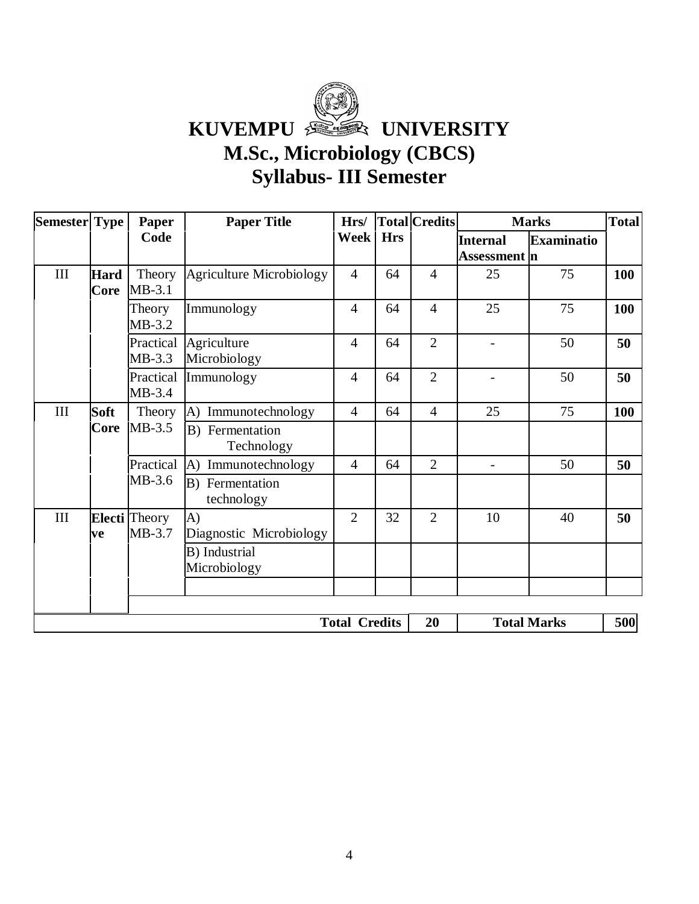# KUVEMPU UNIVERSITY

## M.Sc., Microbiology (CBCS)

## Syllabus- III Semester

| Semester | Type | Paper Code | Paper Title | Hrs/ Week | Total Hrs | Credits | Marks | | Total |
|---|---|---|---|---|---|---|---|---|---|
| | | | | | | | Internal Assessment | Examination | |
| III | **Hard Core** | Theory MB-3.1 | Agriculture Microbiology | 4 | 64 | 4 | 25 | 75 | **100** |
| | | Theory MB-3.2 | Immunology | 4 | 64 | 4 | 25 | 75 | **100** |
| | | Practical MB-3.3 | Agriculture Microbiology | 4 | 64 | 2 | - | 50 | **50** |
| | | Practical MB-3.4 | Immunology | 4 | 64 | 2 | - | 50 | **50** |
| III | **Soft Core** | Theory MB-3.5 | A) Immunotechnology | 4 | 64 | 4 | 25 | 75 | **100** |
| | | | B) Fermentation Technology | | | | | | |
| | | Practical MB-3.6 | A) Immunotechnology | 4 | 64 | 2 | - | 50 | **50** |
| | | | B) Fermentation technology | | | | | | |
| III | **Elective** | Theory MB-3.7 | A) Diagnostic Microbiology | 2 | 32 | 2 | 10 | 40 | **50** |
| | | | B) Industrial Microbiology | | | | | | |
| | | | | | | | | | |
| | | | | **Total Credits** | | **20** | **Total Marks** | | **500** |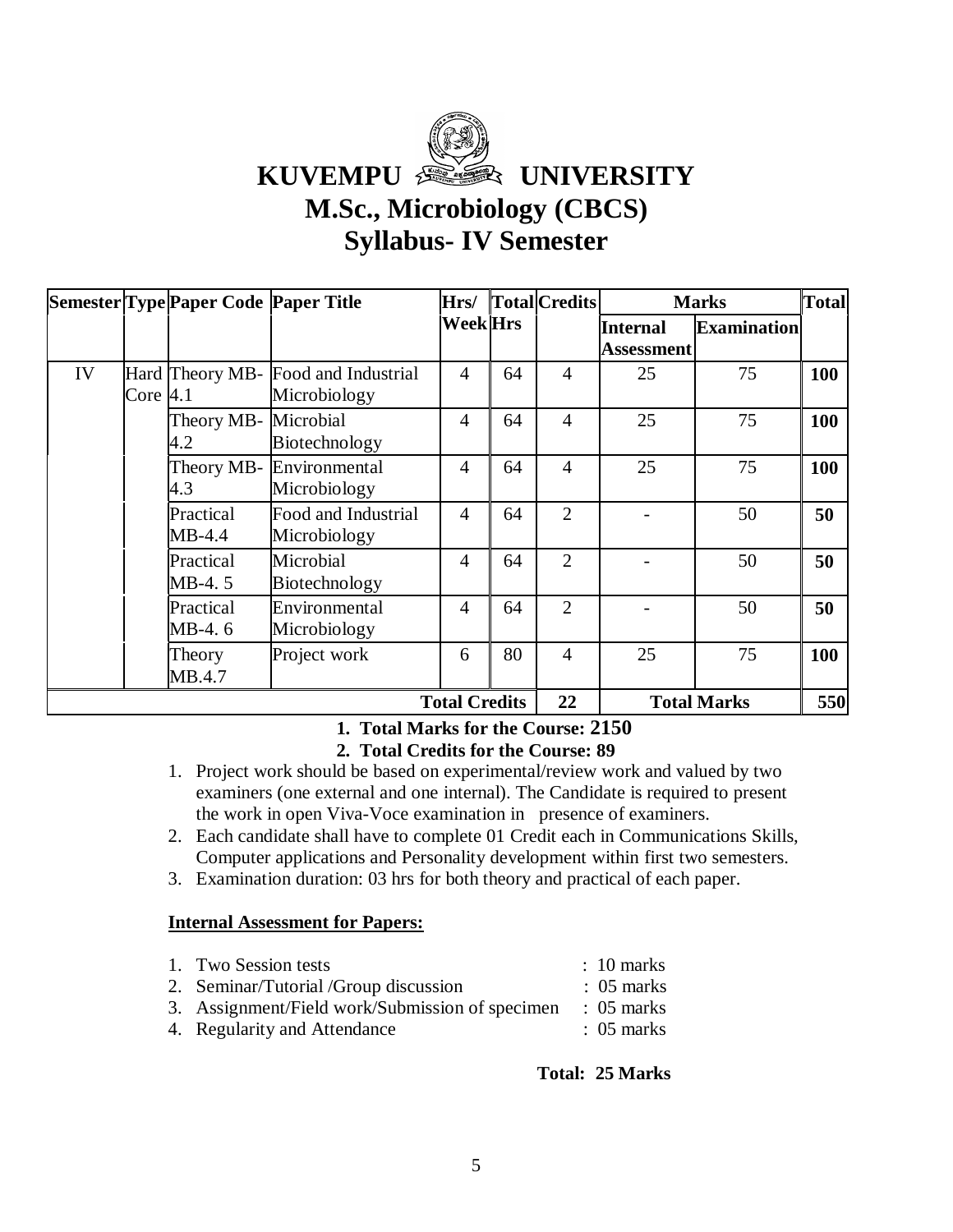# KUVEMPU UNIVERSITY

## M.Sc., Microbiology (CBCS)

## Syllabus- IV Semester

| Semester | Type | Paper Code | Paper Title | Hrs/ Week | Total Hrs | Credits | Marks | | Total |
|---|---|---|---|---|---|---|---|---|---|
| | | | | | | | Internal Assessment | Examination | |
| IV | Hard Core | Theory MB-4.1 | Food and Industrial Microbiology | 4 | 64 | 4 | 25 | 75 | **100** |
| | | Theory MB-4.2 | Microbial Biotechnology | 4 | 64 | 4 | 25 | 75 | **100** |
| | | Theory MB-4.3 | Environmental Microbiology | 4 | 64 | 4 | 25 | 75 | **100** |
| | | Practical MB-4.4 | Food and Industrial Microbiology | 4 | 64 | 2 | - | 50 | **50** |
| | | Practical MB-4. 5 | Microbial Biotechnology | 4 | 64 | 2 | - | 50 | **50** |
| | | Practical MB-4. 6 | Environmental Microbiology | 4 | 64 | 2 | - | 50 | **50** |
| | | Theory MB.4.7 | Project work | 6 | 80 | 4 | 25 | 75 | **100** |
| | | | | **Total Credits** | | **22** | **Total Marks** | | **550** |

1. **Total Marks for the Course: 2150**
2. **Total Credits for the Course: 89**

1. Project work should be based on experimental/review work and valued by two examiners (one external and one internal). The Candidate is required to present the work in open Viva-Voce examination in presence of examiners.
2. Each candidate shall have to complete 01 Credit each in Communications Skills, Computer applications and Personality development within first two semesters.
3. Examination duration: 03 hrs for both theory and practical of each paper.

**Internal Assessment for Papers:**

1. Two Session tests : 10 marks
2. Seminar/Tutorial /Group discussion : 05 marks
3. Assignment/Field work/Submission of specimen : 05 marks
4. Regularity and Attendance : 05 marks

**Total: 25 Marks**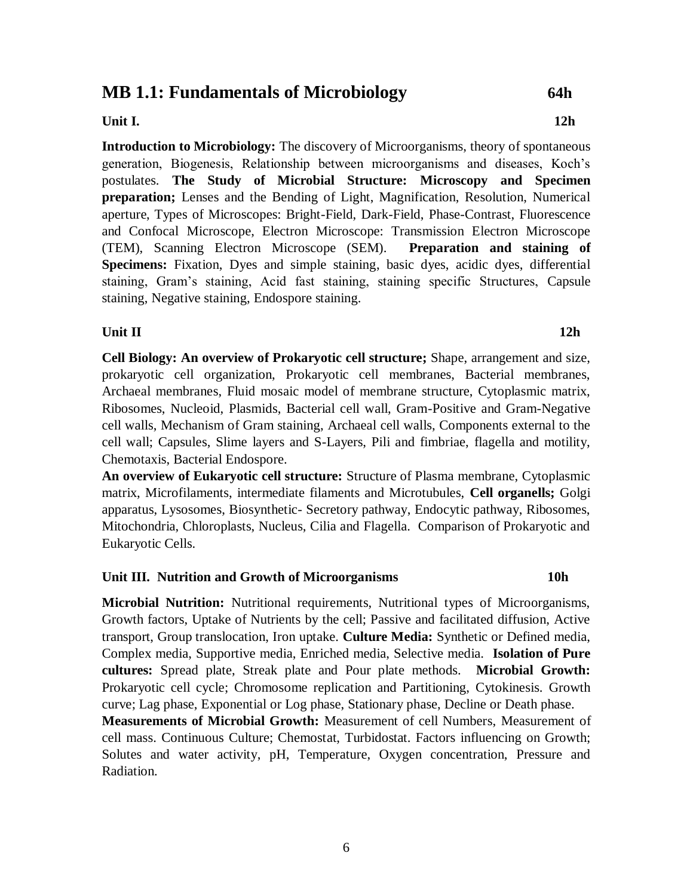## MB 1.1: Fundamentals of Microbiology 64h

**Unit I. 12h**

**Introduction to Microbiology:** The discovery of Microorganisms, theory of spontaneous generation, Biogenesis, Relationship between microorganisms and diseases, Koch's postulates. **The Study of Microbial Structure: Microscopy and Specimen preparation;** Lenses and the Bending of Light, Magnification, Resolution, Numerical aperture, Types of Microscopes: Bright-Field, Dark-Field, Phase-Contrast, Fluorescence and Confocal Microscope, Electron Microscope: Transmission Electron Microscope (TEM), Scanning Electron Microscope (SEM). **Preparation and staining of Specimens:** Fixation, Dyes and simple staining, basic dyes, acidic dyes, differential staining, Gram's staining, Acid fast staining, staining specific Structures, Capsule staining, Negative staining, Endospore staining.

**Unit II 12h**

**Cell Biology: An overview of Prokaryotic cell structure;** Shape, arrangement and size, prokaryotic cell organization, Prokaryotic cell membranes, Bacterial membranes, Archaeal membranes, Fluid mosaic model of membrane structure, Cytoplasmic matrix, Ribosomes, Nucleoid, Plasmids, Bacterial cell wall, Gram-Positive and Gram-Negative cell walls, Mechanism of Gram staining, Archaeal cell walls, Components external to the cell wall; Capsules, Slime layers and S-Layers, Pili and fimbriae, flagella and motility, Chemotaxis, Bacterial Endospore.

**An overview of Eukaryotic cell structure:** Structure of Plasma membrane, Cytoplasmic matrix, Microfilaments, intermediate filaments and Microtubules, **Cell organells;** Golgi apparatus, Lysosomes, Biosynthetic- Secretory pathway, Endocytic pathway, Ribosomes, Mitochondria, Chloroplasts, Nucleus, Cilia and Flagella. Comparison of Prokaryotic and Eukaryotic Cells.

**Unit III. Nutrition and Growth of Microorganisms 10h**

**Microbial Nutrition:** Nutritional requirements, Nutritional types of Microorganisms, Growth factors, Uptake of Nutrients by the cell; Passive and facilitated diffusion, Active transport, Group translocation, Iron uptake. **Culture Media:** Synthetic or Defined media, Complex media, Supportive media, Enriched media, Selective media. **Isolation of Pure cultures:** Spread plate, Streak plate and Pour plate methods. **Microbial Growth:** Prokaryotic cell cycle; Chromosome replication and Partitioning, Cytokinesis. Growth curve; Lag phase, Exponential or Log phase, Stationary phase, Decline or Death phase.

**Measurements of Microbial Growth:** Measurement of cell Numbers, Measurement of cell mass. Continuous Culture; Chemostat, Turbidostat. Factors influencing on Growth; Solutes and water activity, pH, Temperature, Oxygen concentration, Pressure and Radiation.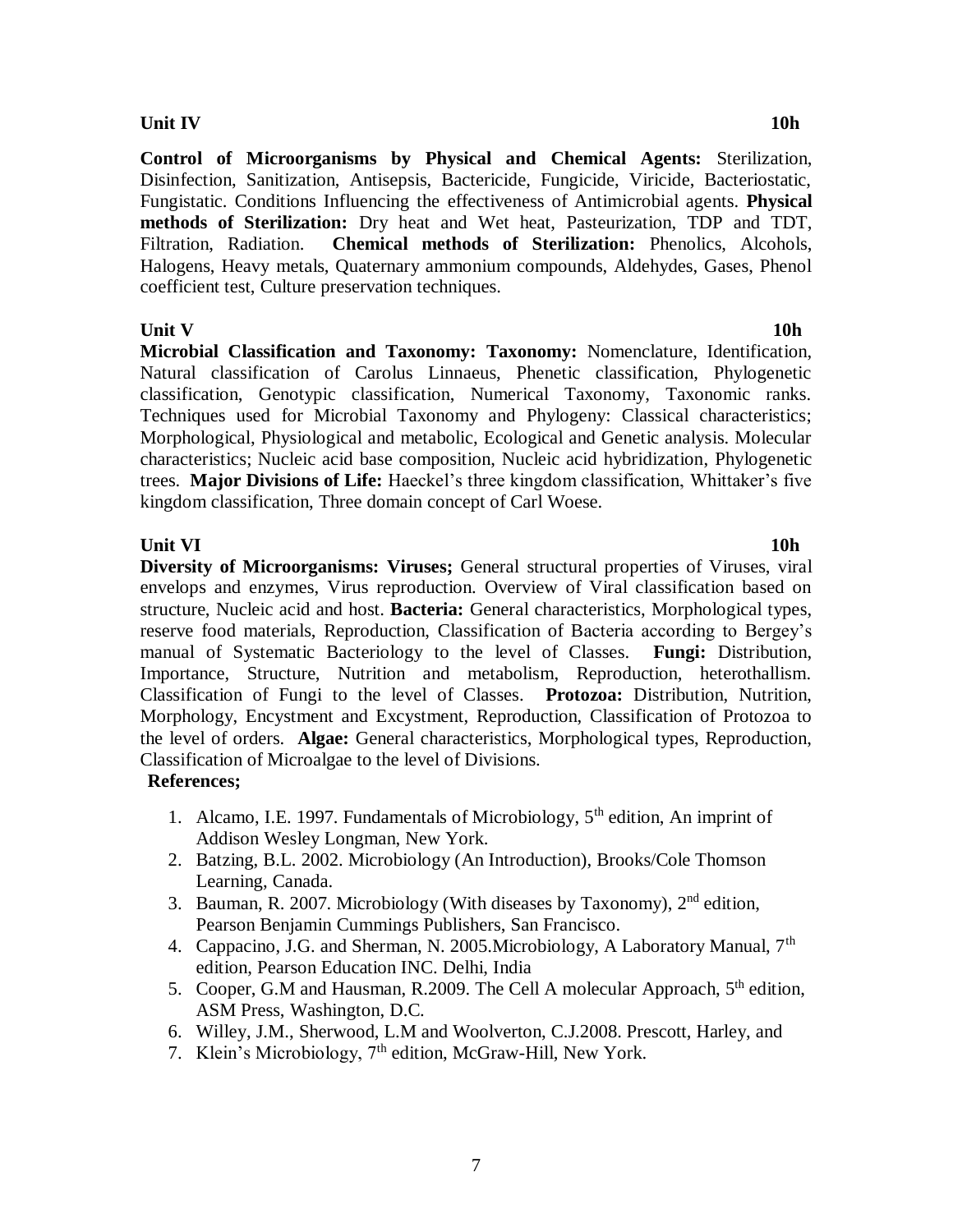**Unit IV** **10h**

**Control of Microorganisms by Physical and Chemical Agents:** Sterilization, Disinfection, Sanitization, Antisepsis, Bactericide, Fungicide, Viricide, Bacteriostatic, Fungistatic. Conditions Influencing the effectiveness of Antimicrobial agents. **Physical methods of Sterilization:** Dry heat and Wet heat, Pasteurization, TDP and TDT, Filtration, Radiation. **Chemical methods of Sterilization:** Phenolics, Alcohols, Halogens, Heavy metals, Quaternary ammonium compounds, Aldehydes, Gases, Phenol coefficient test, Culture preservation techniques.

**Unit V** **10h**

**Microbial Classification and Taxonomy: Taxonomy:** Nomenclature, Identification, Natural classification of Carolus Linnaeus, Phenetic classification, Phylogenetic classification, Genotypic classification, Numerical Taxonomy, Taxonomic ranks. Techniques used for Microbial Taxonomy and Phylogeny: Classical characteristics; Morphological, Physiological and metabolic, Ecological and Genetic analysis. Molecular characteristics; Nucleic acid base composition, Nucleic acid hybridization, Phylogenetic trees. **Major Divisions of Life:** Haeckel's three kingdom classification, Whittaker's five kingdom classification, Three domain concept of Carl Woese.

**Unit VI** **10h**

**Diversity of Microorganisms: Viruses;** General structural properties of Viruses, viral envelops and enzymes, Virus reproduction. Overview of Viral classification based on structure, Nucleic acid and host. **Bacteria:** General characteristics, Morphological types, reserve food materials, Reproduction, Classification of Bacteria according to Bergey's manual of Systematic Bacteriology to the level of Classes. **Fungi:** Distribution, Importance, Structure, Nutrition and metabolism, Reproduction, heterothallism. Classification of Fungi to the level of Classes. **Protozoa:** Distribution, Nutrition, Morphology, Encystment and Excystment, Reproduction, Classification of Protozoa to the level of orders. **Algae:** General characteristics, Morphological types, Reproduction, Classification of Microalgae to the level of Divisions.

**References;**

1. Alcamo, I.E. 1997. Fundamentals of Microbiology, 5th edition, An imprint of Addison Wesley Longman, New York.
2. Batzing, B.L. 2002. Microbiology (An Introduction), Brooks/Cole Thomson Learning, Canada.
3. Bauman, R. 2007. Microbiology (With diseases by Taxonomy), 2nd edition, Pearson Benjamin Cummings Publishers, San Francisco.
4. Cappacino, J.G. and Sherman, N. 2005.Microbiology, A Laboratory Manual, 7th edition, Pearson Education INC. Delhi, India
5. Cooper, G.M and Hausman, R.2009. The Cell A molecular Approach, 5th edition, ASM Press, Washington, D.C.
6. Willey, J.M., Sherwood, L.M and Woolverton, C.J.2008. Prescott, Harley, and
7. Klein's Microbiology, 7th edition, McGraw-Hill, New York.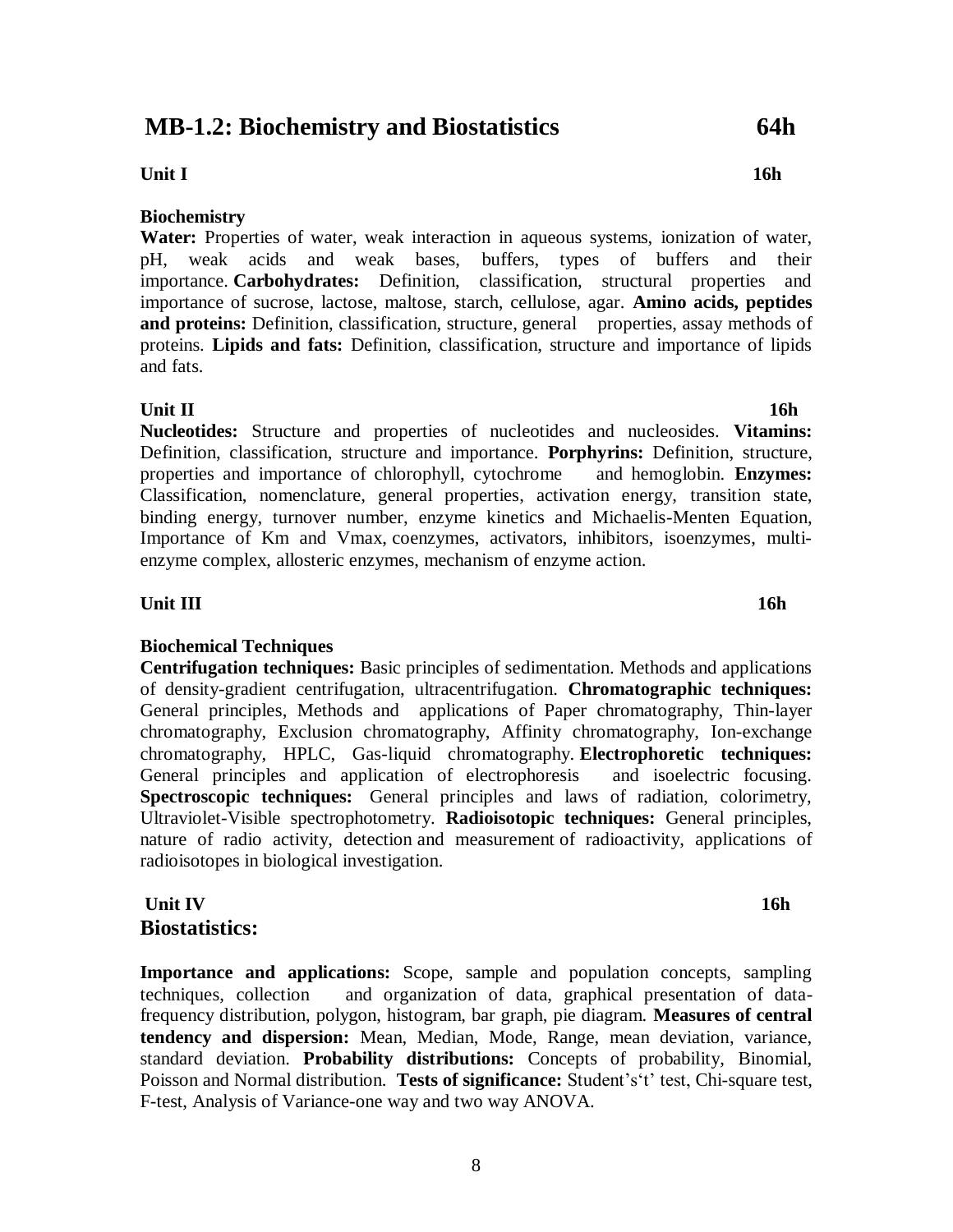## MB-1.2: Biochemistry and Biostatistics 64h

### Unit I 16h

**Biochemistry**

**Water:** Properties of water, weak interaction in aqueous systems, ionization of water, pH, weak acids and weak bases, buffers, types of buffers and their importance. **Carbohydrates:** Definition, classification, structural properties and importance of sucrose, lactose, maltose, starch, cellulose, agar. **Amino acids, peptides and proteins:** Definition, classification, structure, general properties, assay methods of proteins. **Lipids and fats:** Definition, classification, structure and importance of lipids and fats.

### Unit II 16h

**Nucleotides:** Structure and properties of nucleotides and nucleosides. **Vitamins:** Definition, classification, structure and importance. **Porphyrins:** Definition, structure, properties and importance of chlorophyll, cytochrome and hemoglobin. **Enzymes:** Classification, nomenclature, general properties, activation energy, transition state, binding energy, turnover number, enzyme kinetics and Michaelis-Menten Equation, Importance of Km and Vmax, coenzymes, activators, inhibitors, isoenzymes, multi-enzyme complex, allosteric enzymes, mechanism of enzyme action.

### Unit III 16h

**Biochemical Techniques**

**Centrifugation techniques:** Basic principles of sedimentation. Methods and applications of density-gradient centrifugation, ultracentrifugation. **Chromatographic techniques:** General principles, Methods and applications of Paper chromatography, Thin-layer chromatography, Exclusion chromatography, Affinity chromatography, Ion-exchange chromatography, HPLC, Gas-liquid chromatography. **Electrophoretic techniques:** General principles and application of electrophoresis and isoelectric focusing. **Spectroscopic techniques:** General principles and laws of radiation, colorimetry, Ultraviolet-Visible spectrophotometry. **Radioisotopic techniques:** General principles, nature of radio activity, detection and measurement of radioactivity, applications of radioisotopes in biological investigation.

### Unit IV 16h

**Biostatistics:**

**Importance and applications:** Scope, sample and population concepts, sampling techniques, collection and organization of data, graphical presentation of data-frequency distribution, polygon, histogram, bar graph, pie diagram. **Measures of central tendency and dispersion:** Mean, Median, Mode, Range, mean deviation, variance, standard deviation. **Probability distributions:** Concepts of probability, Binomial, Poisson and Normal distribution. **Tests of significance:** Student's't' test, Chi-square test, F-test, Analysis of Variance-one way and two way ANOVA.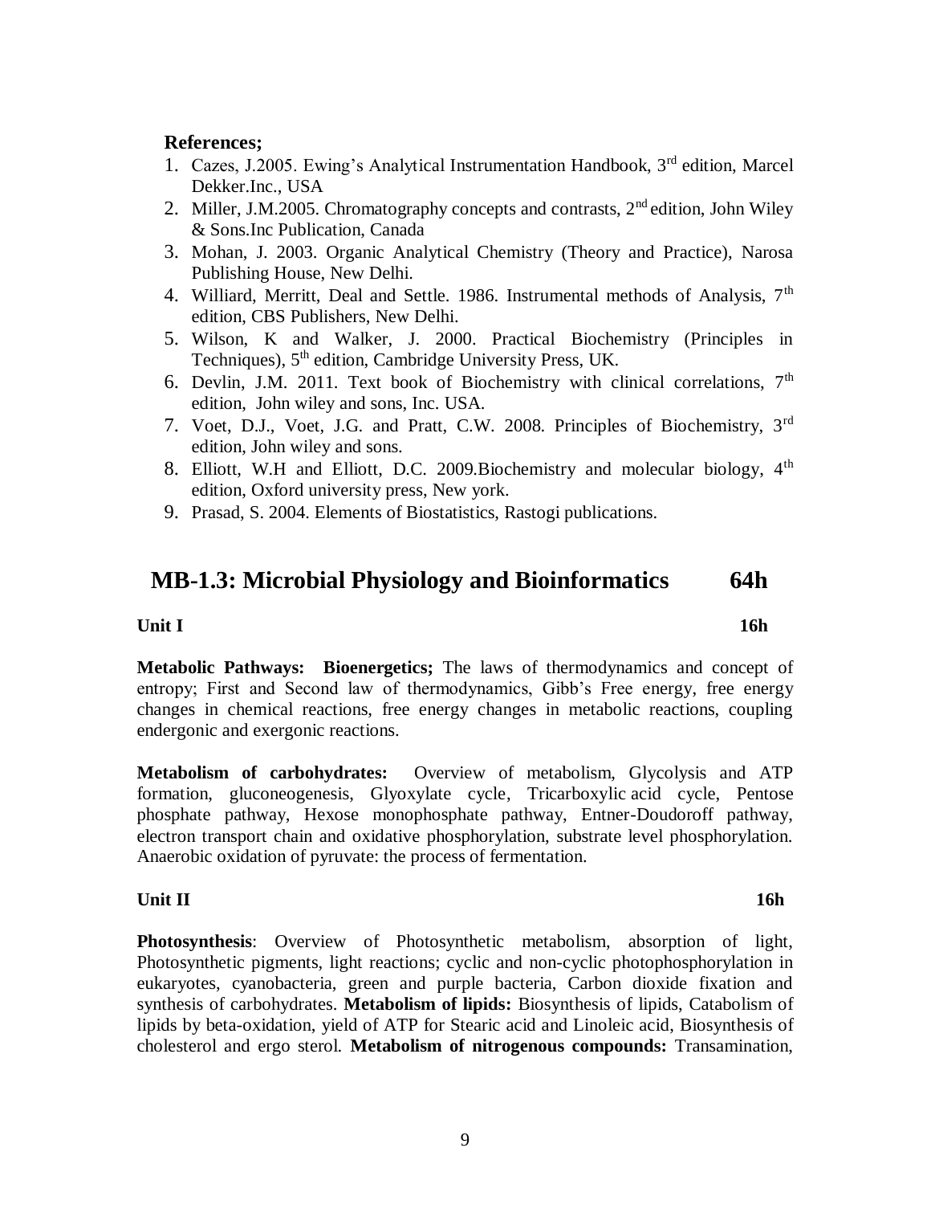**References;**

1. Cazes, J.2005. Ewing's Analytical Instrumentation Handbook, 3rd edition, Marcel Dekker.Inc., USA
2. Miller, J.M.2005. Chromatography concepts and contrasts, 2nd edition, John Wiley & Sons.Inc Publication, Canada
3. Mohan, J. 2003. Organic Analytical Chemistry (Theory and Practice), Narosa Publishing House, New Delhi.
4. Williard, Merritt, Deal and Settle. 1986. Instrumental methods of Analysis, 7th edition, CBS Publishers, New Delhi.
5. Wilson, K and Walker, J. 2000. Practical Biochemistry (Principles in Techniques), 5th edition, Cambridge University Press, UK.
6. Devlin, J.M. 2011. Text book of Biochemistry with clinical correlations, 7th edition, John wiley and sons, Inc. USA.
7. Voet, D.J., Voet, J.G. and Pratt, C.W. 2008. Principles of Biochemistry, 3rd edition, John wiley and sons.
8. Elliott, W.H and Elliott, D.C. 2009.Biochemistry and molecular biology, 4th edition, Oxford university press, New york.
9. Prasad, S. 2004. Elements of Biostatistics, Rastogi publications.

## MB-1.3: Microbial Physiology and Bioinformatics 64h

**Unit I 16h**

**Metabolic Pathways: Bioenergetics;** The laws of thermodynamics and concept of entropy; First and Second law of thermodynamics, Gibb's Free energy, free energy changes in chemical reactions, free energy changes in metabolic reactions, coupling endergonic and exergonic reactions.

**Metabolism of carbohydrates:** Overview of metabolism, Glycolysis and ATP formation, gluconeogenesis, Glyoxylate cycle, Tricarboxylic acid cycle, Pentose phosphate pathway, Hexose monophosphate pathway, Entner-Doudoroff pathway, electron transport chain and oxidative phosphorylation, substrate level phosphorylation. Anaerobic oxidation of pyruvate: the process of fermentation.

**Unit II 16h**

**Photosynthesis**: Overview of Photosynthetic metabolism, absorption of light, Photosynthetic pigments, light reactions; cyclic and non-cyclic photophosphorylation in eukaryotes, cyanobacteria, green and purple bacteria, Carbon dioxide fixation and synthesis of carbohydrates. **Metabolism of lipids:** Biosynthesis of lipids, Catabolism of lipids by beta-oxidation, yield of ATP for Stearic acid and Linoleic acid, Biosynthesis of cholesterol and ergo sterol. **Metabolism of nitrogenous compounds:** Transamination,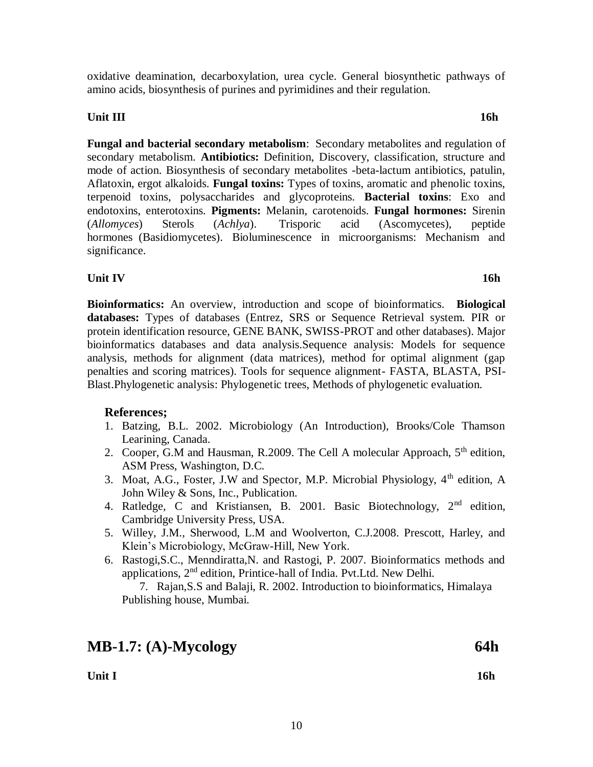oxidative deamination, decarboxylation, urea cycle. General biosynthetic pathways of amino acids, biosynthesis of purines and pyrimidines and their regulation.

**Unit III** **16h**

**Fungal and bacterial secondary metabolism**: Secondary metabolites and regulation of secondary metabolism. **Antibiotics:** Definition, Discovery, classification, structure and mode of action. Biosynthesis of secondary metabolites -beta-lactum antibiotics, patulin, Aflatoxin, ergot alkaloids. **Fungal toxins:** Types of toxins, aromatic and phenolic toxins, terpenoid toxins, polysaccharides and glycoproteins. **Bacterial toxins**: Exo and endotoxins, enterotoxins. **Pigments:** Melanin, carotenoids. **Fungal hormones:** Sirenin (*Allomyces*) Sterols (*Achlya*). Trisporic acid (Ascomycetes), peptide hormones (Basidiomycetes). Bioluminescence in microorganisms: Mechanism and significance.

**Unit IV** **16h**

**Bioinformatics:** An overview, introduction and scope of bioinformatics. **Biological databases:** Types of databases (Entrez, SRS or Sequence Retrieval system. PIR or protein identification resource, GENE BANK, SWISS-PROT and other databases). Major bioinformatics databases and data analysis.Sequence analysis: Models for sequence analysis, methods for alignment (data matrices), method for optimal alignment (gap penalties and scoring matrices). Tools for sequence alignment- FASTA, BLASTA, PSI-Blast.Phylogenetic analysis: Phylogenetic trees, Methods of phylogenetic evaluation.

**References;**

1. Batzing, B.L. 2002. Microbiology (An Introduction), Brooks/Cole Thamson Learining, Canada.
2. Cooper, G.M and Hausman, R.2009. The Cell A molecular Approach, 5th edition, ASM Press, Washington, D.C.
3. Moat, A.G., Foster, J.W and Spector, M.P. Microbial Physiology, 4th edition, A John Wiley & Sons, Inc., Publication.
4. Ratledge, C and Kristiansen, B. 2001. Basic Biotechnology, 2nd edition, Cambridge University Press, USA.
5. Willey, J.M., Sherwood, L.M and Woolverton, C.J.2008. Prescott, Harley, and Klein's Microbiology, McGraw-Hill, New York.
6. Rastogi,S.C., Menndiratta,N. and Rastogi, P. 2007. Bioinformatics methods and applications, 2nd edition, Printice-hall of India. Pvt.Ltd. New Delhi.
7. Rajan,S.S and Balaji, R. 2002. Introduction to bioinformatics, Himalaya Publishing house, Mumbai.

## MB-1.7: (A)-Mycology 64h

**Unit I** **16h**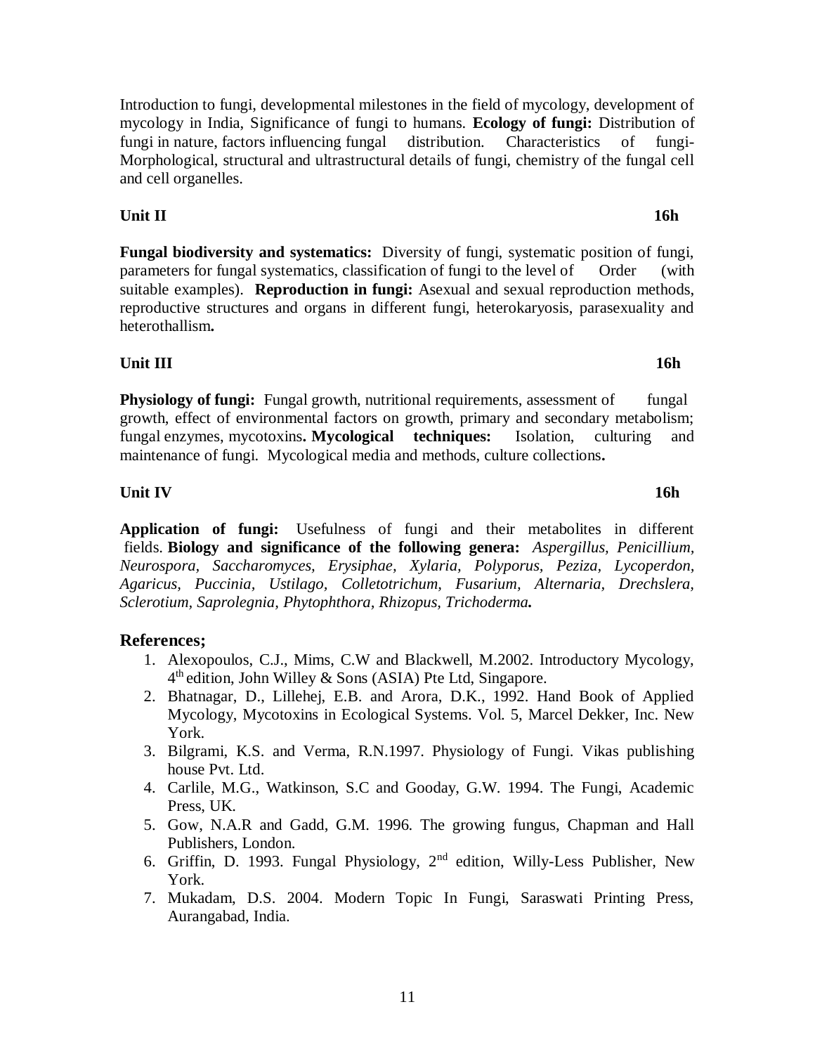Introduction to fungi, developmental milestones in the field of mycology, development of mycology in India, Significance of fungi to humans. **Ecology of fungi:** Distribution of fungi in nature, factors influencing fungal distribution. Characteristics of fungi- Morphological, structural and ultrastructural details of fungi, chemistry of the fungal cell and cell organelles.

**Unit II** **16h**

**Fungal biodiversity and systematics:** Diversity of fungi, systematic position of fungi, parameters for fungal systematics, classification of fungi to the level of Order (with suitable examples). **Reproduction in fungi:** Asexual and sexual reproduction methods, reproductive structures and organs in different fungi, heterokaryosis, parasexuality and heterothallism**.**

**Unit III** **16h**

**Physiology of fungi:** Fungal growth, nutritional requirements, assessment of fungal growth, effect of environmental factors on growth, primary and secondary metabolism; fungal enzymes, mycotoxins**. Mycological techniques:** Isolation, culturing and maintenance of fungi. Mycological media and methods, culture collections**.**

**Unit IV** **16h**

**Application of fungi:** Usefulness of fungi and their metabolites in different fields. **Biology and significance of the following genera:** *Aspergillus, Penicillium, Neurospora, Saccharomyces, Erysiphae, Xylaria, Polyporus, Peziza, Lycoperdon, Agaricus, Puccinia, Ustilago, Colletotrichum, Fusarium, Alternaria, Drechslera, Sclerotium, Saprolegnia, Phytophthora, Rhizopus, Trichoderma***.**

## References;

1. Alexopoulos, C.J., Mims, C.W and Blackwell, M.2002. Introductory Mycology, 4th edition, John Willey & Sons (ASIA) Pte Ltd, Singapore.
2. Bhatnagar, D., Lillehej, E.B. and Arora, D.K., 1992. Hand Book of Applied Mycology, Mycotoxins in Ecological Systems. Vol. 5, Marcel Dekker, Inc. New York.
3. Bilgrami, K.S. and Verma, R.N.1997. Physiology of Fungi. Vikas publishing house Pvt. Ltd.
4. Carlile, M.G., Watkinson, S.C and Gooday, G.W. 1994. The Fungi, Academic Press, UK.
5. Gow, N.A.R and Gadd, G.M. 1996. The growing fungus, Chapman and Hall Publishers, London.
6. Griffin, D. 1993. Fungal Physiology, 2nd edition, Willy-Less Publisher, New York.
7. Mukadam, D.S. 2004. Modern Topic In Fungi, Saraswati Printing Press, Aurangabad, India.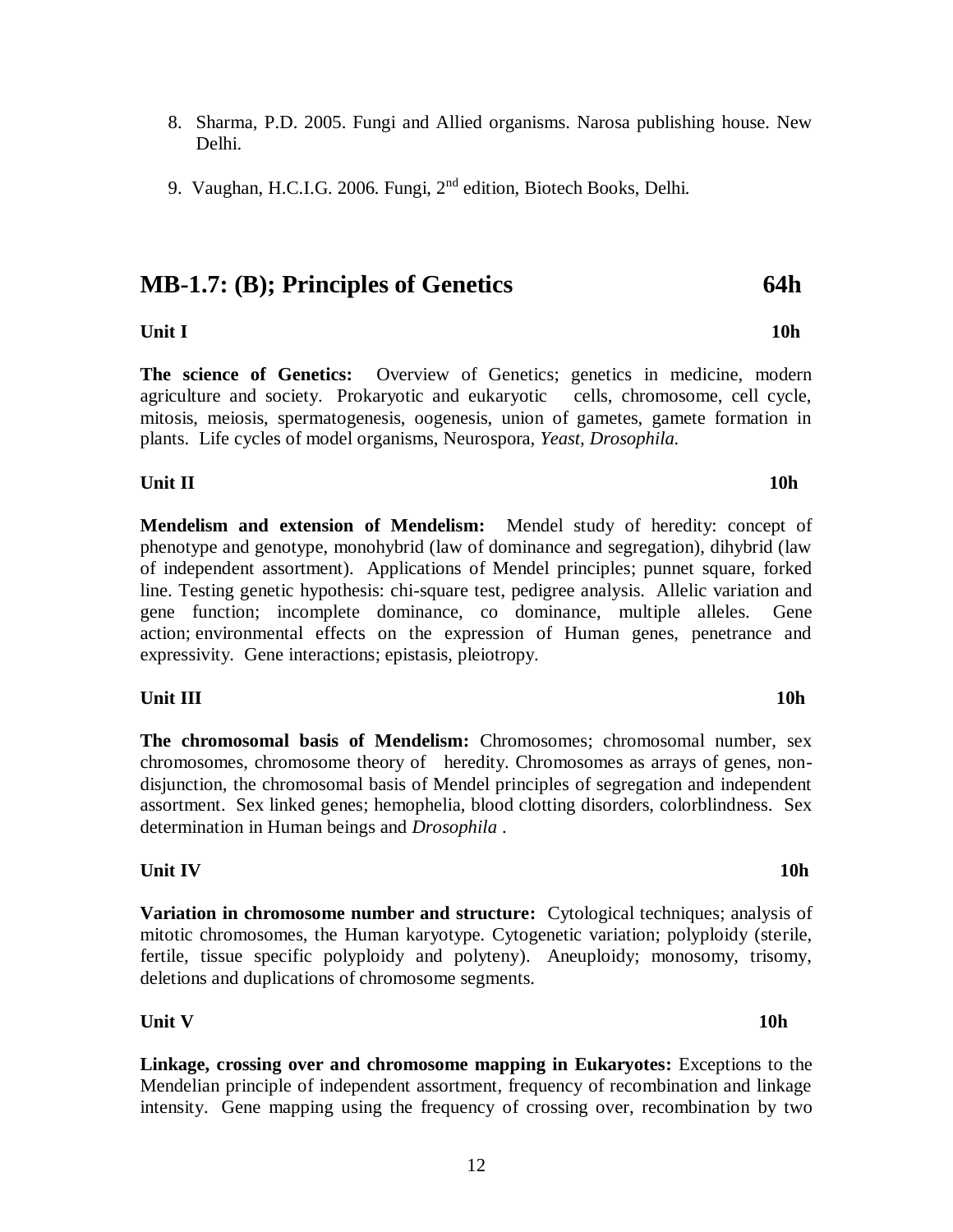8. Sharma, P.D. 2005. Fungi and Allied organisms. Narosa publishing house. New Delhi.

9. Vaughan, H.C.I.G. 2006. Fungi, 2nd edition, Biotech Books, Delhi.

## MB-1.7: (B); Principles of Genetics 64h

**Unit I 10h**

**The science of Genetics:** Overview of Genetics; genetics in medicine, modern agriculture and society. Prokaryotic and eukaryotic cells, chromosome, cell cycle, mitosis, meiosis, spermatogenesis, oogenesis, union of gametes, gamete formation in plants. Life cycles of model organisms, Neurospora, *Yeast, Drosophila.*

**Unit II 10h**

**Mendelism and extension of Mendelism:** Mendel study of heredity: concept of phenotype and genotype, monohybrid (law of dominance and segregation), dihybrid (law of independent assortment). Applications of Mendel principles; punnet square, forked line. Testing genetic hypothesis: chi-square test, pedigree analysis. Allelic variation and gene function; incomplete dominance, co dominance, multiple alleles. Gene action; environmental effects on the expression of Human genes, penetrance and expressivity. Gene interactions; epistasis, pleiotropy.

**Unit III 10h**

**The chromosomal basis of Mendelism:** Chromosomes; chromosomal number, sex chromosomes, chromosome theory of heredity. Chromosomes as arrays of genes, non-disjunction, the chromosomal basis of Mendel principles of segregation and independent assortment. Sex linked genes; hemophelia, blood clotting disorders, colorblindness. Sex determination in Human beings and *Drosophila* .

**Unit IV 10h**

**Variation in chromosome number and structure:** Cytological techniques; analysis of mitotic chromosomes, the Human karyotype. Cytogenetic variation; polyploidy (sterile, fertile, tissue specific polyploidy and polyteny). Aneuploidy; monosomy, trisomy, deletions and duplications of chromosome segments.

**Unit V 10h**

**Linkage, crossing over and chromosome mapping in Eukaryotes:** Exceptions to the Mendelian principle of independent assortment, frequency of recombination and linkage intensity. Gene mapping using the frequency of crossing over, recombination by two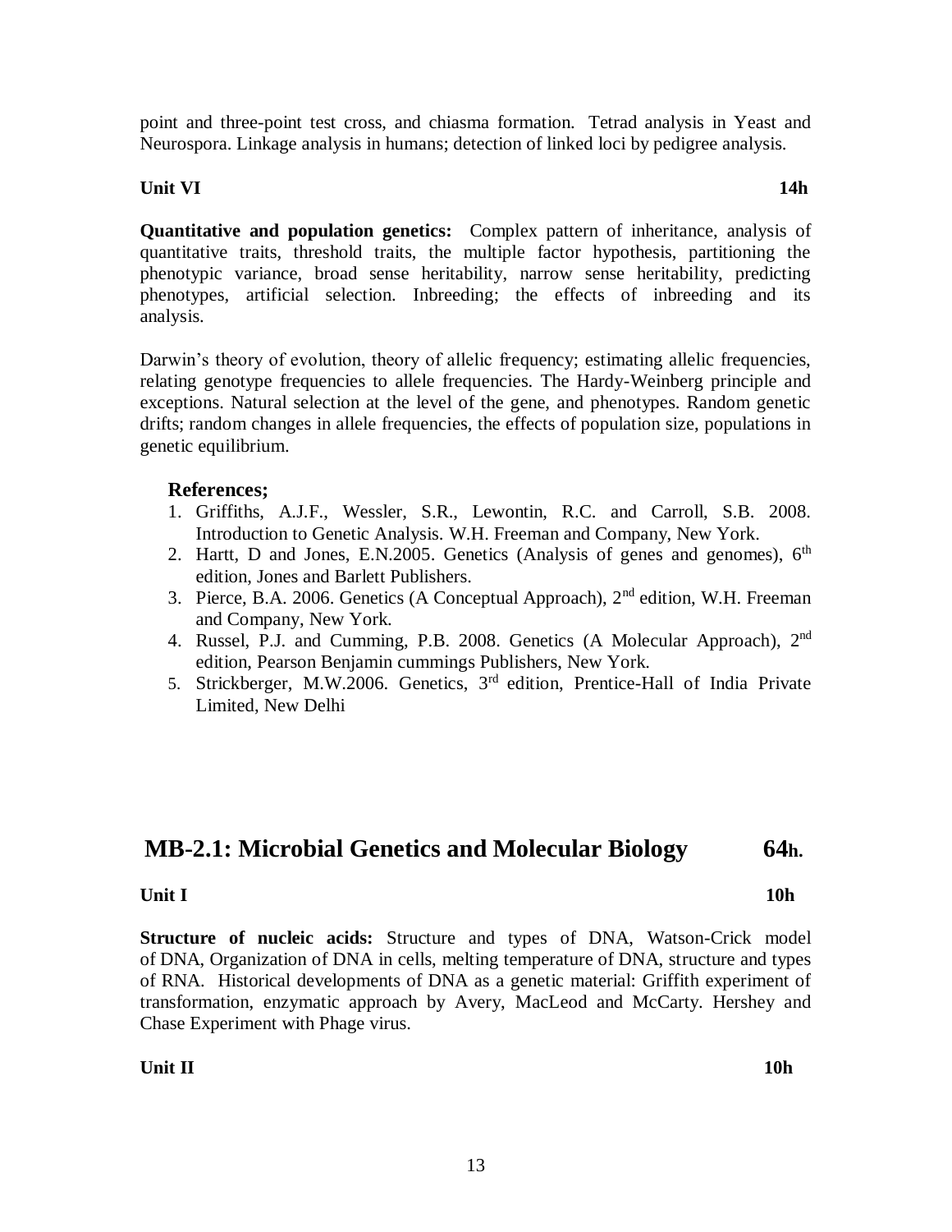point and three-point test cross, and chiasma formation. Tetrad analysis in Yeast and Neurospora. Linkage analysis in humans; detection of linked loci by pedigree analysis.

**Unit VI** **14h**

**Quantitative and population genetics:** Complex pattern of inheritance, analysis of quantitative traits, threshold traits, the multiple factor hypothesis, partitioning the phenotypic variance, broad sense heritability, narrow sense heritability, predicting phenotypes, artificial selection. Inbreeding; the effects of inbreeding and its analysis.

Darwin's theory of evolution, theory of allelic frequency; estimating allelic frequencies, relating genotype frequencies to allele frequencies. The Hardy-Weinberg principle and exceptions. Natural selection at the level of the gene, and phenotypes. Random genetic drifts; random changes in allele frequencies, the effects of population size, populations in genetic equilibrium.

### References;

1. Griffiths, A.J.F., Wessler, S.R., Lewontin, R.C. and Carroll, S.B. 2008. Introduction to Genetic Analysis. W.H. Freeman and Company, New York.
2. Hartt, D and Jones, E.N.2005. Genetics (Analysis of genes and genomes), 6th edition, Jones and Barlett Publishers.
3. Pierce, B.A. 2006. Genetics (A Conceptual Approach), 2nd edition, W.H. Freeman and Company, New York.
4. Russel, P.J. and Cumming, P.B. 2008. Genetics (A Molecular Approach), 2nd edition, Pearson Benjamin cummings Publishers, New York.
5. Strickberger, M.W.2006. Genetics, 3rd edition, Prentice-Hall of India Private Limited, New Delhi

## MB-2.1: Microbial Genetics and Molecular Biology 64h.

**Unit I** **10h**

**Structure of nucleic acids:** Structure and types of DNA, Watson-Crick model of DNA, Organization of DNA in cells, melting temperature of DNA, structure and types of RNA. Historical developments of DNA as a genetic material: Griffith experiment of transformation, enzymatic approach by Avery, MacLeod and McCarty. Hershey and Chase Experiment with Phage virus.

**Unit II** **10h**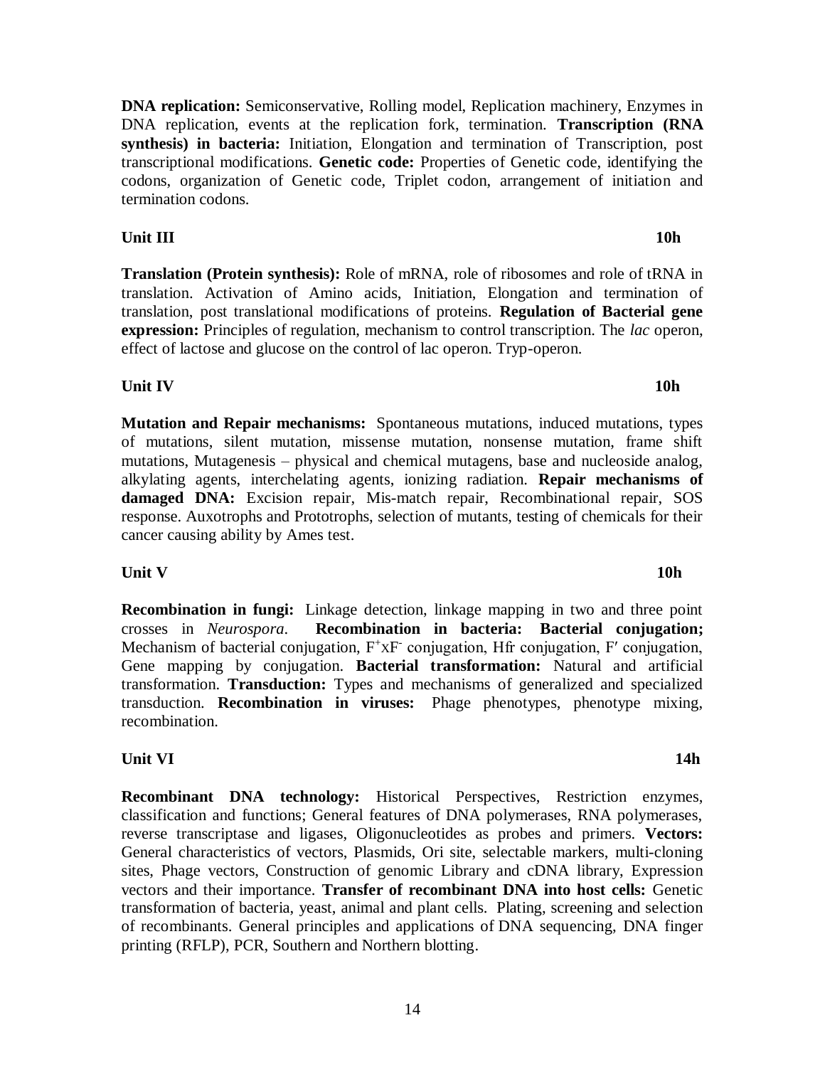**DNA replication:** Semiconservative, Rolling model, Replication machinery, Enzymes in DNA replication, events at the replication fork, termination. **Transcription (RNA synthesis) in bacteria:** Initiation, Elongation and termination of Transcription, post transcriptional modifications. **Genetic code:** Properties of Genetic code, identifying the codons, organization of Genetic code, Triplet codon, arrangement of initiation and termination codons.

### Unit III 10h

**Translation (Protein synthesis):** Role of mRNA, role of ribosomes and role of tRNA in translation. Activation of Amino acids, Initiation, Elongation and termination of translation, post translational modifications of proteins. **Regulation of Bacterial gene expression:** Principles of regulation, mechanism to control transcription. The *lac* operon, effect of lactose and glucose on the control of lac operon. Tryp-operon.

### Unit IV 10h

**Mutation and Repair mechanisms:** Spontaneous mutations, induced mutations, types of mutations, silent mutation, missense mutation, nonsense mutation, frame shift mutations, Mutagenesis – physical and chemical mutagens, base and nucleoside analog, alkylating agents, interchelating agents, ionizing radiation. **Repair mechanisms of damaged DNA:** Excision repair, Mis-match repair, Recombinational repair, SOS response. Auxotrophs and Prototrophs, selection of mutants, testing of chemicals for their cancer causing ability by Ames test.

### Unit V 10h

**Recombination in fungi:** Linkage detection, linkage mapping in two and three point crosses in *Neurospora*. **Recombination in bacteria: Bacterial conjugation;** Mechanism of bacterial conjugation, $F^{+}xF^{-}$ conjugation, Hfr conjugation, F′ conjugation, Gene mapping by conjugation. **Bacterial transformation:** Natural and artificial transformation. **Transduction:** Types and mechanisms of generalized and specialized transduction. **Recombination in viruses:** Phage phenotypes, phenotype mixing, recombination.

### Unit VI 14h

**Recombinant DNA technology:** Historical Perspectives, Restriction enzymes, classification and functions; General features of DNA polymerases, RNA polymerases, reverse transcriptase and ligases, Oligonucleotides as probes and primers. **Vectors:** General characteristics of vectors, Plasmids, Ori site, selectable markers, multi-cloning sites, Phage vectors, Construction of genomic Library and cDNA library, Expression vectors and their importance. **Transfer of recombinant DNA into host cells:** Genetic transformation of bacteria, yeast, animal and plant cells. Plating, screening and selection of recombinants. General principles and applications of DNA sequencing, DNA finger printing (RFLP), PCR, Southern and Northern blotting.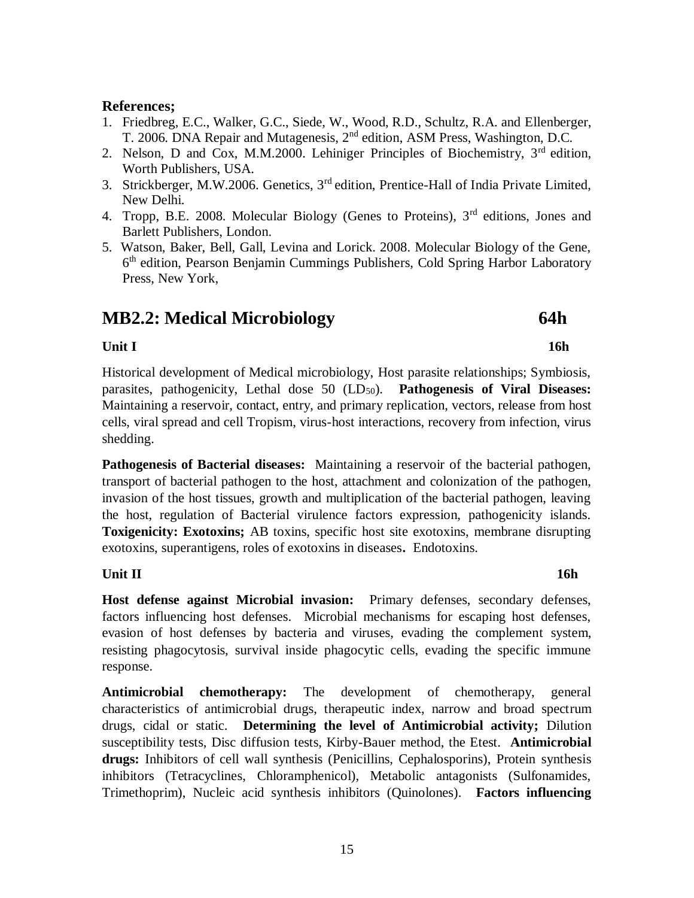**References;**

1. Friedbreg, E.C., Walker, G.C., Siede, W., Wood, R.D., Schultz, R.A. and Ellenberger, T. 2006. DNA Repair and Mutagenesis, 2nd edition, ASM Press, Washington, D.C.
2. Nelson, D and Cox, M.M.2000. Lehiniger Principles of Biochemistry, 3rd edition, Worth Publishers, USA.
3. Strickberger, M.W.2006. Genetics, 3rd edition, Prentice-Hall of India Private Limited, New Delhi.
4. Tropp, B.E. 2008. Molecular Biology (Genes to Proteins), 3rd editions, Jones and Barlett Publishers, London.
5. Watson, Baker, Bell, Gall, Levina and Lorick. 2008. Molecular Biology of the Gene, 6th edition, Pearson Benjamin Cummings Publishers, Cold Spring Harbor Laboratory Press, New York,

## MB2.2: Medical Microbiology 64h

**Unit I 16h**

Historical development of Medical microbiology, Host parasite relationships; Symbiosis, parasites, pathogenicity, Lethal dose 50 ($LD_{50}$). **Pathogenesis of Viral Diseases:** Maintaining a reservoir, contact, entry, and primary replication, vectors, release from host cells, viral spread and cell Tropism, virus-host interactions, recovery from infection, virus shedding.

**Pathogenesis of Bacterial diseases:** Maintaining a reservoir of the bacterial pathogen, transport of bacterial pathogen to the host, attachment and colonization of the pathogen, invasion of the host tissues, growth and multiplication of the bacterial pathogen, leaving the host, regulation of Bacterial virulence factors expression, pathogenicity islands. **Toxigenicity: Exotoxins;** AB toxins, specific host site exotoxins, membrane disrupting exotoxins, superantigens, roles of exotoxins in diseases**.** Endotoxins.

**Unit II 16h**

**Host defense against Microbial invasion:** Primary defenses, secondary defenses, factors influencing host defenses. Microbial mechanisms for escaping host defenses, evasion of host defenses by bacteria and viruses, evading the complement system, resisting phagocytosis, survival inside phagocytic cells, evading the specific immune response.

**Antimicrobial chemotherapy:** The development of chemotherapy, general characteristics of antimicrobial drugs, therapeutic index, narrow and broad spectrum drugs, cidal or static. **Determining the level of Antimicrobial activity;** Dilution susceptibility tests, Disc diffusion tests, Kirby-Bauer method, the Etest. **Antimicrobial drugs:** Inhibitors of cell wall synthesis (Penicillins, Cephalosporins), Protein synthesis inhibitors (Tetracyclines, Chloramphenicol), Metabolic antagonists (Sulfonamides, Trimethoprim), Nucleic acid synthesis inhibitors (Quinolones). **Factors influencing**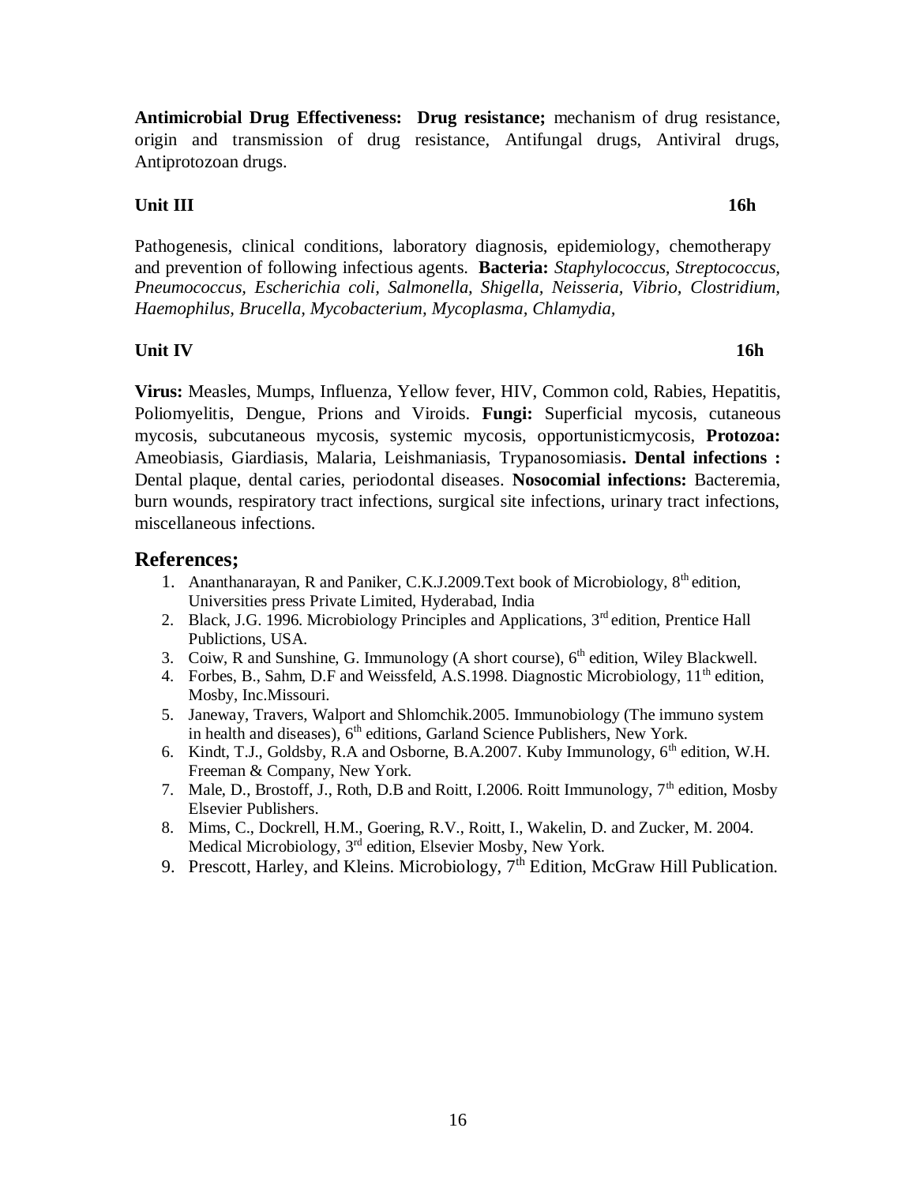**Antimicrobial Drug Effectiveness: Drug resistance;** mechanism of drug resistance, origin and transmission of drug resistance, Antifungal drugs, Antiviral drugs, Antiprotozoan drugs.

**Unit III** **16h**

Pathogenesis, clinical conditions, laboratory diagnosis, epidemiology, chemotherapy and prevention of following infectious agents. **Bacteria:** *Staphylococcus, Streptococcus, Pneumococcus, Escherichia coli, Salmonella, Shigella, Neisseria, Vibrio, Clostridium, Haemophilus, Brucella, Mycobacterium, Mycoplasma, Chlamydia,*

**Unit IV** **16h**

**Virus:** Measles, Mumps, Influenza, Yellow fever, HIV, Common cold, Rabies, Hepatitis, Poliomyelitis, Dengue, Prions and Viroids. **Fungi:** Superficial mycosis, cutaneous mycosis, subcutaneous mycosis, systemic mycosis, opportunisticmycosis, **Protozoa:** Ameobiasis, Giardiasis, Malaria, Leishmaniasis, Trypanosomiasis**. Dental infections :** Dental plaque, dental caries, periodontal diseases. **Nosocomial infections:** Bacteremia, burn wounds, respiratory tract infections, surgical site infections, urinary tract infections, miscellaneous infections.

## References;

1. Ananthanarayan, R and Paniker, C.K.J.2009.Text book of Microbiology, 8th edition, Universities press Private Limited, Hyderabad, India
2. Black, J.G. 1996. Microbiology Principles and Applications, 3rd edition, Prentice Hall Publictions, USA.
3. Coiw, R and Sunshine, G. Immunology (A short course), 6th edition, Wiley Blackwell.
4. Forbes, B., Sahm, D.F and Weissfeld, A.S.1998. Diagnostic Microbiology, 11th edition, Mosby, Inc.Missouri.
5. Janeway, Travers, Walport and Shlomchik.2005. Immunobiology (The immuno system in health and diseases), 6th editions, Garland Science Publishers, New York.
6. Kindt, T.J., Goldsby, R.A and Osborne, B.A.2007. Kuby Immunology, 6th edition, W.H. Freeman & Company, New York.
7. Male, D., Brostoff, J., Roth, D.B and Roitt, I.2006. Roitt Immunology, 7th edition, Mosby Elsevier Publishers.
8. Mims, C., Dockrell, H.M., Goering, R.V., Roitt, I., Wakelin, D. and Zucker, M. 2004. Medical Microbiology, 3rd edition, Elsevier Mosby, New York.
9. Prescott, Harley, and Kleins. Microbiology, 7th Edition, McGraw Hill Publication.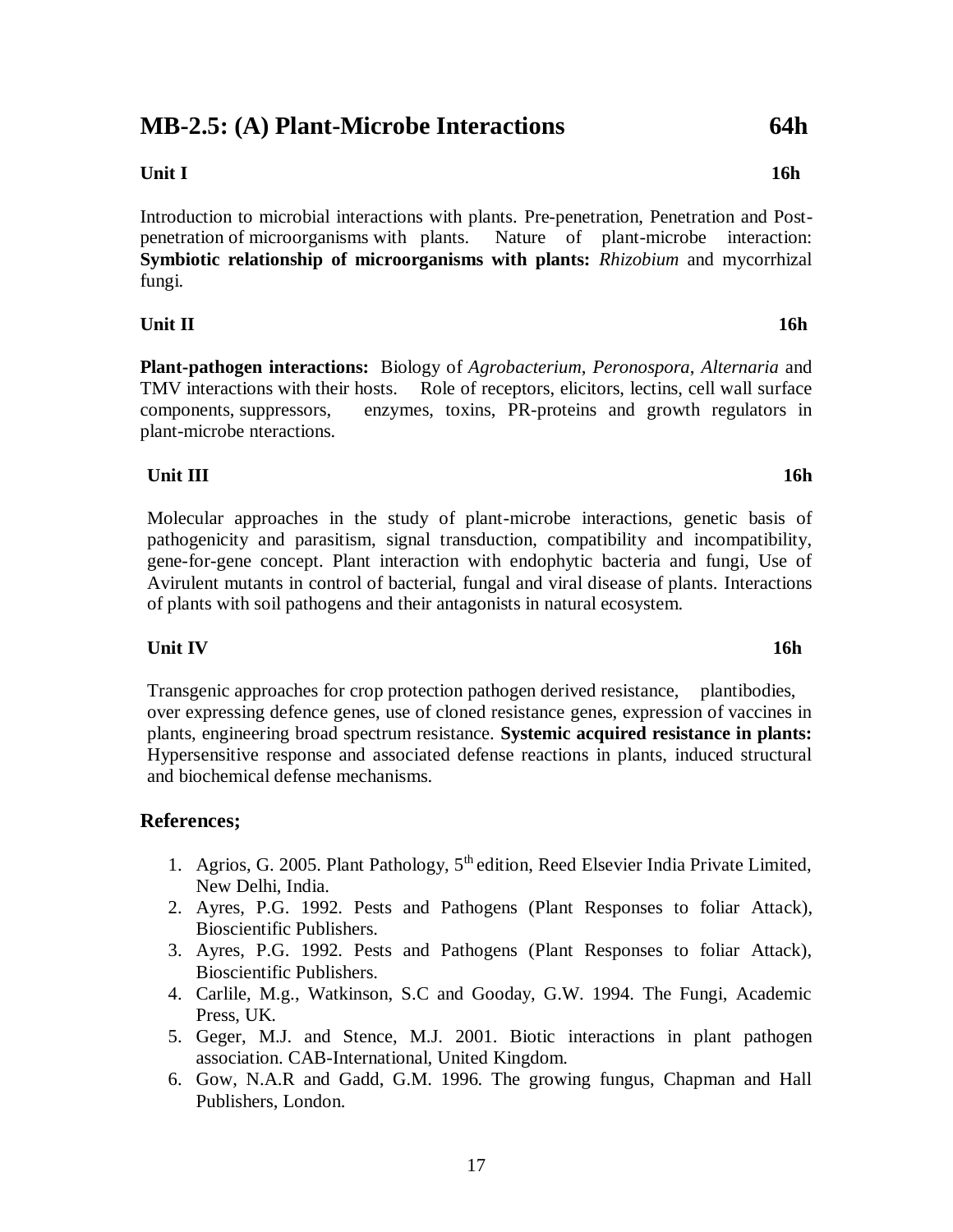## MB-2.5: (A) Plant-Microbe Interactions 64h

### Unit I 16h

Introduction to microbial interactions with plants. Pre-penetration, Penetration and Post-penetration of microorganisms with plants. Nature of plant-microbe interaction: **Symbiotic relationship of microorganisms with plants:** *Rhizobium* and mycorrhizal fungi.

### Unit II 16h

**Plant-pathogen interactions:** Biology of *Agrobacterium*, *Peronospora*, *Alternaria* and TMV interactions with their hosts. Role of receptors, elicitors, lectins, cell wall surface components, suppressors, enzymes, toxins, PR-proteins and growth regulators in plant-microbe nteractions.

### Unit III 16h

Molecular approaches in the study of plant-microbe interactions, genetic basis of pathogenicity and parasitism, signal transduction, compatibility and incompatibility, gene-for-gene concept. Plant interaction with endophytic bacteria and fungi, Use of Avirulent mutants in control of bacterial, fungal and viral disease of plants. Interactions of plants with soil pathogens and their antagonists in natural ecosystem.

### Unit IV 16h

Transgenic approaches for crop protection pathogen derived resistance, plantibodies, over expressing defence genes, use of cloned resistance genes, expression of vaccines in plants, engineering broad spectrum resistance. **Systemic acquired resistance in plants:** Hypersensitive response and associated defense reactions in plants, induced structural and biochemical defense mechanisms.

### References;

1. Agrios, G. 2005. Plant Pathology, 5th edition, Reed Elsevier India Private Limited, New Delhi, India.
2. Ayres, P.G. 1992. Pests and Pathogens (Plant Responses to foliar Attack), Bioscientific Publishers.
3. Ayres, P.G. 1992. Pests and Pathogens (Plant Responses to foliar Attack), Bioscientific Publishers.
4. Carlile, M.g., Watkinson, S.C and Gooday, G.W. 1994. The Fungi, Academic Press, UK.
5. Geger, M.J. and Stence, M.J. 2001. Biotic interactions in plant pathogen association. CAB-International, United Kingdom.
6. Gow, N.A.R and Gadd, G.M. 1996. The growing fungus, Chapman and Hall Publishers, London.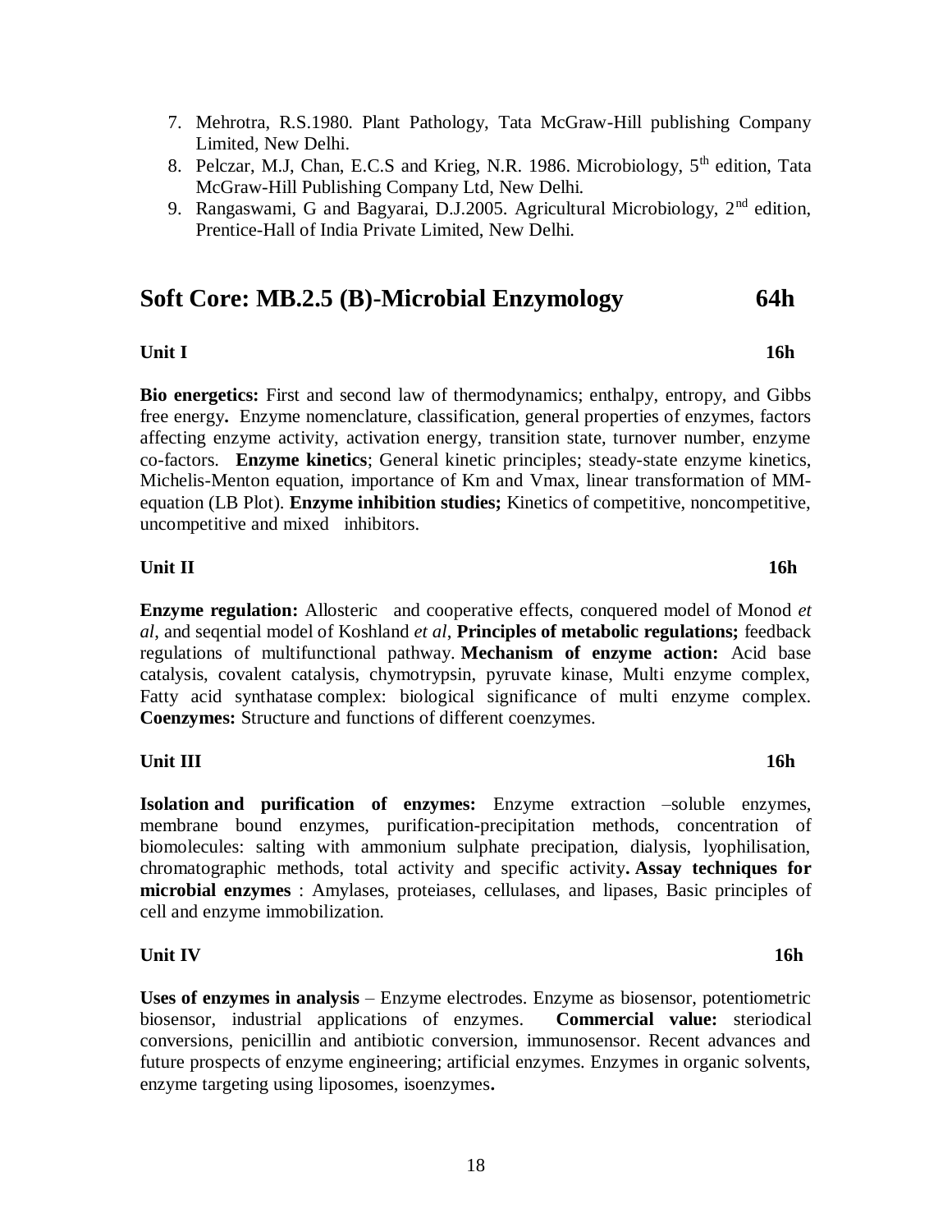7. Mehrotra, R.S.1980. Plant Pathology, Tata McGraw-Hill publishing Company Limited, New Delhi.
8. Pelczar, M.J, Chan, E.C.S and Krieg, N.R. 1986. Microbiology, 5th edition, Tata McGraw-Hill Publishing Company Ltd, New Delhi.
9. Rangaswami, G and Bagyarai, D.J.2005. Agricultural Microbiology, 2nd edition, Prentice-Hall of India Private Limited, New Delhi.

## Soft Core: MB.2.5 (B)-Microbial Enzymology 64h

**Unit I 16h**

**Bio energetics:** First and second law of thermodynamics; enthalpy, entropy, and Gibbs free energy**.** Enzyme nomenclature, classification, general properties of enzymes, factors affecting enzyme activity, activation energy, transition state, turnover number, enzyme co-factors. **Enzyme kinetics**; General kinetic principles; steady-state enzyme kinetics, Michelis-Menton equation, importance of Km and Vmax, linear transformation of MM-equation (LB Plot). **Enzyme inhibition studies;** Kinetics of competitive, noncompetitive, uncompetitive and mixed inhibitors.

**Unit II 16h**

**Enzyme regulation:** Allosteric and cooperative effects, conquered model of Monod *et al*, and seqential model of Koshland *et al*, **Principles of metabolic regulations;** feedback regulations of multifunctional pathway. **Mechanism of enzyme action:** Acid base catalysis, covalent catalysis, chymotrypsin, pyruvate kinase, Multi enzyme complex, Fatty acid synthatase complex: biological significance of multi enzyme complex. **Coenzymes:** Structure and functions of different coenzymes.

**Unit III 16h**

**Isolation and purification of enzymes:** Enzyme extraction –soluble enzymes, membrane bound enzymes, purification-precipitation methods, concentration of biomolecules: salting with ammonium sulphate precipation, dialysis, lyophilisation, chromatographic methods, total activity and specific activity**. Assay techniques for microbial enzymes** : Amylases, proteiases, cellulases, and lipases, Basic principles of cell and enzyme immobilization.

**Unit IV 16h**

**Uses of enzymes in analysis** – Enzyme electrodes. Enzyme as biosensor, potentiometric biosensor, industrial applications of enzymes. **Commercial value:** steriodical conversions, penicillin and antibiotic conversion, immunosensor. Recent advances and future prospects of enzyme engineering; artificial enzymes. Enzymes in organic solvents, enzyme targeting using liposomes, isoenzymes**.**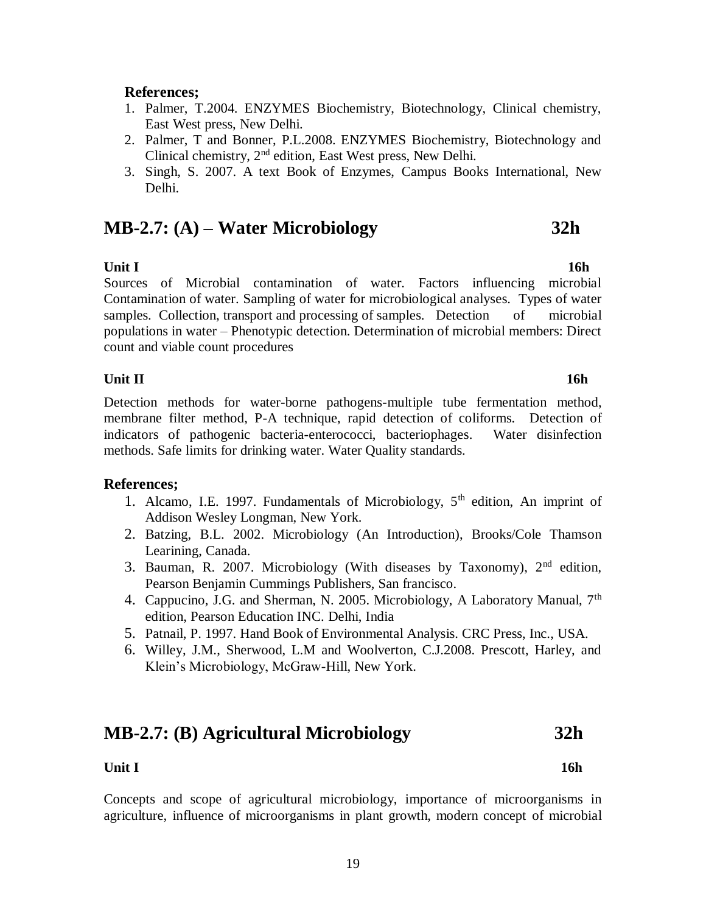**References;**

1. Palmer, T.2004. ENZYMES Biochemistry, Biotechnology, Clinical chemistry, East West press, New Delhi.
2. Palmer, T and Bonner, P.L.2008. ENZYMES Biochemistry, Biotechnology and Clinical chemistry, 2nd edition, East West press, New Delhi.
3. Singh, S. 2007. A text Book of Enzymes, Campus Books International, New Delhi.

## MB-2.7: (A) – Water Microbiology 32h

**Unit I 16h**

Sources of Microbial contamination of water. Factors influencing microbial Contamination of water. Sampling of water for microbiological analyses. Types of water samples. Collection, transport and processing of samples. Detection of microbial populations in water – Phenotypic detection. Determination of microbial members: Direct count and viable count procedures

**Unit II 16h**

Detection methods for water-borne pathogens-multiple tube fermentation method, membrane filter method, P-A technique, rapid detection of coliforms. Detection of indicators of pathogenic bacteria-enterococci, bacteriophages. Water disinfection methods. Safe limits for drinking water. Water Quality standards.

**References;**

1. Alcamo, I.E. 1997. Fundamentals of Microbiology, 5th edition, An imprint of Addison Wesley Longman, New York.
2. Batzing, B.L. 2002. Microbiology (An Introduction), Brooks/Cole Thamson Learining, Canada.
3. Bauman, R. 2007. Microbiology (With diseases by Taxonomy), 2nd edition, Pearson Benjamin Cummings Publishers, San francisco.
4. Cappucino, J.G. and Sherman, N. 2005. Microbiology, A Laboratory Manual, 7th edition, Pearson Education INC. Delhi, India
5. Patnail, P. 1997. Hand Book of Environmental Analysis. CRC Press, Inc., USA.
6. Willey, J.M., Sherwood, L.M and Woolverton, C.J.2008. Prescott, Harley, and Klein's Microbiology, McGraw-Hill, New York.

## MB-2.7: (B) Agricultural Microbiology 32h

**Unit I 16h**

Concepts and scope of agricultural microbiology, importance of microorganisms in agriculture, influence of microorganisms in plant growth, modern concept of microbial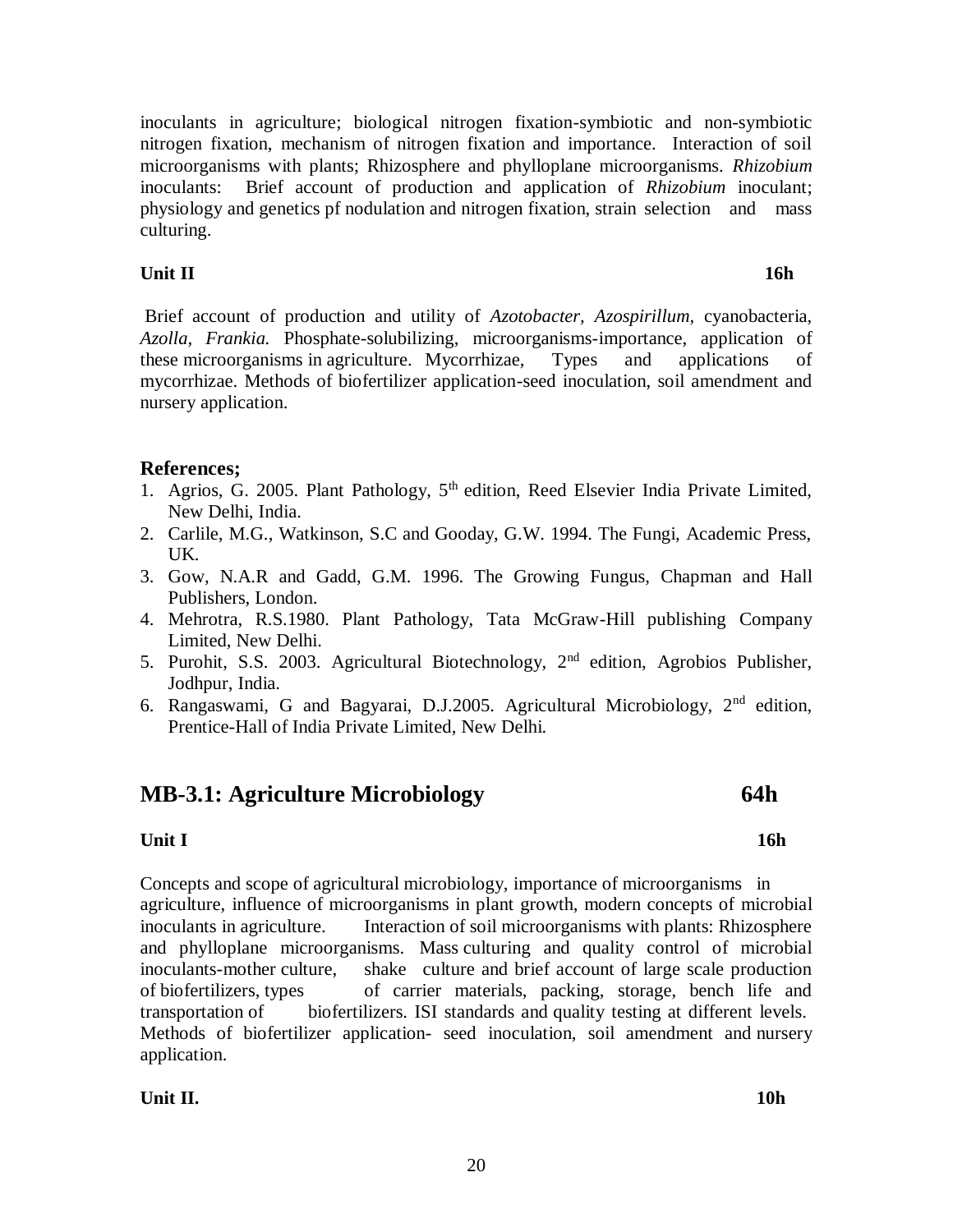inoculants in agriculture; biological nitrogen fixation-symbiotic and non-symbiotic nitrogen fixation, mechanism of nitrogen fixation and importance. Interaction of soil microorganisms with plants; Rhizosphere and phylloplane microorganisms. *Rhizobium* inoculants: Brief account of production and application of *Rhizobium* inoculant; physiology and genetics pf nodulation and nitrogen fixation, strain selection and mass culturing.

**Unit II** **16h**

Brief account of production and utility of *Azotobacter, Azospirillum,* cyanobacteria, *Azolla, Frankia.* Phosphate-solubilizing, microorganisms-importance, application of these microorganisms in agriculture. Mycorrhizae, Types and applications of mycorrhizae. Methods of biofertilizer application-seed inoculation, soil amendment and nursery application.

### References;

1. Agrios, G. 2005. Plant Pathology, 5th edition, Reed Elsevier India Private Limited, New Delhi, India.
2. Carlile, M.G., Watkinson, S.C and Gooday, G.W. 1994. The Fungi, Academic Press, UK.
3. Gow, N.A.R and Gadd, G.M. 1996. The Growing Fungus, Chapman and Hall Publishers, London.
4. Mehrotra, R.S.1980. Plant Pathology, Tata McGraw-Hill publishing Company Limited, New Delhi.
5. Purohit, S.S. 2003. Agricultural Biotechnology, 2nd edition, Agrobios Publisher, Jodhpur, India.
6. Rangaswami, G and Bagyarai, D.J.2005. Agricultural Microbiology, 2nd edition, Prentice-Hall of India Private Limited, New Delhi.

## MB-3.1: Agriculture Microbiology 64h

**Unit I** **16h**

Concepts and scope of agricultural microbiology, importance of microorganisms in agriculture, influence of microorganisms in plant growth, modern concepts of microbial inoculants in agriculture. Interaction of soil microorganisms with plants: Rhizosphere and phylloplane microorganisms. Mass culturing and quality control of microbial inoculants-mother culture, shake culture and brief account of large scale production of biofertilizers, types of carrier materials, packing, storage, bench life and transportation of biofertilizers. ISI standards and quality testing at different levels. Methods of biofertilizer application- seed inoculation, soil amendment and nursery application.

**Unit II.** **10h**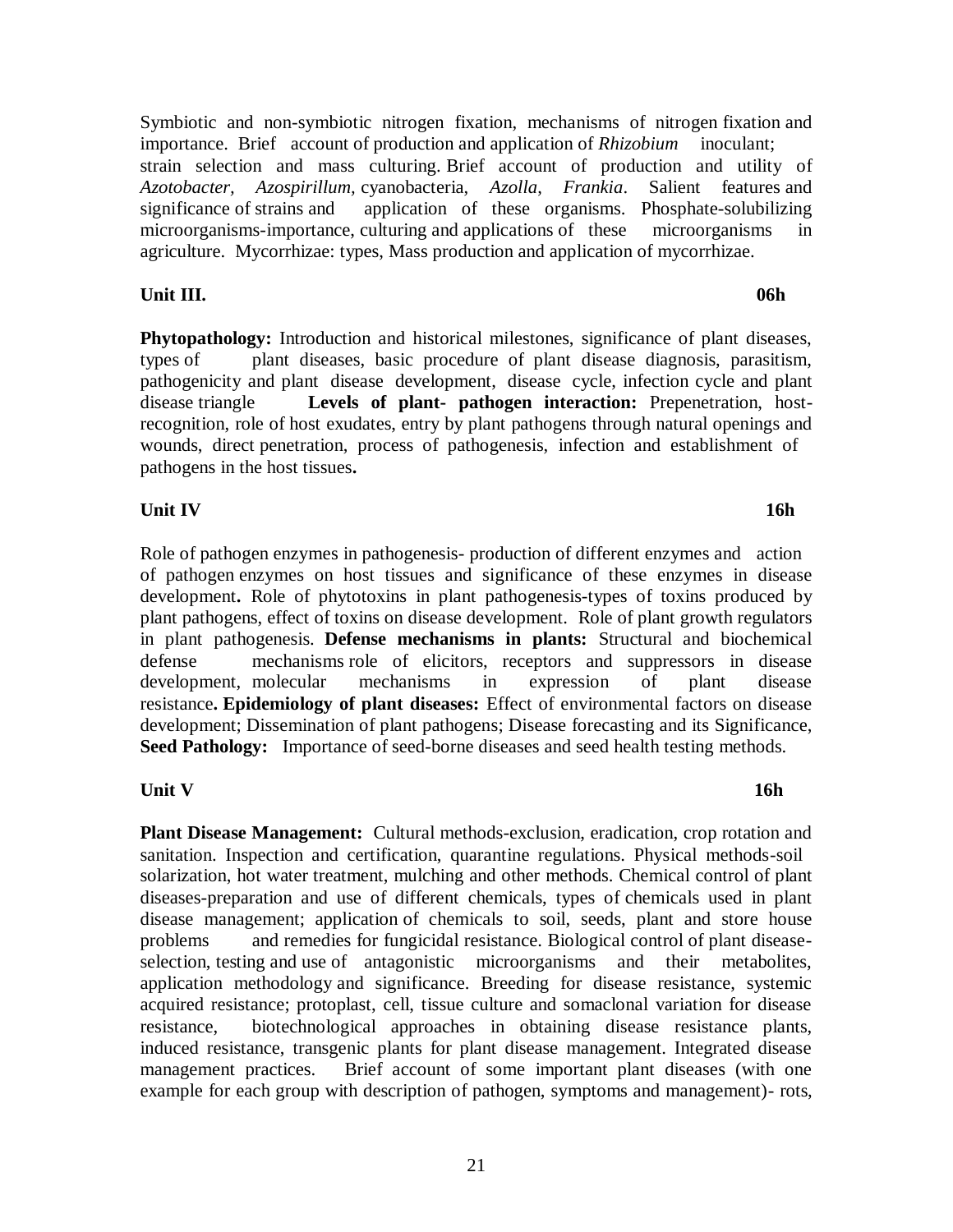Symbiotic and non-symbiotic nitrogen fixation, mechanisms of nitrogen fixation and importance. Brief account of production and application of *Rhizobium* inoculant; strain selection and mass culturing. Brief account of production and utility of *Azotobacter, Azospirillum,* cyanobacteria, *Azolla, Frankia*. Salient features and significance of strains and application of these organisms. Phosphate-solubilizing microorganisms-importance, culturing and applications of these microorganisms in agriculture. Mycorrhizae: types, Mass production and application of mycorrhizae.

**Unit III. 06h**

**Phytopathology:** Introduction and historical milestones, significance of plant diseases, types of plant diseases, basic procedure of plant disease diagnosis, parasitism, pathogenicity and plant disease development, disease cycle, infection cycle and plant disease triangle **Levels of plant- pathogen interaction:** Prepenetration, host-recognition, role of host exudates, entry by plant pathogens through natural openings and wounds, direct penetration, process of pathogenesis, infection and establishment of pathogens in the host tissues**.**

**Unit IV 16h**

Role of pathogen enzymes in pathogenesis- production of different enzymes and action of pathogen enzymes on host tissues and significance of these enzymes in disease development**.** Role of phytotoxins in plant pathogenesis-types of toxins produced by plant pathogens, effect of toxins on disease development. Role of plant growth regulators in plant pathogenesis. **Defense mechanisms in plants:** Structural and biochemical defense mechanisms role of elicitors, receptors and suppressors in disease development, molecular mechanisms in expression of plant disease resistance**. Epidemiology of plant diseases:** Effect of environmental factors on disease development; Dissemination of plant pathogens; Disease forecasting and its Significance, **Seed Pathology:** Importance of seed-borne diseases and seed health testing methods.

**Unit V 16h**

**Plant Disease Management:** Cultural methods-exclusion, eradication, crop rotation and sanitation. Inspection and certification, quarantine regulations. Physical methods-soil solarization, hot water treatment, mulching and other methods. Chemical control of plant diseases-preparation and use of different chemicals, types of chemicals used in plant disease management; application of chemicals to soil, seeds, plant and store house problems and remedies for fungicidal resistance. Biological control of plant disease-selection, testing and use of antagonistic microorganisms and their metabolites, application methodology and significance. Breeding for disease resistance, systemic acquired resistance; protoplast, cell, tissue culture and somaclonal variation for disease resistance, biotechnological approaches in obtaining disease resistance plants, induced resistance, transgenic plants for plant disease management. Integrated disease management practices. Brief account of some important plant diseases (with one example for each group with description of pathogen, symptoms and management)- rots,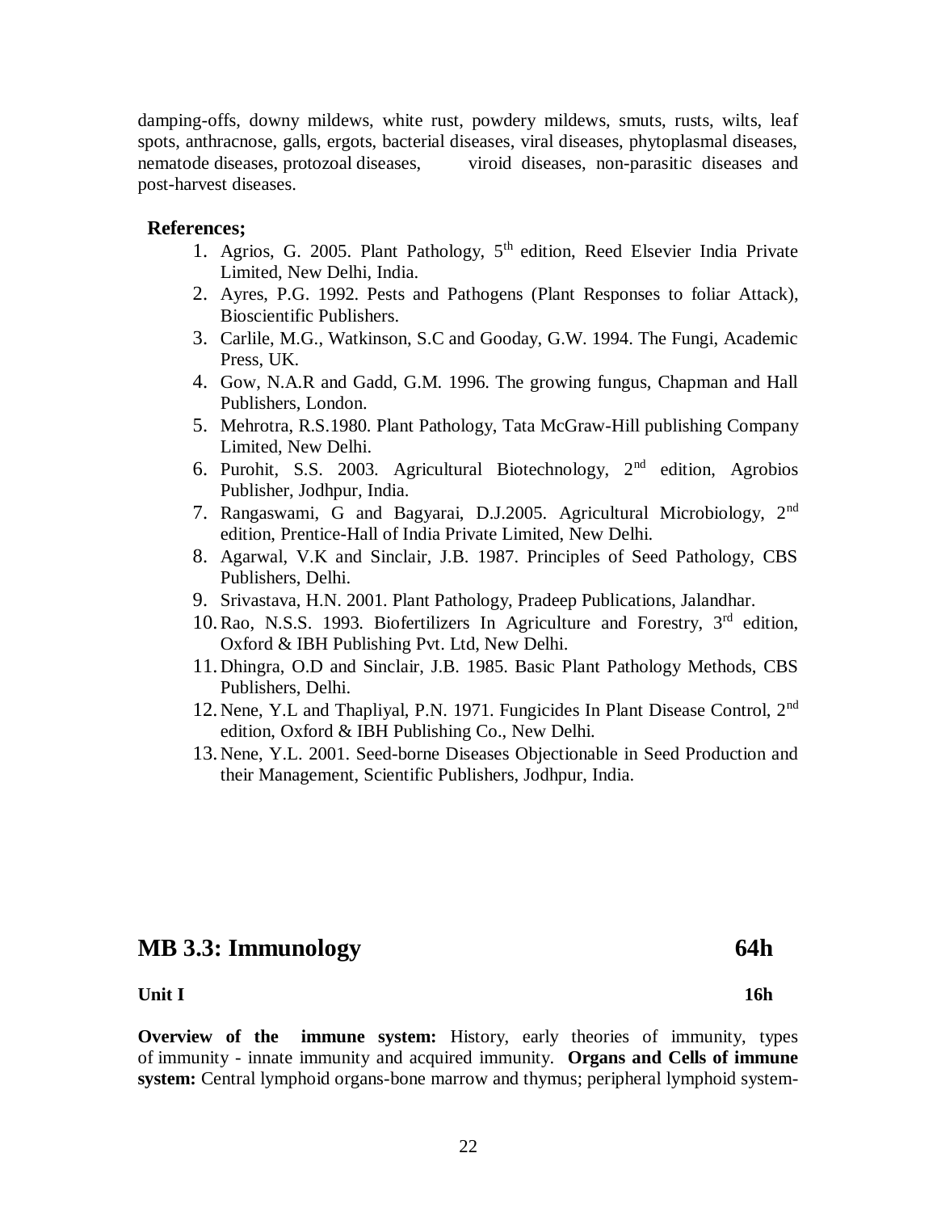damping-offs, downy mildews, white rust, powdery mildews, smuts, rusts, wilts, leaf spots, anthracnose, galls, ergots, bacterial diseases, viral diseases, phytoplasmal diseases, nematode diseases, protozoal diseases, viroid diseases, non-parasitic diseases and post-harvest diseases.

**References;**

1. Agrios, G. 2005. Plant Pathology, 5th edition, Reed Elsevier India Private Limited, New Delhi, India.
2. Ayres, P.G. 1992. Pests and Pathogens (Plant Responses to foliar Attack), Bioscientific Publishers.
3. Carlile, M.G., Watkinson, S.C and Gooday, G.W. 1994. The Fungi, Academic Press, UK.
4. Gow, N.A.R and Gadd, G.M. 1996. The growing fungus, Chapman and Hall Publishers, London.
5. Mehrotra, R.S.1980. Plant Pathology, Tata McGraw-Hill publishing Company Limited, New Delhi.
6. Purohit, S.S. 2003. Agricultural Biotechnology, 2nd edition, Agrobios Publisher, Jodhpur, India.
7. Rangaswami, G and Bagyarai, D.J.2005. Agricultural Microbiology, 2nd edition, Prentice-Hall of India Private Limited, New Delhi.
8. Agarwal, V.K and Sinclair, J.B. 1987. Principles of Seed Pathology, CBS Publishers, Delhi.
9. Srivastava, H.N. 2001. Plant Pathology, Pradeep Publications, Jalandhar.
10. Rao, N.S.S. 1993. Biofertilizers In Agriculture and Forestry, 3rd edition, Oxford & IBH Publishing Pvt. Ltd, New Delhi.
11. Dhingra, O.D and Sinclair, J.B. 1985. Basic Plant Pathology Methods, CBS Publishers, Delhi.
12. Nene, Y.L and Thapliyal, P.N. 1971. Fungicides In Plant Disease Control, 2nd edition, Oxford & IBH Publishing Co., New Delhi.
13. Nene, Y.L. 2001. Seed-borne Diseases Objectionable in Seed Production and their Management, Scientific Publishers, Jodhpur, India.

## MB 3.3: Immunology 64h

**Unit I 16h**

**Overview of the immune system:** History, early theories of immunity, types of immunity - innate immunity and acquired immunity. **Organs and Cells of immune system:** Central lymphoid organs-bone marrow and thymus; peripheral lymphoid system-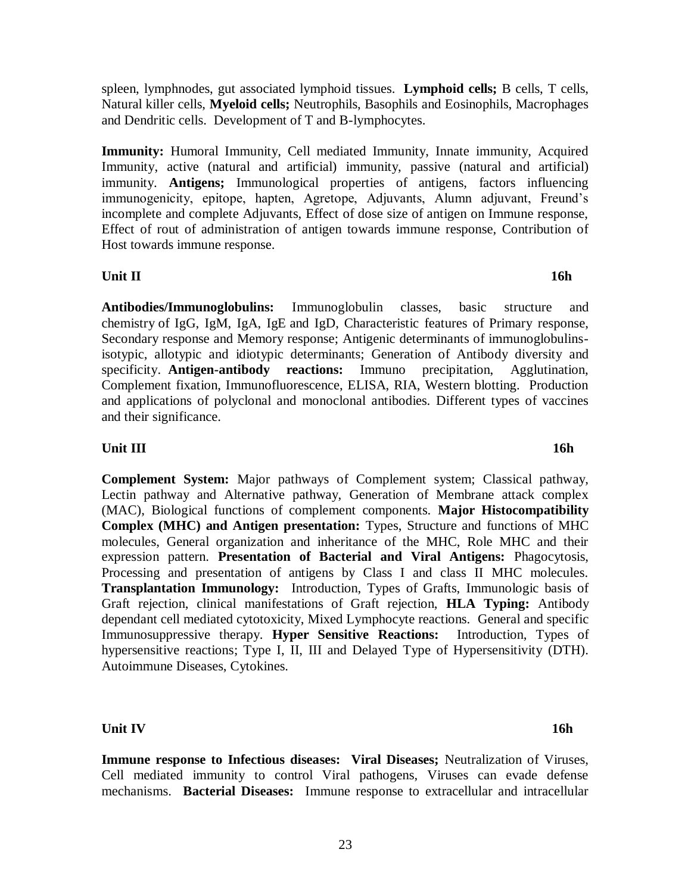spleen, lymphnodes, gut associated lymphoid tissues. **Lymphoid cells;** B cells, T cells, Natural killer cells, **Myeloid cells;** Neutrophils, Basophils and Eosinophils, Macrophages and Dendritic cells. Development of T and B-lymphocytes.

**Immunity:** Humoral Immunity, Cell mediated Immunity, Innate immunity, Acquired Immunity, active (natural and artificial) immunity, passive (natural and artificial) immunity. **Antigens;** Immunological properties of antigens, factors influencing immunogenicity, epitope, hapten, Agretope, Adjuvants, Alumn adjuvant, Freund's incomplete and complete Adjuvants, Effect of dose size of antigen on Immune response, Effect of rout of administration of antigen towards immune response, Contribution of Host towards immune response.

**Unit II** **16h**

**Antibodies/Immunoglobulins:** Immunoglobulin classes, basic structure and chemistry of IgG, IgM, IgA, IgE and IgD, Characteristic features of Primary response, Secondary response and Memory response; Antigenic determinants of immunoglobulins-isotypic, allotypic and idiotypic determinants; Generation of Antibody diversity and specificity. **Antigen-antibody reactions:** Immuno precipitation, Agglutination, Complement fixation, Immunofluorescence, ELISA, RIA, Western blotting. Production and applications of polyclonal and monoclonal antibodies. Different types of vaccines and their significance.

**Unit III** **16h**

**Complement System:** Major pathways of Complement system; Classical pathway, Lectin pathway and Alternative pathway, Generation of Membrane attack complex (MAC), Biological functions of complement components. **Major Histocompatibility Complex (MHC) and Antigen presentation:** Types, Structure and functions of MHC molecules, General organization and inheritance of the MHC, Role MHC and their expression pattern. **Presentation of Bacterial and Viral Antigens:** Phagocytosis, Processing and presentation of antigens by Class I and class II MHC molecules. **Transplantation Immunology:** Introduction, Types of Grafts, Immunologic basis of Graft rejection, clinical manifestations of Graft rejection, **HLA Typing:** Antibody dependant cell mediated cytotoxicity, Mixed Lymphocyte reactions. General and specific Immunosuppressive therapy. **Hyper Sensitive Reactions:** Introduction, Types of hypersensitive reactions; Type I, II, III and Delayed Type of Hypersensitivity (DTH). Autoimmune Diseases, Cytokines.

**Unit IV** **16h**

**Immune response to Infectious diseases: Viral Diseases;** Neutralization of Viruses, Cell mediated immunity to control Viral pathogens, Viruses can evade defense mechanisms. **Bacterial Diseases:** Immune response to extracellular and intracellular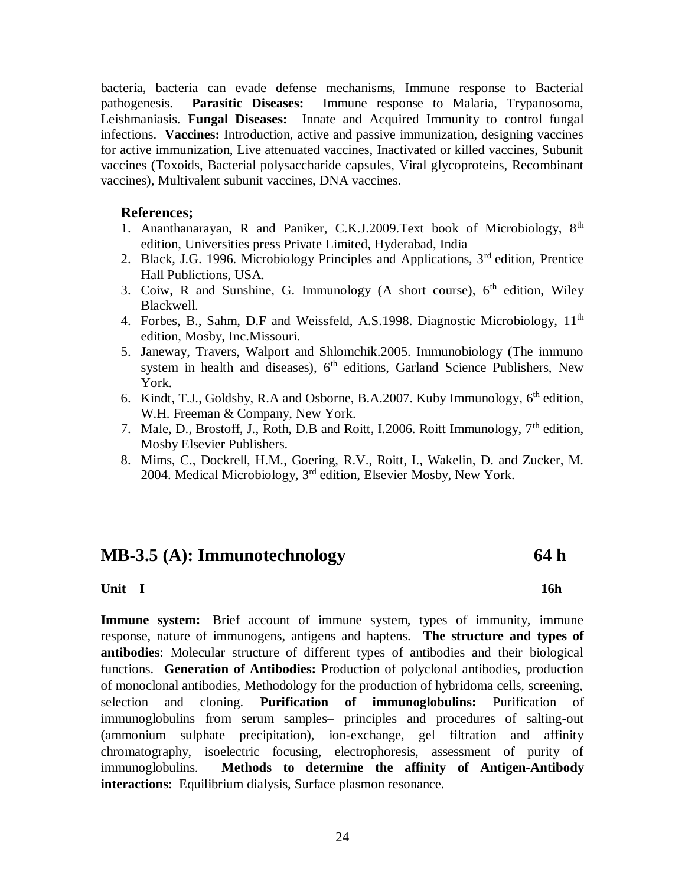bacteria, bacteria can evade defense mechanisms, Immune response to Bacterial pathogenesis. **Parasitic Diseases:** Immune response to Malaria, Trypanosoma, Leishmaniasis. **Fungal Diseases:** Innate and Acquired Immunity to control fungal infections. **Vaccines:** Introduction, active and passive immunization, designing vaccines for active immunization, Live attenuated vaccines, Inactivated or killed vaccines, Subunit vaccines (Toxoids, Bacterial polysaccharide capsules, Viral glycoproteins, Recombinant vaccines), Multivalent subunit vaccines, DNA vaccines.

**References;**

1. Ananthanarayan, R and Paniker, C.K.J.2009.Text book of Microbiology, 8th edition, Universities press Private Limited, Hyderabad, India
2. Black, J.G. 1996. Microbiology Principles and Applications, 3rd edition, Prentice Hall Publictions, USA.
3. Coiw, R and Sunshine, G. Immunology (A short course), 6th edition, Wiley Blackwell.
4. Forbes, B., Sahm, D.F and Weissfeld, A.S.1998. Diagnostic Microbiology, 11th edition, Mosby, Inc.Missouri.
5. Janeway, Travers, Walport and Shlomchik.2005. Immunobiology (The immuno system in health and diseases), 6th editions, Garland Science Publishers, New York.
6. Kindt, T.J., Goldsby, R.A and Osborne, B.A.2007. Kuby Immunology, 6th edition, W.H. Freeman & Company, New York.
7. Male, D., Brostoff, J., Roth, D.B and Roitt, I.2006. Roitt Immunology, 7th edition, Mosby Elsevier Publishers.
8. Mims, C., Dockrell, H.M., Goering, R.V., Roitt, I., Wakelin, D. and Zucker, M. 2004. Medical Microbiology, 3rd edition, Elsevier Mosby, New York.

## MB-3.5 (A): Immunotechnology 64 h

**Unit I 16h**

**Immune system:** Brief account of immune system, types of immunity, immune response, nature of immunogens, antigens and haptens. **The structure and types of antibodies**: Molecular structure of different types of antibodies and their biological functions. **Generation of Antibodies:** Production of polyclonal antibodies, production of monoclonal antibodies, Methodology for the production of hybridoma cells, screening, selection and cloning. **Purification of immunoglobulins:** Purification of immunoglobulins from serum samples– principles and procedures of salting-out (ammonium sulphate precipitation), ion-exchange, gel filtration and affinity chromatography, isoelectric focusing, electrophoresis, assessment of purity of immunoglobulins. **Methods to determine the affinity of Antigen-Antibody interactions**: Equilibrium dialysis, Surface plasmon resonance.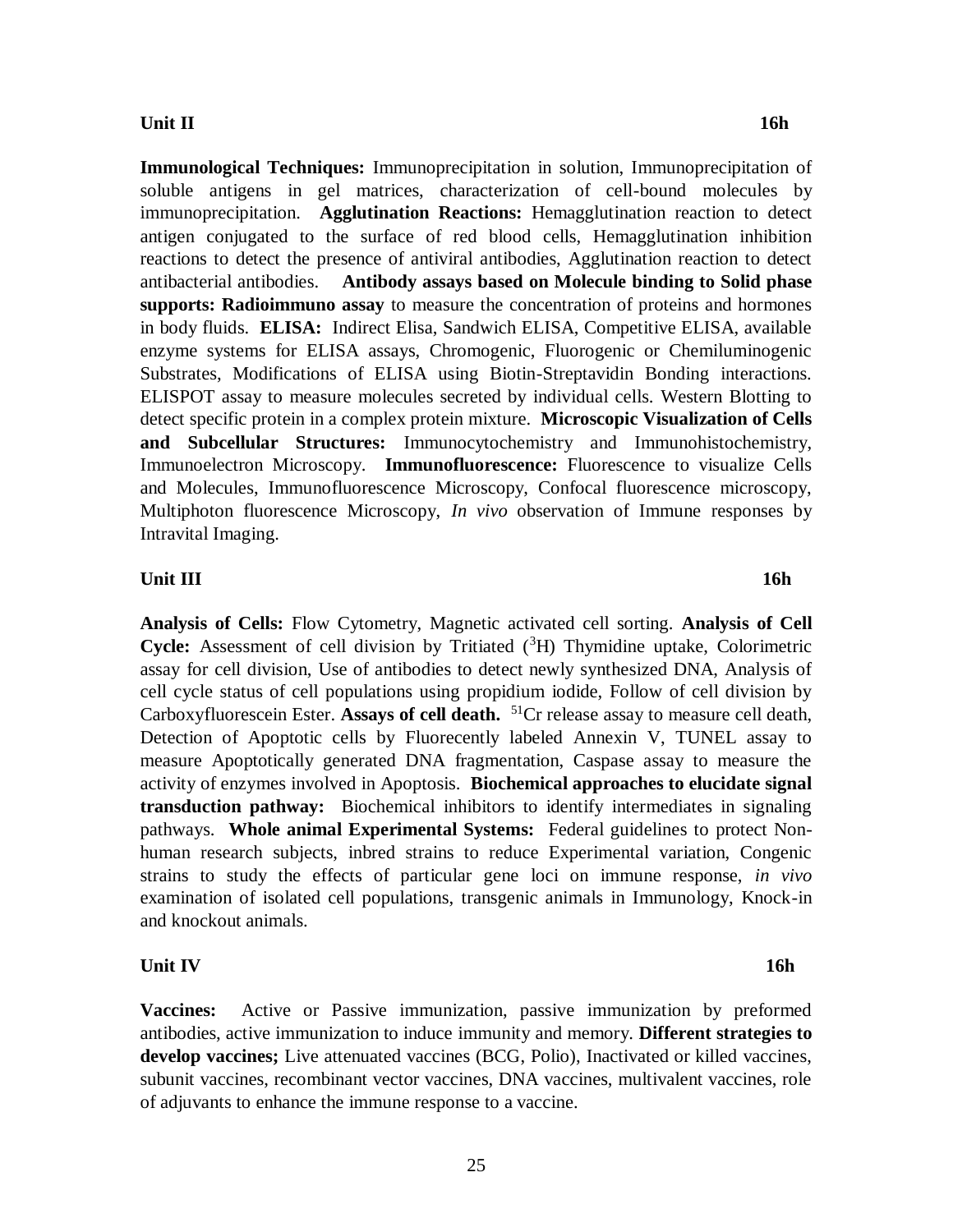**Unit II** **16h**

**Immunological Techniques:** Immunoprecipitation in solution, Immunoprecipitation of soluble antigens in gel matrices, characterization of cell-bound molecules by immunoprecipitation. **Agglutination Reactions:** Hemagglutination reaction to detect antigen conjugated to the surface of red blood cells, Hemagglutination inhibition reactions to detect the presence of antiviral antibodies, Agglutination reaction to detect antibacterial antibodies. **Antibody assays based on Molecule binding to Solid phase supports: Radioimmuno assay** to measure the concentration of proteins and hormones in body fluids. **ELISA:** Indirect Elisa, Sandwich ELISA, Competitive ELISA, available enzyme systems for ELISA assays, Chromogenic, Fluorogenic or Chemiluminogenic Substrates, Modifications of ELISA using Biotin-Streptavidin Bonding interactions. ELISPOT assay to measure molecules secreted by individual cells. Western Blotting to detect specific protein in a complex protein mixture. **Microscopic Visualization of Cells and Subcellular Structures:** Immunocytochemistry and Immunohistochemistry, Immunoelectron Microscopy. **Immunofluorescence:** Fluorescence to visualize Cells and Molecules, Immunofluorescence Microscopy, Confocal fluorescence microscopy, Multiphoton fluorescence Microscopy, *In vivo* observation of Immune responses by Intravital Imaging.

**Unit III** **16h**

**Analysis of Cells:** Flow Cytometry, Magnetic activated cell sorting. **Analysis of Cell Cycle:** Assessment of cell division by Tritiated ($^{3}H$) Thymidine uptake, Colorimetric assay for cell division, Use of antibodies to detect newly synthesized DNA, Analysis of cell cycle status of cell populations using propidium iodide, Follow of cell division by Carboxyfluorescein Ester. **Assays of cell death.** $^{51}Cr$ release assay to measure cell death, Detection of Apoptotic cells by Fluorecently labeled Annexin V, TUNEL assay to measure Apoptotically generated DNA fragmentation, Caspase assay to measure the activity of enzymes involved in Apoptosis. **Biochemical approaches to elucidate signal transduction pathway:** Biochemical inhibitors to identify intermediates in signaling pathways. **Whole animal Experimental Systems:** Federal guidelines to protect Non-human research subjects, inbred strains to reduce Experimental variation, Congenic strains to study the effects of particular gene loci on immune response, *in vivo* examination of isolated cell populations, transgenic animals in Immunology, Knock-in and knockout animals.

**Unit IV** **16h**

**Vaccines:** Active or Passive immunization, passive immunization by preformed antibodies, active immunization to induce immunity and memory. **Different strategies to develop vaccines;** Live attenuated vaccines (BCG, Polio), Inactivated or killed vaccines, subunit vaccines, recombinant vector vaccines, DNA vaccines, multivalent vaccines, role of adjuvants to enhance the immune response to a vaccine.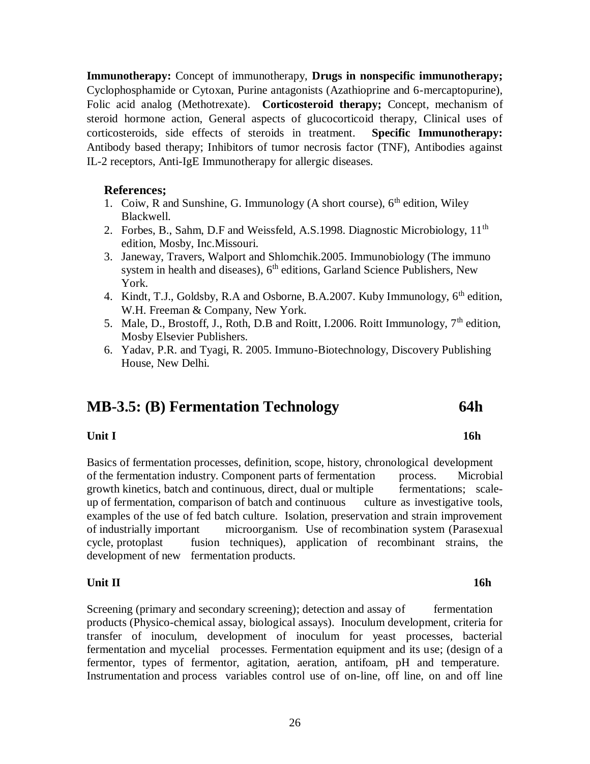**Immunotherapy:** Concept of immunotherapy, **Drugs in nonspecific immunotherapy;** Cyclophosphamide or Cytoxan, Purine antagonists (Azathioprine and 6-mercaptopurine), Folic acid analog (Methotrexate). **Corticosteroid therapy;** Concept, mechanism of steroid hormone action, General aspects of glucocorticoid therapy, Clinical uses of corticosteroids, side effects of steroids in treatment. **Specific Immunotherapy:** Antibody based therapy; Inhibitors of tumor necrosis factor (TNF), Antibodies against IL-2 receptors, Anti-IgE Immunotherapy for allergic diseases.

**References;**

1. Coiw, R and Sunshine, G. Immunology (A short course), 6th edition, Wiley Blackwell.
2. Forbes, B., Sahm, D.F and Weissfeld, A.S.1998. Diagnostic Microbiology, 11th edition, Mosby, Inc.Missouri.
3. Janeway, Travers, Walport and Shlomchik.2005. Immunobiology (The immuno system in health and diseases), 6th editions, Garland Science Publishers, New York.
4. Kindt, T.J., Goldsby, R.A and Osborne, B.A.2007. Kuby Immunology, 6th edition, W.H. Freeman & Company, New York.
5. Male, D., Brostoff, J., Roth, D.B and Roitt, I.2006. Roitt Immunology, 7th edition, Mosby Elsevier Publishers.
6. Yadav, P.R. and Tyagi, R. 2005. Immuno-Biotechnology, Discovery Publishing House, New Delhi.

## MB-3.5: (B) Fermentation Technology 64h

**Unit I 16h**

Basics of fermentation processes, definition, scope, history, chronological development of the fermentation industry. Component parts of fermentation process. Microbial growth kinetics, batch and continuous, direct, dual or multiple fermentations; scale-up of fermentation, comparison of batch and continuous culture as investigative tools, examples of the use of fed batch culture. Isolation, preservation and strain improvement of industrially important microorganism. Use of recombination system (Parasexual cycle, protoplast fusion techniques), application of recombinant strains, the development of new fermentation products.

**Unit II 16h**

Screening (primary and secondary screening); detection and assay of fermentation products (Physico-chemical assay, biological assays). Inoculum development, criteria for transfer of inoculum, development of inoculum for yeast processes, bacterial fermentation and mycelial processes. Fermentation equipment and its use; (design of a fermentor, types of fermentor, agitation, aeration, antifoam, pH and temperature. Instrumentation and process variables control use of on-line, off line, on and off line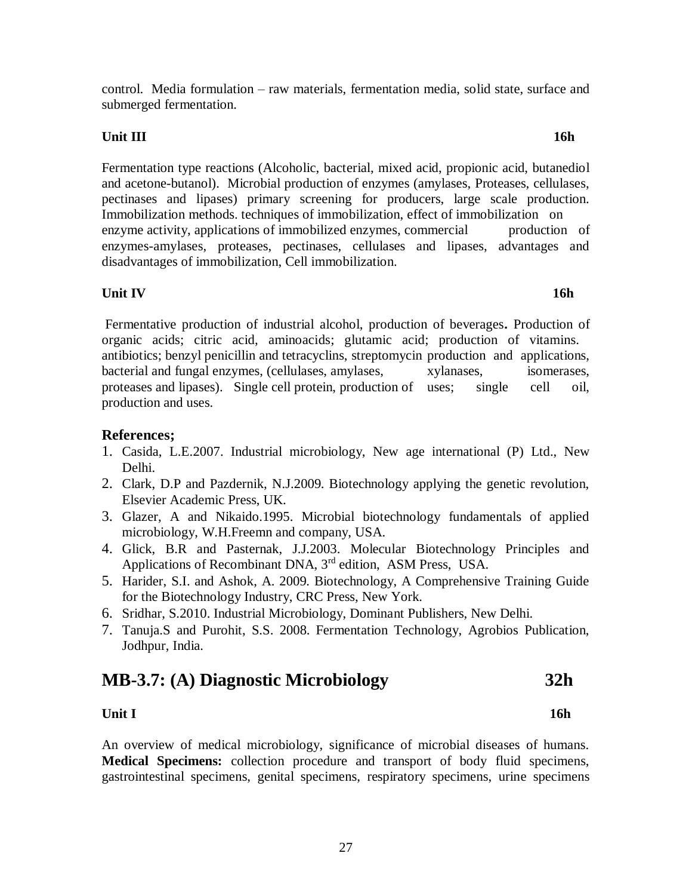control. Media formulation – raw materials, fermentation media, solid state, surface and submerged fermentation.

**Unit III** **16h**

Fermentation type reactions (Alcoholic, bacterial, mixed acid, propionic acid, butanediol and acetone-butanol). Microbial production of enzymes (amylases, Proteases, cellulases, pectinases and lipases) primary screening for producers, large scale production. Immobilization methods. techniques of immobilization, effect of immobilization on enzyme activity, applications of immobilized enzymes, commercial production of enzymes-amylases, proteases, pectinases, cellulases and lipases, advantages and disadvantages of immobilization, Cell immobilization.

**Unit IV** **16h**

Fermentative production of industrial alcohol, production of beverages**.** Production of organic acids; citric acid, aminoacids; glutamic acid; production of vitamins. antibiotics; benzyl penicillin and tetracyclins, streptomycin production and applications, bacterial and fungal enzymes, (cellulases, amylases, xylanases, isomerases, proteases and lipases). Single cell protein, production of uses; single cell oil, production and uses.

### References;

1. Casida, L.E.2007. Industrial microbiology, New age international (P) Ltd., New Delhi.
2. Clark, D.P and Pazdernik, N.J.2009. Biotechnology applying the genetic revolution, Elsevier Academic Press, UK.
3. Glazer, A and Nikaido.1995. Microbial biotechnology fundamentals of applied microbiology, W.H.Freemn and company, USA.
4. Glick, B.R and Pasternak, J.J.2003. Molecular Biotechnology Principles and Applications of Recombinant DNA, 3rd edition, ASM Press, USA.
5. Harider, S.I. and Ashok, A. 2009. Biotechnology, A Comprehensive Training Guide for the Biotechnology Industry, CRC Press, New York.
6. Sridhar, S.2010. Industrial Microbiology, Dominant Publishers, New Delhi.
7. Tanuja.S and Purohit, S.S. 2008. Fermentation Technology, Agrobios Publication, Jodhpur, India.

## MB-3.7: (A) Diagnostic Microbiology 32h

**Unit I** **16h**

An overview of medical microbiology, significance of microbial diseases of humans. **Medical Specimens:** collection procedure and transport of body fluid specimens, gastrointestinal specimens, genital specimens, respiratory specimens, urine specimens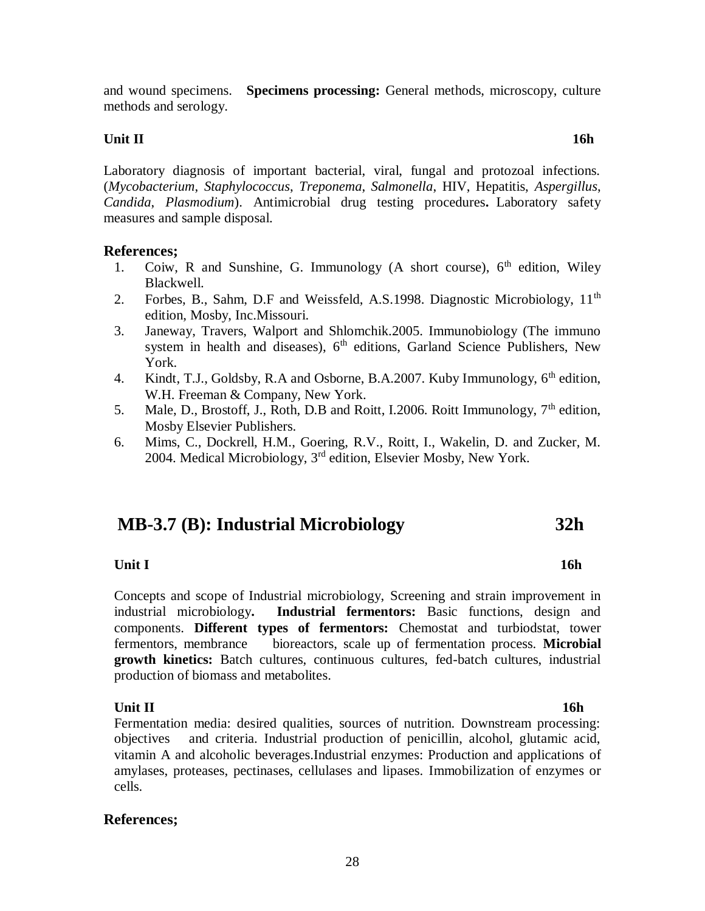and wound specimens. **Specimens processing:** General methods, microscopy, culture methods and serology.

**Unit II** **16h**

Laboratory diagnosis of important bacterial, viral, fungal and protozoal infections. (*Mycobacterium*, *Staphylococcus*, *Treponema*, *Salmonella*, HIV, Hepatitis, *Aspergillus*, *Candida*, *Plasmodium*). Antimicrobial drug testing procedures**.** Laboratory safety measures and sample disposal.

**References;**

1. Coiw, R and Sunshine, G. Immunology (A short course), 6th edition, Wiley Blackwell.
2. Forbes, B., Sahm, D.F and Weissfeld, A.S.1998. Diagnostic Microbiology, 11th edition, Mosby, Inc.Missouri.
3. Janeway, Travers, Walport and Shlomchik.2005. Immunobiology (The immuno system in health and diseases), 6th editions, Garland Science Publishers, New York.
4. Kindt, T.J., Goldsby, R.A and Osborne, B.A.2007. Kuby Immunology, 6th edition, W.H. Freeman & Company, New York.
5. Male, D., Brostoff, J., Roth, D.B and Roitt, I.2006. Roitt Immunology, 7th edition, Mosby Elsevier Publishers.
6. Mims, C., Dockrell, H.M., Goering, R.V., Roitt, I., Wakelin, D. and Zucker, M. 2004. Medical Microbiology, 3rd edition, Elsevier Mosby, New York.

## MB-3.7 (B): Industrial Microbiology 32h

**Unit I** **16h**

Concepts and scope of Industrial microbiology, Screening and strain improvement in industrial microbiology**.** **Industrial fermentors:** Basic functions, design and components. **Different types of fermentors:** Chemostat and turbiodstat, tower fermentors, membrance bioreactors, scale up of fermentation process. **Microbial growth kinetics:** Batch cultures, continuous cultures, fed-batch cultures, industrial production of biomass and metabolites.

**Unit II** **16h**

Fermentation media: desired qualities, sources of nutrition. Downstream processing: objectives and criteria. Industrial production of penicillin, alcohol, glutamic acid, vitamin A and alcoholic beverages.Industrial enzymes: Production and applications of amylases, proteases, pectinases, cellulases and lipases. Immobilization of enzymes or cells.

**References;**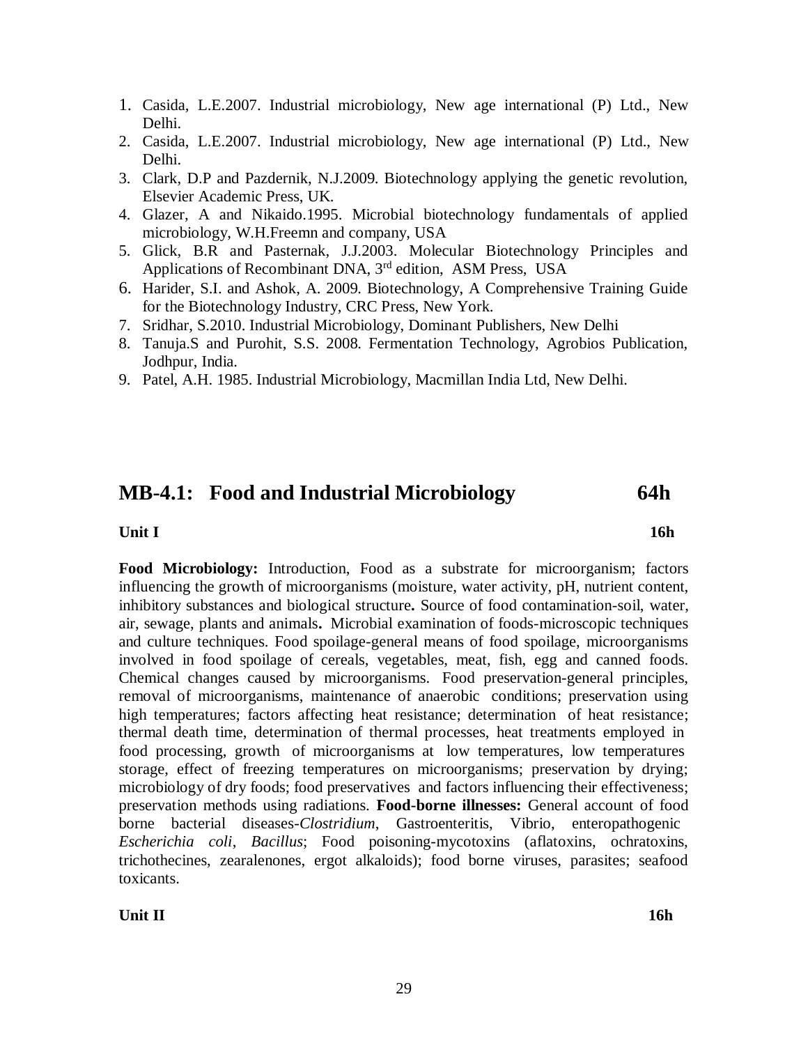1. Casida, L.E.2007. Industrial microbiology, New age international (P) Ltd., New Delhi.
2. Casida, L.E.2007. Industrial microbiology, New age international (P) Ltd., New Delhi.
3. Clark, D.P and Pazdernik, N.J.2009. Biotechnology applying the genetic revolution, Elsevier Academic Press, UK.
4. Glazer, A and Nikaido.1995. Microbial biotechnology fundamentals of applied microbiology, W.H.Freemn and company, USA
5. Glick, B.R and Pasternak, J.J.2003. Molecular Biotechnology Principles and Applications of Recombinant DNA, 3rd edition, ASM Press, USA
6. Harider, S.I. and Ashok, A. 2009. Biotechnology, A Comprehensive Training Guide for the Biotechnology Industry, CRC Press, New York.
7. Sridhar, S.2010. Industrial Microbiology, Dominant Publishers, New Delhi
8. Tanuja.S and Purohit, S.S. 2008. Fermentation Technology, Agrobios Publication, Jodhpur, India.
9. Patel, A.H. 1985. Industrial Microbiology, Macmillan India Ltd, New Delhi.

## MB-4.1: Food and Industrial Microbiology 64h

**Unit I** **16h**

**Food Microbiology:** Introduction, Food as a substrate for microorganism; factors influencing the growth of microorganisms (moisture, water activity, pH, nutrient content, inhibitory substances and biological structure**.** Source of food contamination-soil, water, air, sewage, plants and animals**.** Microbial examination of foods-microscopic techniques and culture techniques. Food spoilage-general means of food spoilage, microorganisms involved in food spoilage of cereals, vegetables, meat, fish, egg and canned foods. Chemical changes caused by microorganisms. Food preservation-general principles, removal of microorganisms, maintenance of anaerobic conditions; preservation using high temperatures; factors affecting heat resistance; determination of heat resistance; thermal death time, determination of thermal processes, heat treatments employed in food processing, growth of microorganisms at low temperatures, low temperatures storage, effect of freezing temperatures on microorganisms; preservation by drying; microbiology of dry foods; food preservatives and factors influencing their effectiveness; preservation methods using radiations. **Food-borne illnesses:** General account of food borne bacterial diseases-*Clostridium*, Gastroenteritis, Vibrio, enteropathogenic *Escherichia coli*, *Bacillus*; Food poisoning-mycotoxins (aflatoxins, ochratoxins, trichothecines, zearalenones, ergot alkaloids); food borne viruses, parasites; seafood toxicants.

**Unit II** **16h**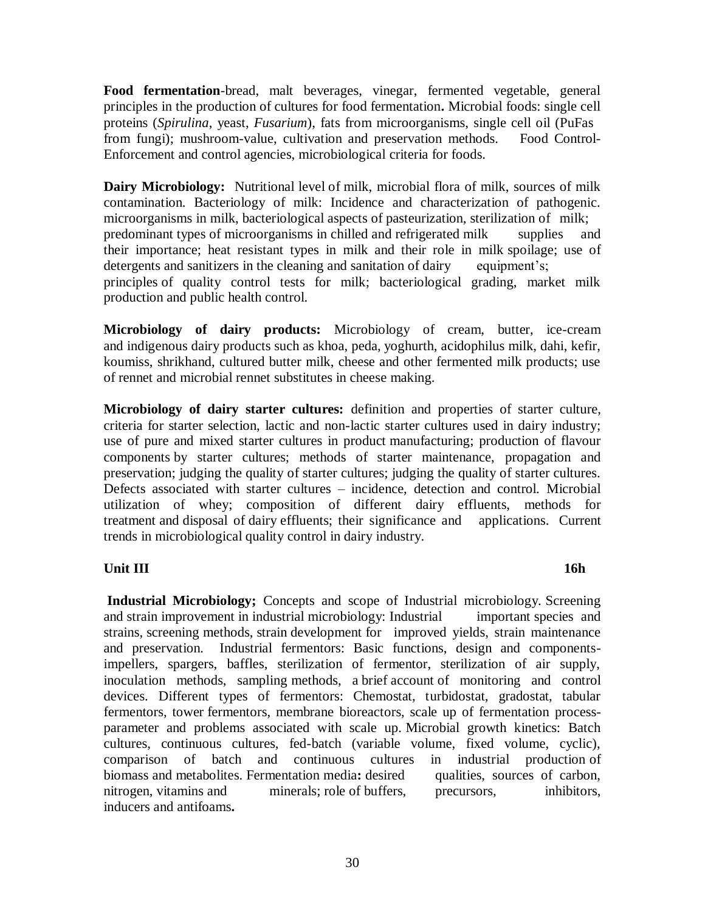**Food fermentation**-bread, malt beverages, vinegar, fermented vegetable, general principles in the production of cultures for food fermentation**.** Microbial foods: single cell proteins (*Spirulina*, yeast, *Fusarium*), fats from microorganisms, single cell oil (PuFas from fungi); mushroom-value, cultivation and preservation methods. Food Control- Enforcement and control agencies, microbiological criteria for foods.

**Dairy Microbiology:** Nutritional level of milk, microbial flora of milk, sources of milk contamination. Bacteriology of milk: Incidence and characterization of pathogenic. microorganisms in milk, bacteriological aspects of pasteurization, sterilization of milk; predominant types of microorganisms in chilled and refrigerated milk supplies and their importance; heat resistant types in milk and their role in milk spoilage; use of detergents and sanitizers in the cleaning and sanitation of dairy equipment's; principles of quality control tests for milk; bacteriological grading, market milk production and public health control.

**Microbiology of dairy products:** Microbiology of cream, butter, ice-cream and indigenous dairy products such as khoa, peda, yoghurth, acidophilus milk, dahi, kefir, koumiss, shrikhand, cultured butter milk, cheese and other fermented milk products; use of rennet and microbial rennet substitutes in cheese making.

**Microbiology of dairy starter cultures:** definition and properties of starter culture, criteria for starter selection, lactic and non-lactic starter cultures used in dairy industry; use of pure and mixed starter cultures in product manufacturing; production of flavour components by starter cultures; methods of starter maintenance, propagation and preservation; judging the quality of starter cultures; judging the quality of starter cultures. Defects associated with starter cultures – incidence, detection and control. Microbial utilization of whey; composition of different dairy effluents, methods for treatment and disposal of dairy effluents; their significance and applications. Current trends in microbiological quality control in dairy industry.

**Unit III** **16h**

**Industrial Microbiology;** Concepts and scope of Industrial microbiology. Screening and strain improvement in industrial microbiology: Industrial important species and strains, screening methods, strain development for improved yields, strain maintenance and preservation. Industrial fermentors: Basic functions, design and components- impellers, spargers, baffles, sterilization of fermentor, sterilization of air supply, inoculation methods, sampling methods, a brief account of monitoring and control devices. Different types of fermentors: Chemostat, turbidostat, gradostat, tabular fermentors, tower fermentors, membrane bioreactors, scale up of fermentation process- parameter and problems associated with scale up. Microbial growth kinetics: Batch cultures, continuous cultures, fed-batch (variable volume, fixed volume, cyclic), comparison of batch and continuous cultures in industrial production of biomass and metabolites. Fermentation media**:** desired qualities, sources of carbon, nitrogen, vitamins and minerals; role of buffers, precursors, inhibitors, inducers and antifoams**.**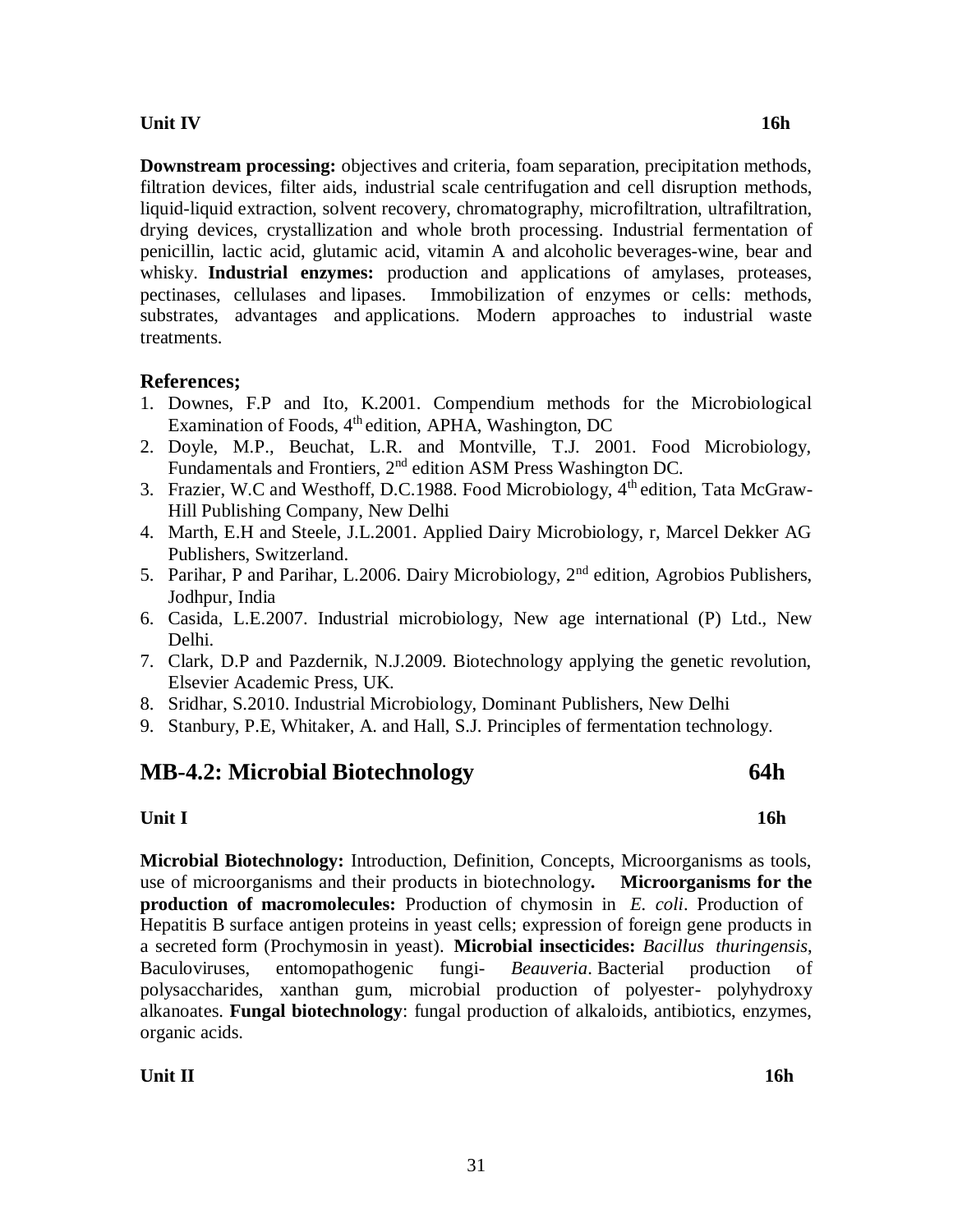**Unit IV** **16h**

**Downstream processing:** objectives and criteria, foam separation, precipitation methods, filtration devices, filter aids, industrial scale centrifugation and cell disruption methods, liquid-liquid extraction, solvent recovery, chromatography, microfiltration, ultrafiltration, drying devices, crystallization and whole broth processing. Industrial fermentation of penicillin, lactic acid, glutamic acid, vitamin A and alcoholic beverages-wine, bear and whisky. **Industrial enzymes:** production and applications of amylases, proteases, pectinases, cellulases and lipases. Immobilization of enzymes or cells: methods, substrates, advantages and applications. Modern approaches to industrial waste treatments.

### References;

1. Downes, F.P and Ito, K.2001. Compendium methods for the Microbiological Examination of Foods, 4th edition, APHA, Washington, DC
2. Doyle, M.P., Beuchat, L.R. and Montville, T.J. 2001. Food Microbiology, Fundamentals and Frontiers, 2nd edition ASM Press Washington DC.
3. Frazier, W.C and Westhoff, D.C.1988. Food Microbiology, 4th edition, Tata McGraw-Hill Publishing Company, New Delhi
4. Marth, E.H and Steele, J.L.2001. Applied Dairy Microbiology, r, Marcel Dekker AG Publishers, Switzerland.
5. Parihar, P and Parihar, L.2006. Dairy Microbiology, 2nd edition, Agrobios Publishers, Jodhpur, India
6. Casida, L.E.2007. Industrial microbiology, New age international (P) Ltd., New Delhi.
7. Clark, D.P and Pazdernik, N.J.2009. Biotechnology applying the genetic revolution, Elsevier Academic Press, UK.
8. Sridhar, S.2010. Industrial Microbiology, Dominant Publishers, New Delhi
9. Stanbury, P.E, Whitaker, A. and Hall, S.J. Principles of fermentation technology.

## MB-4.2: Microbial Biotechnology 64h

**Unit I** **16h**

**Microbial Biotechnology:** Introduction, Definition, Concepts, Microorganisms as tools, use of microorganisms and their products in biotechnology**.** **Microorganisms for the production of macromolecules:** Production of chymosin in *E. coli*. Production of Hepatitis B surface antigen proteins in yeast cells; expression of foreign gene products in a secreted form (Prochymosin in yeast). **Microbial insecticides:** *Bacillus thuringensis*, Baculoviruses, entomopathogenic fungi- *Beauveria*. Bacterial production of polysaccharides, xanthan gum, microbial production of polyester- polyhydroxy alkanoates. **Fungal biotechnology**: fungal production of alkaloids, antibiotics, enzymes, organic acids.

**Unit II** **16h**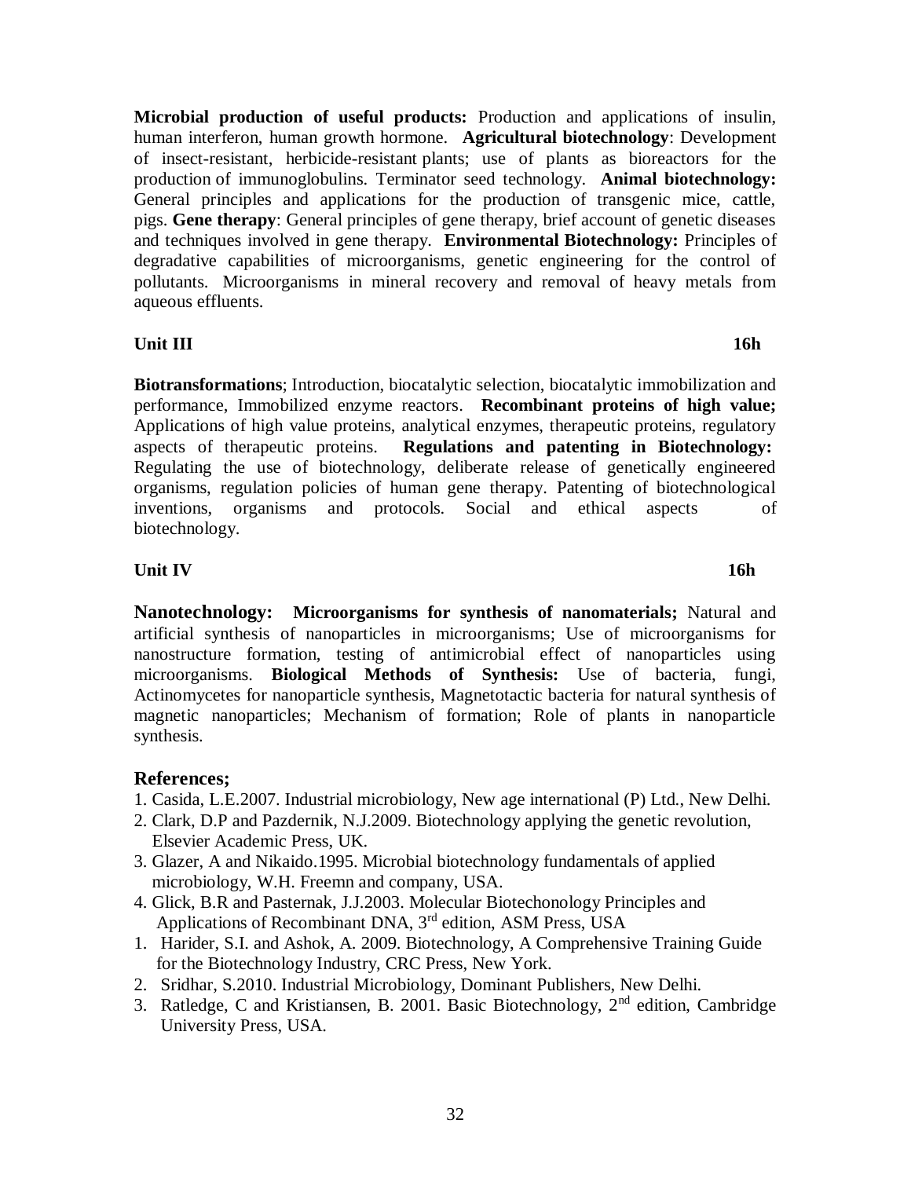**Microbial production of useful products:** Production and applications of insulin, human interferon, human growth hormone. **Agricultural biotechnology**: Development of insect-resistant, herbicide-resistant plants; use of plants as bioreactors for the production of immunoglobulins. Terminator seed technology. **Animal biotechnology:** General principles and applications for the production of transgenic mice, cattle, pigs. **Gene therapy**: General principles of gene therapy, brief account of genetic diseases and techniques involved in gene therapy. **Environmental Biotechnology:** Principles of degradative capabilities of microorganisms, genetic engineering for the control of pollutants. Microorganisms in mineral recovery and removal of heavy metals from aqueous effluents.

**Unit III** **16h**

**Biotransformations**; Introduction, biocatalytic selection, biocatalytic immobilization and performance, Immobilized enzyme reactors. **Recombinant proteins of high value;** Applications of high value proteins, analytical enzymes, therapeutic proteins, regulatory aspects of therapeutic proteins. **Regulations and patenting in Biotechnology:** Regulating the use of biotechnology, deliberate release of genetically engineered organisms, regulation policies of human gene therapy. Patenting of biotechnological inventions, organisms and protocols. Social and ethical aspects of biotechnology.

**Unit IV** **16h**

**Nanotechnology: Microorganisms for synthesis of nanomaterials;** Natural and artificial synthesis of nanoparticles in microorganisms; Use of microorganisms for nanostructure formation, testing of antimicrobial effect of nanoparticles using microorganisms. **Biological Methods of Synthesis:** Use of bacteria, fungi, Actinomycetes for nanoparticle synthesis, Magnetotactic bacteria for natural synthesis of magnetic nanoparticles; Mechanism of formation; Role of plants in nanoparticle synthesis.

## References;

1. Casida, L.E.2007. Industrial microbiology, New age international (P) Ltd., New Delhi.
2. Clark, D.P and Pazdernik, N.J.2009. Biotechnology applying the genetic revolution, Elsevier Academic Press, UK.
3. Glazer, A and Nikaido.1995. Microbial biotechnology fundamentals of applied microbiology, W.H. Freemn and company, USA.
4. Glick, B.R and Pasternak, J.J.2003. Molecular Biotechonology Principles and Applications of Recombinant DNA, 3rd edition, ASM Press, USA

1. Harider, S.I. and Ashok, A. 2009. Biotechnology, A Comprehensive Training Guide for the Biotechnology Industry, CRC Press, New York.
2. Sridhar, S.2010. Industrial Microbiology, Dominant Publishers, New Delhi.
3. Ratledge, C and Kristiansen, B. 2001. Basic Biotechnology, 2nd edition, Cambridge University Press, USA.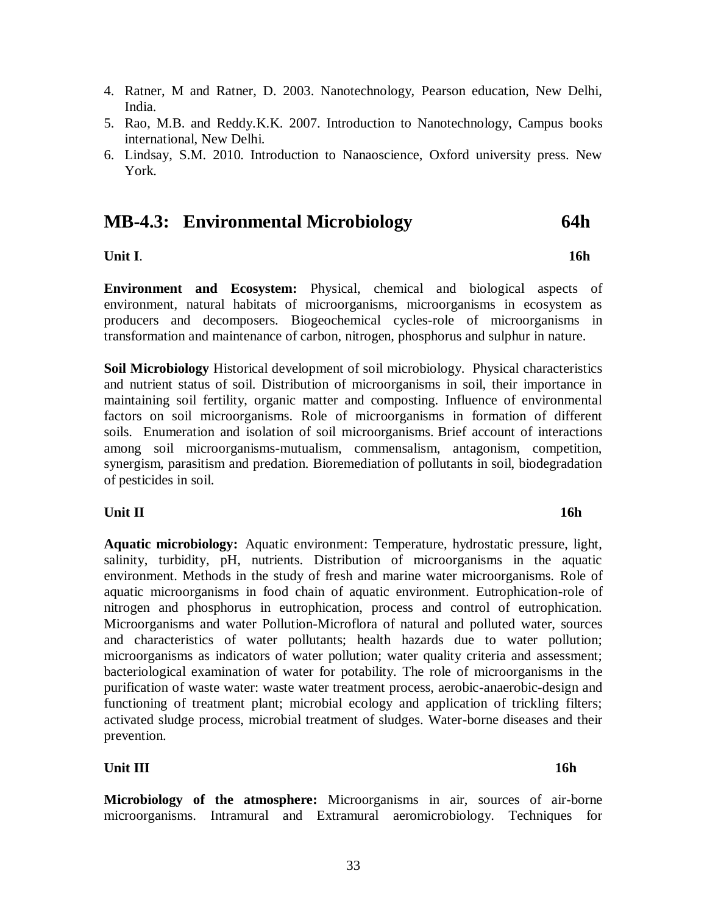4. Ratner, M and Ratner, D. 2003. Nanotechnology, Pearson education, New Delhi, India.
5. Rao, M.B. and Reddy.K.K. 2007. Introduction to Nanotechnology, Campus books international, New Delhi.
6. Lindsay, S.M. 2010. Introduction to Nanaoscience, Oxford university press. New York.

## MB-4.3: Environmental Microbiology 64h

**Unit I**. **16h**

**Environment and Ecosystem:** Physical, chemical and biological aspects of environment, natural habitats of microorganisms, microorganisms in ecosystem as producers and decomposers. Biogeochemical cycles-role of microorganisms in transformation and maintenance of carbon, nitrogen, phosphorus and sulphur in nature.

**Soil Microbiology** Historical development of soil microbiology. Physical characteristics and nutrient status of soil. Distribution of microorganisms in soil, their importance in maintaining soil fertility, organic matter and composting. Influence of environmental factors on soil microorganisms. Role of microorganisms in formation of different soils. Enumeration and isolation of soil microorganisms. Brief account of interactions among soil microorganisms-mutualism, commensalism, antagonism, competition, synergism, parasitism and predation. Bioremediation of pollutants in soil, biodegradation of pesticides in soil.

**Unit II** **16h**

**Aquatic microbiology:** Aquatic environment: Temperature, hydrostatic pressure, light, salinity, turbidity, pH, nutrients. Distribution of microorganisms in the aquatic environment. Methods in the study of fresh and marine water microorganisms. Role of aquatic microorganisms in food chain of aquatic environment. Eutrophication-role of nitrogen and phosphorus in eutrophication, process and control of eutrophication. Microorganisms and water Pollution-Microflora of natural and polluted water, sources and characteristics of water pollutants; health hazards due to water pollution; microorganisms as indicators of water pollution; water quality criteria and assessment; bacteriological examination of water for potability. The role of microorganisms in the purification of waste water: waste water treatment process, aerobic-anaerobic-design and functioning of treatment plant; microbial ecology and application of trickling filters; activated sludge process, microbial treatment of sludges. Water-borne diseases and their prevention.

**Unit III** **16h**

**Microbiology of the atmosphere:** Microorganisms in air, sources of air-borne microorganisms. Intramural and Extramural aeromicrobiology. Techniques for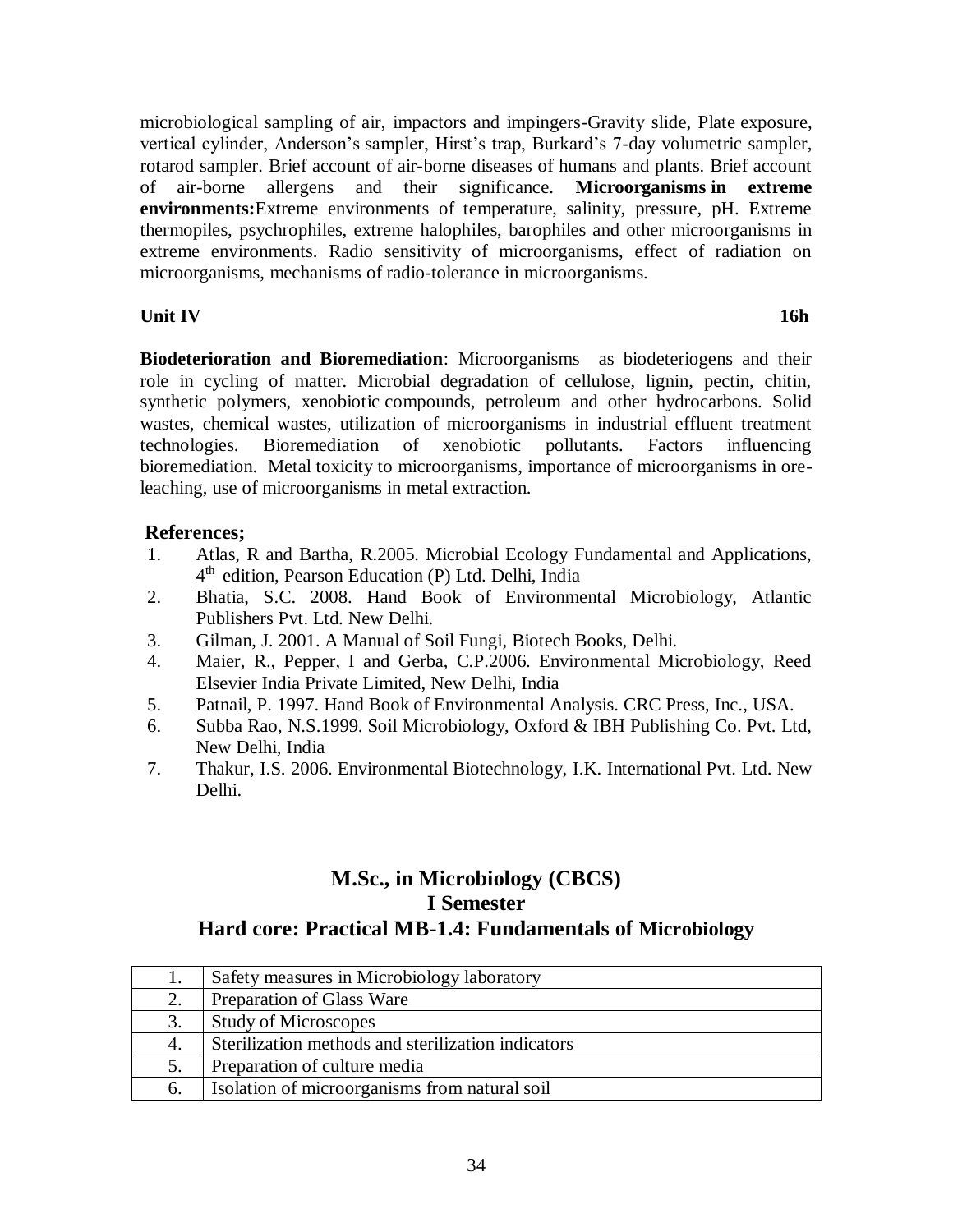microbiological sampling of air, impactors and impingers-Gravity slide, Plate exposure, vertical cylinder, Anderson's sampler, Hirst's trap, Burkard's 7-day volumetric sampler, rotarod sampler. Brief account of air-borne diseases of humans and plants. Brief account of air-borne allergens and their significance. **Microorganisms in extreme environments:**Extreme environments of temperature, salinity, pressure, pH. Extreme thermopiles, psychrophiles, extreme halophiles, barophiles and other microorganisms in extreme environments. Radio sensitivity of microorganisms, effect of radiation on microorganisms, mechanisms of radio-tolerance in microorganisms.

**Unit IV** **16h**

**Biodeterioration and Bioremediation**: Microorganisms as biodeteriogens and their role in cycling of matter. Microbial degradation of cellulose, lignin, pectin, chitin, synthetic polymers, xenobiotic compounds, petroleum and other hydrocarbons. Solid wastes, chemical wastes, utilization of microorganisms in industrial effluent treatment technologies. Bioremediation of xenobiotic pollutants. Factors influencing bioremediation. Metal toxicity to microorganisms, importance of microorganisms in ore-leaching, use of microorganisms in metal extraction.

**References;**

1. Atlas, R and Bartha, R.2005. Microbial Ecology Fundamental and Applications, 4th edition, Pearson Education (P) Ltd. Delhi, India
2. Bhatia, S.C. 2008. Hand Book of Environmental Microbiology, Atlantic Publishers Pvt. Ltd. New Delhi.
3. Gilman, J. 2001. A Manual of Soil Fungi, Biotech Books, Delhi.
4. Maier, R., Pepper, I and Gerba, C.P.2006. Environmental Microbiology, Reed Elsevier India Private Limited, New Delhi, India
5. Patnail, P. 1997. Hand Book of Environmental Analysis. CRC Press, Inc., USA.
6. Subba Rao, N.S.1999. Soil Microbiology, Oxford & IBH Publishing Co. Pvt. Ltd, New Delhi, India
7. Thakur, I.S. 2006. Environmental Biotechnology, I.K. International Pvt. Ltd. New Delhi.

## M.Sc., in Microbiology (CBCS)
## I Semester
## Hard core: Practical MB-1.4: Fundamentals of Microbiology

| | |
|---|---|
| 1. | Safety measures in Microbiology laboratory |
| 2. | Preparation of Glass Ware |
| 3. | Study of Microscopes |
| 4. | Sterilization methods and sterilization indicators |
| 5. | Preparation of culture media |
| 6. | Isolation of microorganisms from natural soil |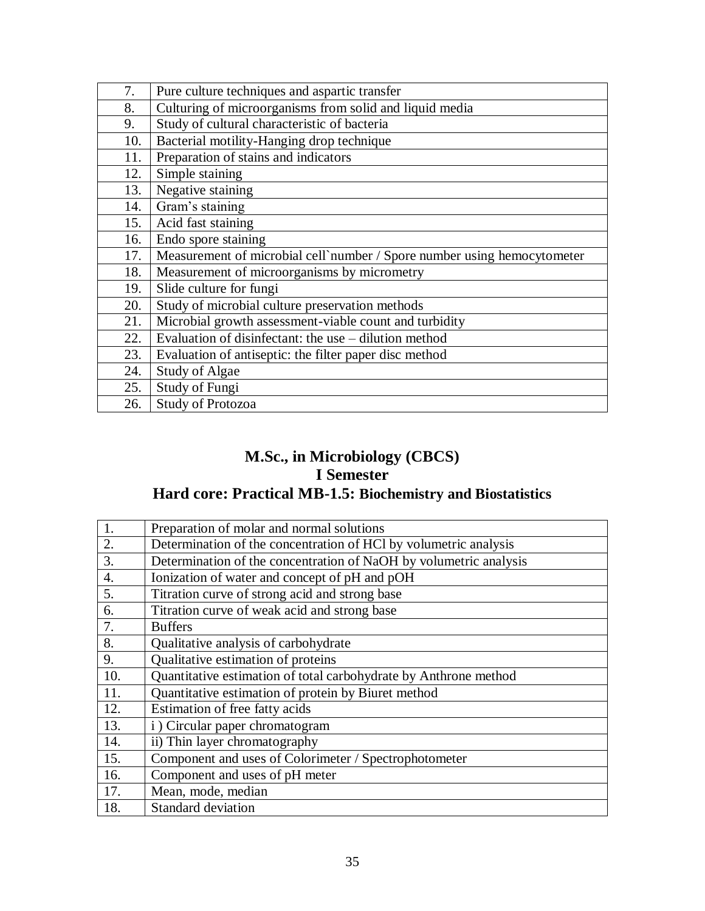| 7. | Pure culture techniques and aspartic transfer |
|---|---|
| 8. | Culturing of microorganisms from solid and liquid media |
| 9. | Study of cultural characteristic of bacteria |
| 10. | Bacterial motility-Hanging drop technique |
| 11. | Preparation of stains and indicators |
| 12. | Simple staining |
| 13. | Negative staining |
| 14. | Gram's staining |
| 15. | Acid fast staining |
| 16. | Endo spore staining |
| 17. | Measurement of microbial cell`number / Spore number using hemocytometer |
| 18. | Measurement of microorganisms by micrometry |
| 19. | Slide culture for fungi |
| 20. | Study of microbial culture preservation methods |
| 21. | Microbial growth assessment-viable count and turbidity |
| 22. | Evaluation of disinfectant: the use – dilution method |
| 23. | Evaluation of antiseptic: the filter paper disc method |
| 24. | Study of Algae |
| 25. | Study of Fungi |
| 26. | Study of Protozoa |

## M.Sc., in Microbiology (CBCS)
## I Semester
## Hard core: Practical MB-1.5: Biochemistry and Biostatistics

| 1. | Preparation of molar and normal solutions |
|---|---|
| 2. | Determination of the concentration of HCl by volumetric analysis |
| 3. | Determination of the concentration of NaOH by volumetric analysis |
| 4. | Ionization of water and concept of pH and pOH |
| 5. | Titration curve of strong acid and strong base |
| 6. | Titration curve of weak acid and strong base |
| 7. | Buffers |
| 8. | Qualitative analysis of carbohydrate |
| 9. | Qualitative estimation of proteins |
| 10. | Quantitative estimation of total carbohydrate by Anthrone method |
| 11. | Quantitative estimation of protein by Biuret method |
| 12. | Estimation of free fatty acids |
| 13. | i ) Circular paper chromatogram |
| 14. | ii) Thin layer chromatography |
| 15. | Component and uses of Colorimeter / Spectrophotometer |
| 16. | Component and uses of pH meter |
| 17. | Mean, mode, median |
| 18. | Standard deviation |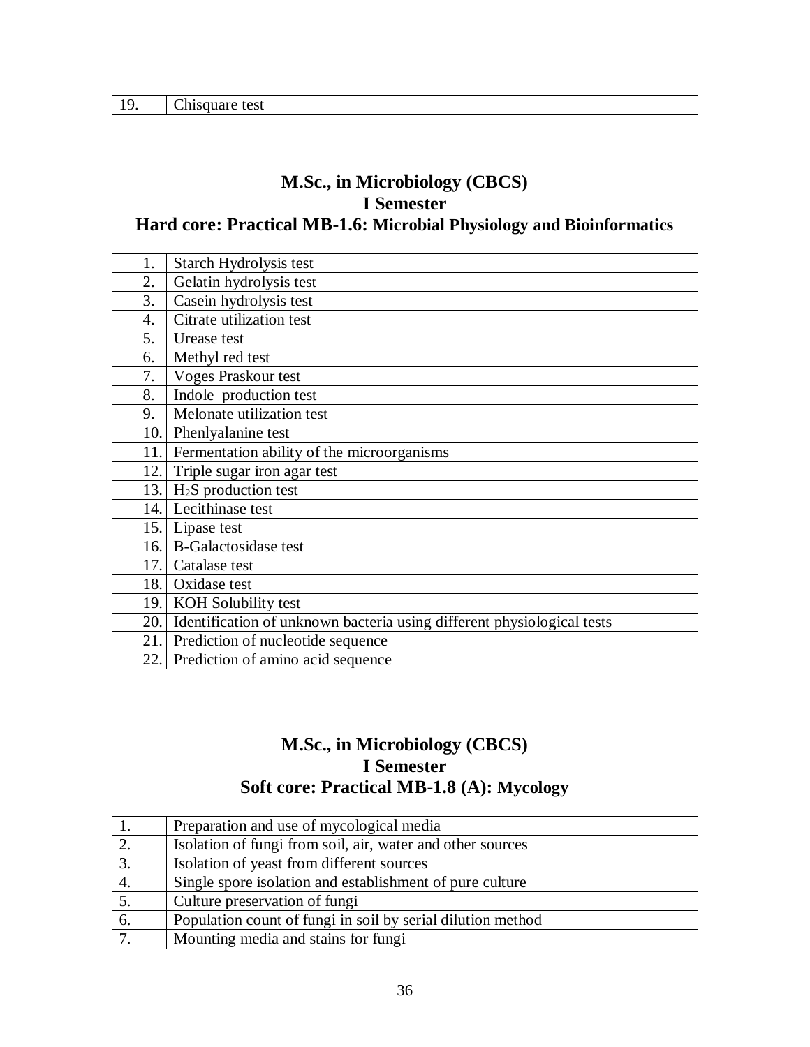| 19. | Chisquare test |
|---|---|

## M.Sc., in Microbiology (CBCS)
## I Semester
## Hard core: Practical MB-1.6: Microbial Physiology and Bioinformatics

| 1. | Starch Hydrolysis test |
|---|---|
| 2. | Gelatin hydrolysis test |
| 3. | Casein hydrolysis test |
| 4. | Citrate utilization test |
| 5. | Urease test |
| 6. | Methyl red test |
| 7. | Voges Praskour test |
| 8. | Indole production test |
| 9. | Melonate utilization test |
| 10. | Phenlyalanine test |
| 11. | Fermentation ability of the microorganisms |
| 12. | Triple sugar iron agar test |
| 13. | $H_2S$ production test |
| 14. | Lecithinase test |
| 15. | Lipase test |
| 16. | B-Galactosidase test |
| 17. | Catalase test |
| 18. | Oxidase test |
| 19. | KOH Solubility test |
| 20. | Identification of unknown bacteria using different physiological tests |
| 21. | Prediction of nucleotide sequence |
| 22. | Prediction of amino acid sequence |

## M.Sc., in Microbiology (CBCS)
## I Semester
## Soft core: Practical MB-1.8 (A): Mycology

| 1. | Preparation and use of mycological media |
|---|---|
| 2. | Isolation of fungi from soil, air, water and other sources |
| 3. | Isolation of yeast from different sources |
| 4. | Single spore isolation and establishment of pure culture |
| 5. | Culture preservation of fungi |
| 6. | Population count of fungi in soil by serial dilution method |
| 7. | Mounting media and stains for fungi |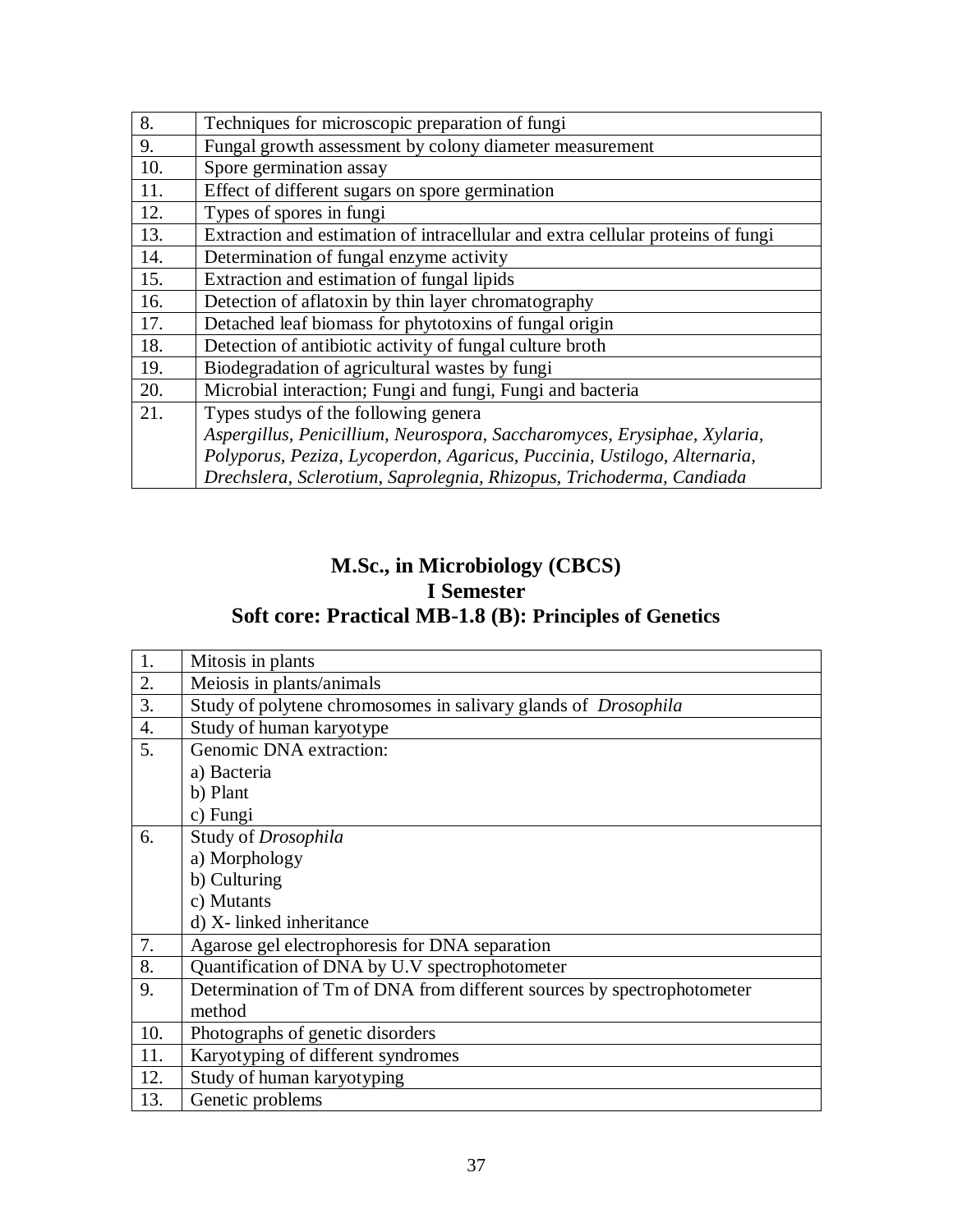| | |
|---|---|
| 8. | Techniques for microscopic preparation of fungi |
| 9. | Fungal growth assessment by colony diameter measurement |
| 10. | Spore germination assay |
| 11. | Effect of different sugars on spore germination |
| 12. | Types of spores in fungi |
| 13. | Extraction and estimation of intracellular and extra cellular proteins of fungi |
| 14. | Determination of fungal enzyme activity |
| 15. | Extraction and estimation of fungal lipids |
| 16. | Detection of aflatoxin by thin layer chromatography |
| 17. | Detached leaf biomass for phytotoxins of fungal origin |
| 18. | Detection of antibiotic activity of fungal culture broth |
| 19. | Biodegradation of agricultural wastes by fungi |
| 20. | Microbial interaction; Fungi and fungi, Fungi and bacteria |
| 21. | Types studys of the following genera<br>*Aspergillus, Penicillium, Neurospora, Saccharomyces, Erysiphae, Xylaria, Polyporus, Peziza, Lycoperdon, Agaricus, Puccinia, Ustilogo, Alternaria, Drechslera, Sclerotium, Saprolegnia, Rhizopus, Trichoderma, Candiada* |

## M.Sc., in Microbiology (CBCS)
## I Semester
## Soft core: Practical MB-1.8 (B): Principles of Genetics

| | |
|---|---|
| 1. | Mitosis in plants |
| 2. | Meiosis in plants/animals |
| 3. | Study of polytene chromosomes in salivary glands of *Drosophila* |
| 4. | Study of human karyotype |
| 5. | Genomic DNA extraction:<br>a) Bacteria<br>b) Plant<br>c) Fungi |
| 6. | Study of *Drosophila*<br>a) Morphology<br>b) Culturing<br>c) Mutants<br>d) X- linked inheritance |
| 7. | Agarose gel electrophoresis for DNA separation |
| 8. | Quantification of DNA by U.V spectrophotometer |
| 9. | Determination of Tm of DNA from different sources by spectrophotometer method |
| 10. | Photographs of genetic disorders |
| 11. | Karyotyping of different syndromes |
| 12. | Study of human karyotyping |
| 13. | Genetic problems |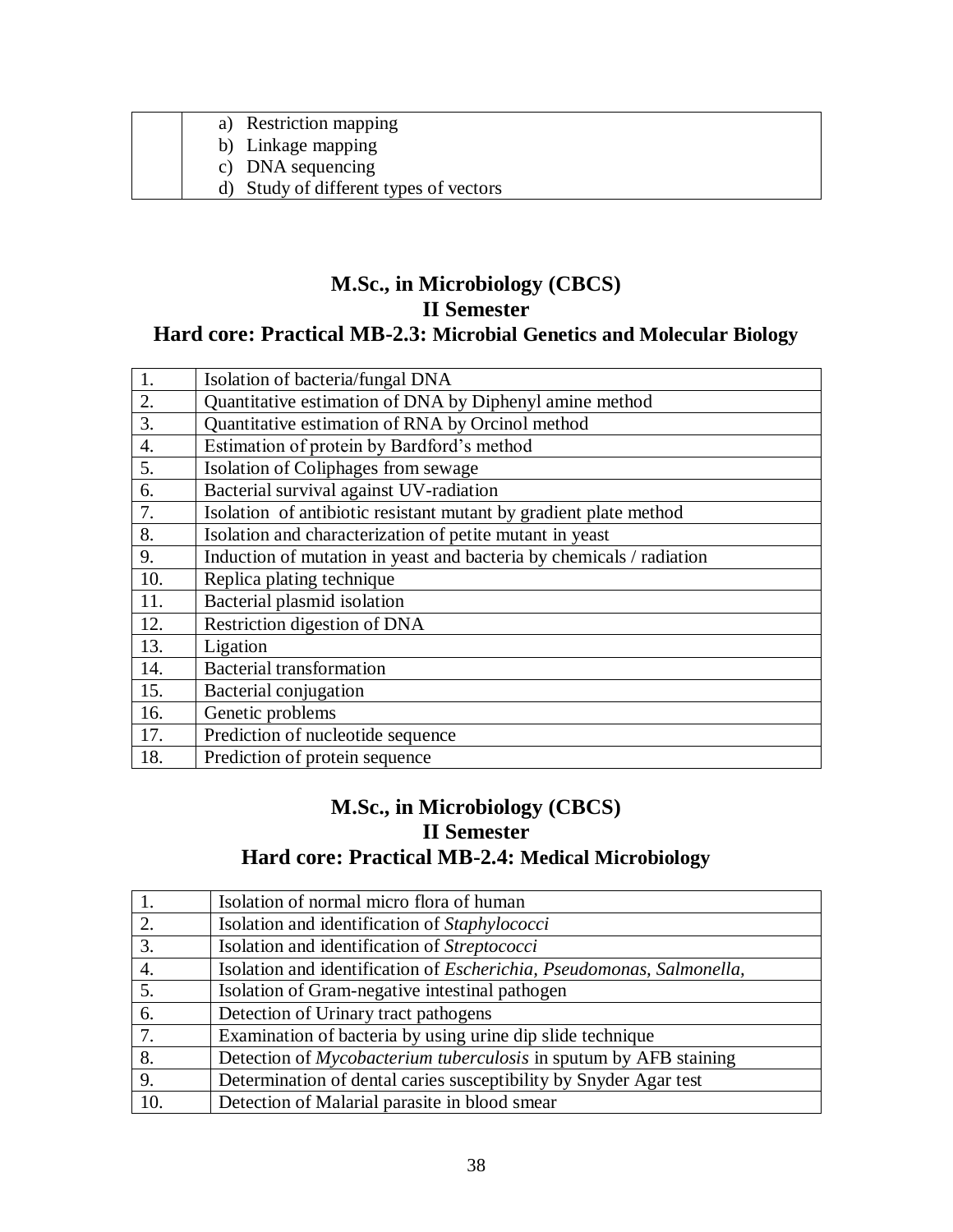| | |
|---|---|
| | a) Restriction mapping<br>b) Linkage mapping<br>c) DNA sequencing<br>d) Study of different types of vectors |

## M.Sc., in Microbiology (CBCS)
## II Semester
## Hard core: Practical MB-2.3: Microbial Genetics and Molecular Biology

| | |
|---|---|
| 1. | Isolation of bacteria/fungal DNA |
| 2. | Quantitative estimation of DNA by Diphenyl amine method |
| 3. | Quantitative estimation of RNA by Orcinol method |
| 4. | Estimation of protein by Bardford's method |
| 5. | Isolation of Coliphages from sewage |
| 6. | Bacterial survival against UV-radiation |
| 7. | Isolation of antibiotic resistant mutant by gradient plate method |
| 8. | Isolation and characterization of petite mutant in yeast |
| 9. | Induction of mutation in yeast and bacteria by chemicals / radiation |
| 10. | Replica plating technique |
| 11. | Bacterial plasmid isolation |
| 12. | Restriction digestion of DNA |
| 13. | Ligation |
| 14. | Bacterial transformation |
| 15. | Bacterial conjugation |
| 16. | Genetic problems |
| 17. | Prediction of nucleotide sequence |
| 18. | Prediction of protein sequence |

## M.Sc., in Microbiology (CBCS)
## II Semester
## Hard core: Practical MB-2.4: Medical Microbiology

| | |
|---|---|
| 1. | Isolation of normal micro flora of human |
| 2. | Isolation and identification of *Staphylococci* |
| 3. | Isolation and identification of *Streptococci* |
| 4. | Isolation and identification of *Escherichia, Pseudomonas, Salmonella,* |
| 5. | Isolation of Gram-negative intestinal pathogen |
| 6. | Detection of Urinary tract pathogens |
| 7. | Examination of bacteria by using urine dip slide technique |
| 8. | Detection of *Mycobacterium tuberculosis* in sputum by AFB staining |
| 9. | Determination of dental caries susceptibility by Snyder Agar test |
| 10. | Detection of Malarial parasite in blood smear |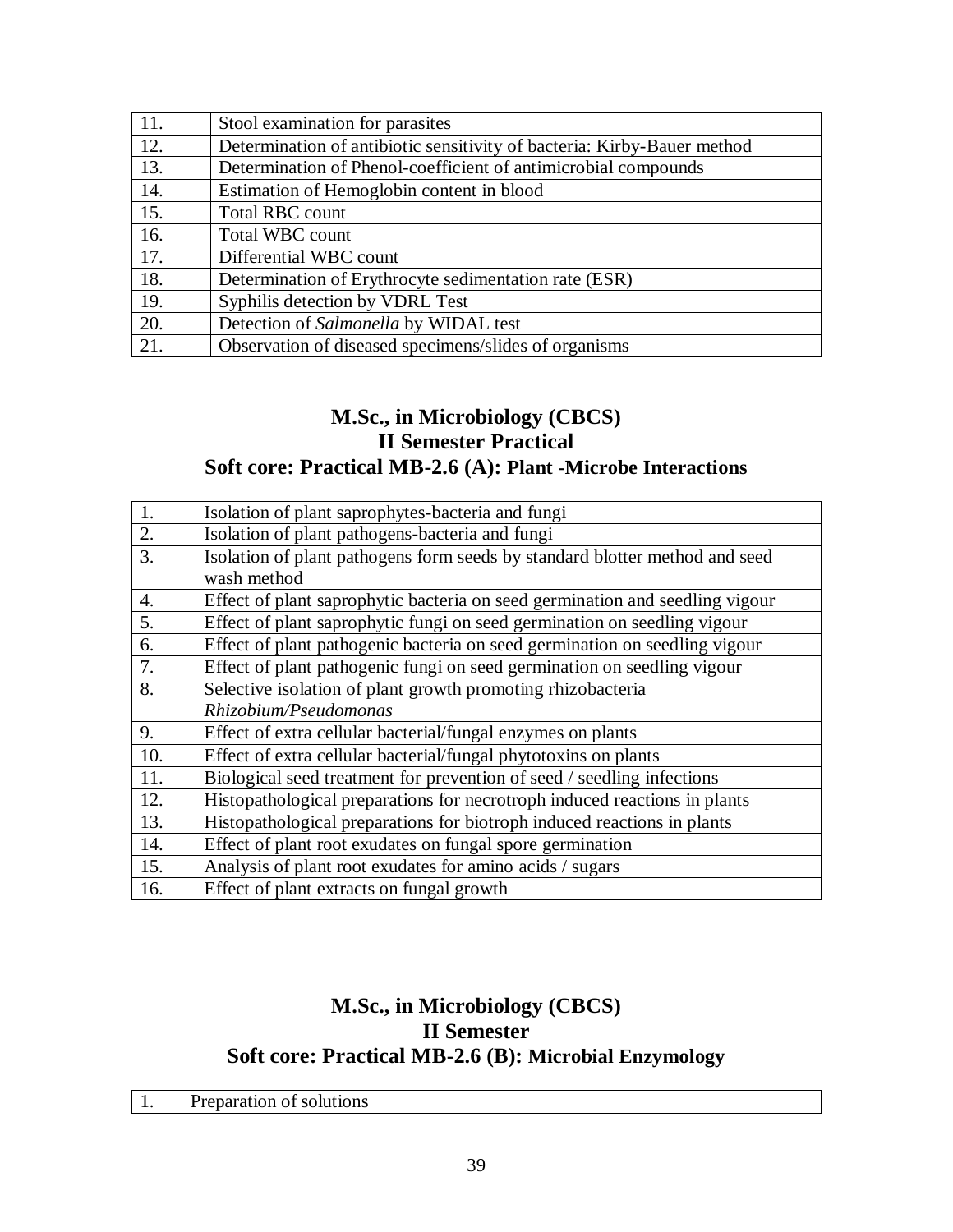| 11. | Stool examination for parasites |
|---|---|
| 12. | Determination of antibiotic sensitivity of bacteria: Kirby-Bauer method |
| 13. | Determination of Phenol-coefficient of antimicrobial compounds |
| 14. | Estimation of Hemoglobin content in blood |
| 15. | Total RBC count |
| 16. | Total WBC count |
| 17. | Differential WBC count |
| 18. | Determination of Erythrocyte sedimentation rate (ESR) |
| 19. | Syphilis detection by VDRL Test |
| 20. | Detection of *Salmonella* by WIDAL test |
| 21. | Observation of diseased specimens/slides of organisms |

## M.Sc., in Microbiology (CBCS)
## II Semester Practical
## Soft core: Practical MB-2.6 (A): Plant -Microbe Interactions

| 1. | Isolation of plant saprophytes-bacteria and fungi |
|---|---|
| 2. | Isolation of plant pathogens-bacteria and fungi |
| 3. | Isolation of plant pathogens form seeds by standard blotter method and seed wash method |
| 4. | Effect of plant saprophytic bacteria on seed germination and seedling vigour |
| 5. | Effect of plant saprophytic fungi on seed germination on seedling vigour |
| 6. | Effect of plant pathogenic bacteria on seed germination on seedling vigour |
| 7. | Effect of plant pathogenic fungi on seed germination on seedling vigour |
| 8. | Selective isolation of plant growth promoting rhizobacteria *Rhizobium/Pseudomonas* |
| 9. | Effect of extra cellular bacterial/fungal enzymes on plants |
| 10. | Effect of extra cellular bacterial/fungal phytotoxins on plants |
| 11. | Biological seed treatment for prevention of seed / seedling infections |
| 12. | Histopathological preparations for necrotroph induced reactions in plants |
| 13. | Histopathological preparations for biotroph induced reactions in plants |
| 14. | Effect of plant root exudates on fungal spore germination |
| 15. | Analysis of plant root exudates for amino acids / sugars |
| 16. | Effect of plant extracts on fungal growth |

## M.Sc., in Microbiology (CBCS)
## II Semester
## Soft core: Practical MB-2.6 (B): Microbial Enzymology

| 1. | Preparation of solutions |
|---|---|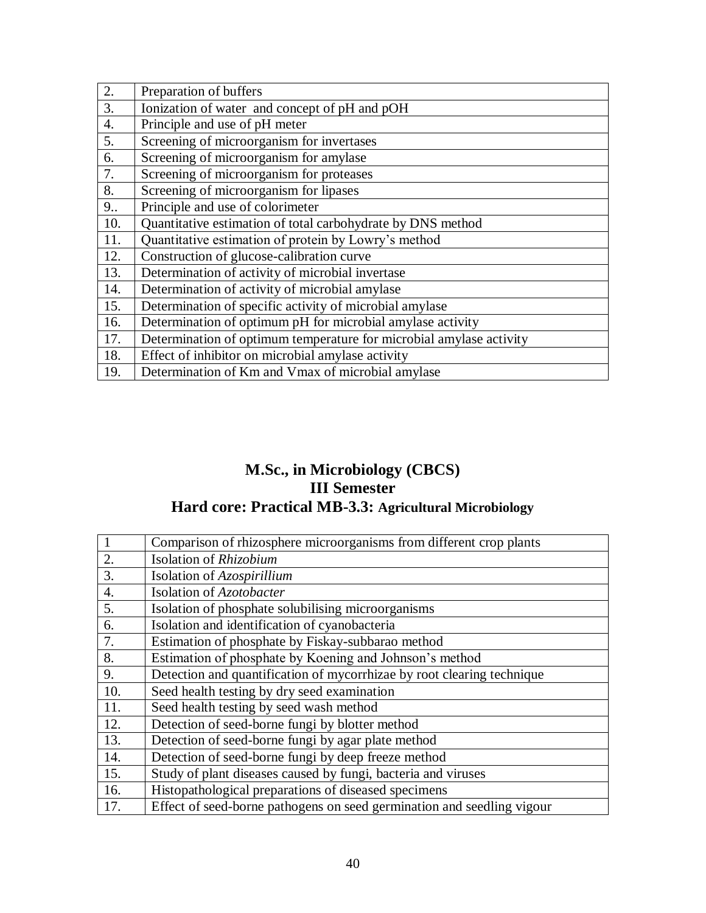| | |
|---|---|
| 2. | Preparation of buffers |
| 3. | Ionization of water and concept of pH and pOH |
| 4. | Principle and use of pH meter |
| 5. | Screening of microorganism for invertases |
| 6. | Screening of microorganism for amylase |
| 7. | Screening of microorganism for proteases |
| 8. | Screening of microorganism for lipases |
| 9.. | Principle and use of colorimeter |
| 10. | Quantitative estimation of total carbohydrate by DNS method |
| 11. | Quantitative estimation of protein by Lowry's method |
| 12. | Construction of glucose-calibration curve |
| 13. | Determination of activity of microbial invertase |
| 14. | Determination of activity of microbial amylase |
| 15. | Determination of specific activity of microbial amylase |
| 16. | Determination of optimum pH for microbial amylase activity |
| 17. | Determination of optimum temperature for microbial amylase activity |
| 18. | Effect of inhibitor on microbial amylase activity |
| 19. | Determination of Km and Vmax of microbial amylase |

## M.Sc., in Microbiology (CBCS)
## III Semester
## Hard core: Practical MB-3.3: Agricultural Microbiology

| | |
|---|---|
| 1 | Comparison of rhizosphere microorganisms from different crop plants |
| 2. | Isolation of *Rhizobium* |
| 3. | Isolation of *Azospirillium* |
| 4. | Isolation of *Azotobacter* |
| 5. | Isolation of phosphate solubilising microorganisms |
| 6. | Isolation and identification of cyanobacteria |
| 7. | Estimation of phosphate by Fiskay-subbarao method |
| 8. | Estimation of phosphate by Koening and Johnson's method |
| 9. | Detection and quantification of mycorrhizae by root clearing technique |
| 10. | Seed health testing by dry seed examination |
| 11. | Seed health testing by seed wash method |
| 12. | Detection of seed-borne fungi by blotter method |
| 13. | Detection of seed-borne fungi by agar plate method |
| 14. | Detection of seed-borne fungi by deep freeze method |
| 15. | Study of plant diseases caused by fungi, bacteria and viruses |
| 16. | Histopathological preparations of diseased specimens |
| 17. | Effect of seed-borne pathogens on seed germination and seedling vigour |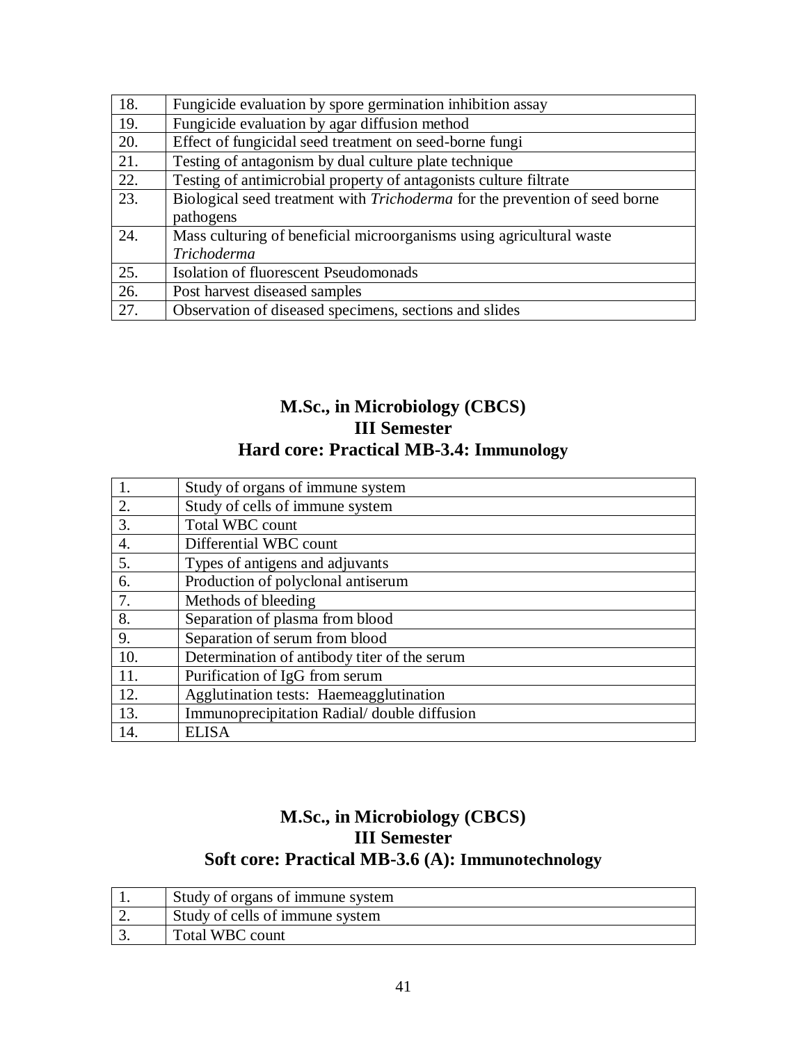| | |
|---|---|
| 18. | Fungicide evaluation by spore germination inhibition assay |
| 19. | Fungicide evaluation by agar diffusion method |
| 20. | Effect of fungicidal seed treatment on seed-borne fungi |
| 21. | Testing of antagonism by dual culture plate technique |
| 22. | Testing of antimicrobial property of antagonists culture filtrate |
| 23. | Biological seed treatment with *Trichoderma* for the prevention of seed borne pathogens |
| 24. | Mass culturing of beneficial microorganisms using agricultural waste *Trichoderma* |
| 25. | Isolation of fluorescent Pseudomonads |
| 26. | Post harvest diseased samples |
| 27. | Observation of diseased specimens, sections and slides |

## M.Sc., in Microbiology (CBCS)
## III Semester
## Hard core: Practical MB-3.4: Immunology

| | |
|---|---|
| 1. | Study of organs of immune system |
| 2. | Study of cells of immune system |
| 3. | Total WBC count |
| 4. | Differential WBC count |
| 5. | Types of antigens and adjuvants |
| 6. | Production of polyclonal antiserum |
| 7. | Methods of bleeding |
| 8. | Separation of plasma from blood |
| 9. | Separation of serum from blood |
| 10. | Determination of antibody titer of the serum |
| 11. | Purification of IgG from serum |
| 12. | Agglutination tests: Haemeagglutination |
| 13. | Immunoprecipitation Radial/ double diffusion |
| 14. | ELISA |

## M.Sc., in Microbiology (CBCS)
## III Semester
## Soft core: Practical MB-3.6 (A): Immunotechnology

| | |
|---|---|
| 1. | Study of organs of immune system |
| 2. | Study of cells of immune system |
| 3. | Total WBC count |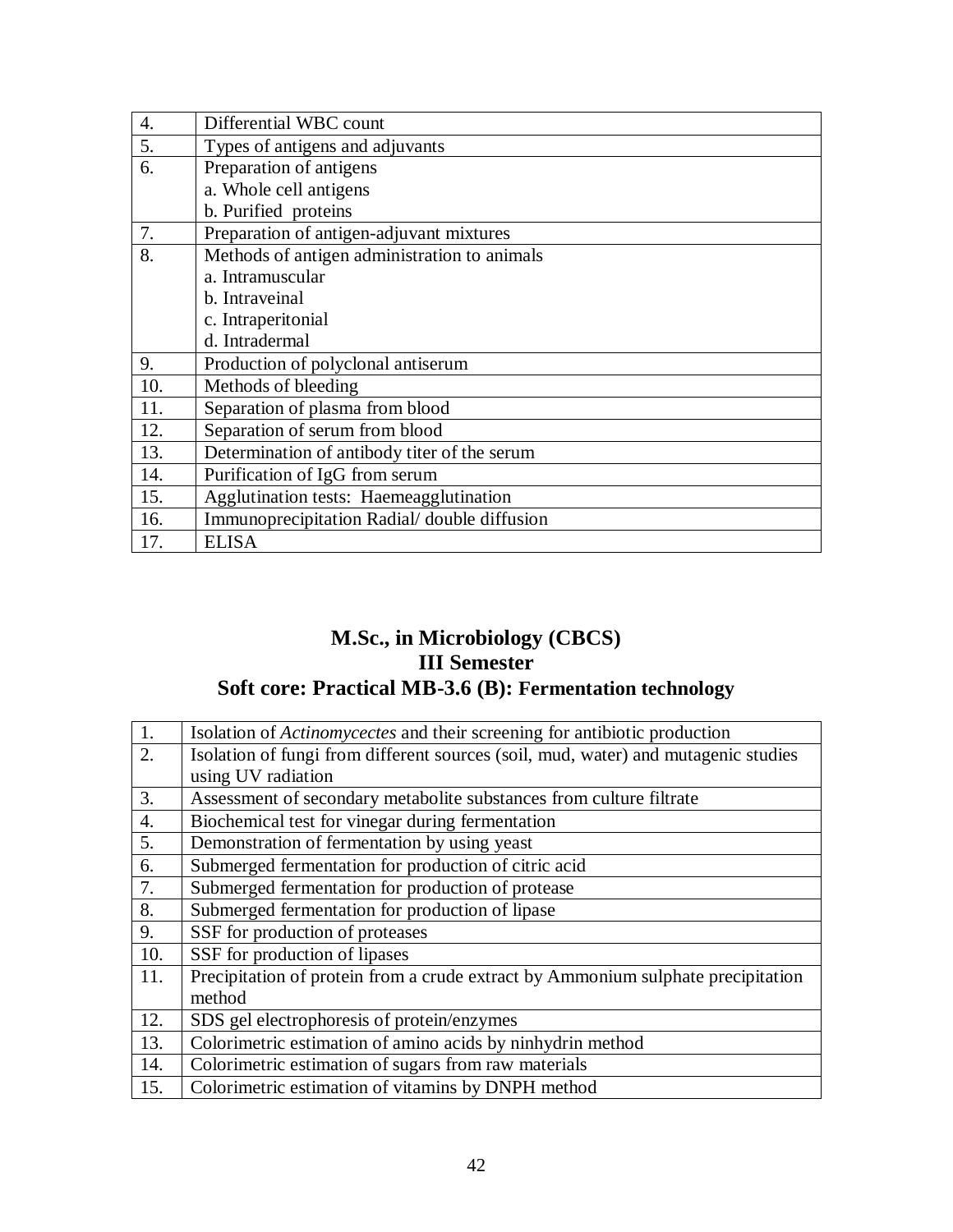| | |
|---|---|
| 4. | Differential WBC count |
| 5. | Types of antigens and adjuvants |
| 6. | Preparation of antigens<br>a. Whole cell antigens<br>b. Purified proteins |
| 7. | Preparation of antigen-adjuvant mixtures |
| 8. | Methods of antigen administration to animals<br>a. Intramuscular<br>b. Intraveinal<br>c. Intraperitonial<br>d. Intradermal |
| 9. | Production of polyclonal antiserum |
| 10. | Methods of bleeding |
| 11. | Separation of plasma from blood |
| 12. | Separation of serum from blood |
| 13. | Determination of antibody titer of the serum |
| 14. | Purification of IgG from serum |
| 15. | Agglutination tests: Haemeagglutination |
| 16. | Immunoprecipitation Radial/ double diffusion |
| 17. | ELISA |

## M.Sc., in Microbiology (CBCS)
## III Semester
## Soft core: Practical MB-3.6 (B): Fermentation technology

| | |
|---|---|
| 1. | Isolation of *Actinomycectes* and their screening for antibiotic production |
| 2. | Isolation of fungi from different sources (soil, mud, water) and mutagenic studies using UV radiation |
| 3. | Assessment of secondary metabolite substances from culture filtrate |
| 4. | Biochemical test for vinegar during fermentation |
| 5. | Demonstration of fermentation by using yeast |
| 6. | Submerged fermentation for production of citric acid |
| 7. | Submerged fermentation for production of protease |
| 8. | Submerged fermentation for production of lipase |
| 9. | SSF for production of proteases |
| 10. | SSF for production of lipases |
| 11. | Precipitation of protein from a crude extract by Ammonium sulphate precipitation method |
| 12. | SDS gel electrophoresis of protein/enzymes |
| 13. | Colorimetric estimation of amino acids by ninhydrin method |
| 14. | Colorimetric estimation of sugars from raw materials |
| 15. | Colorimetric estimation of vitamins by DNPH method |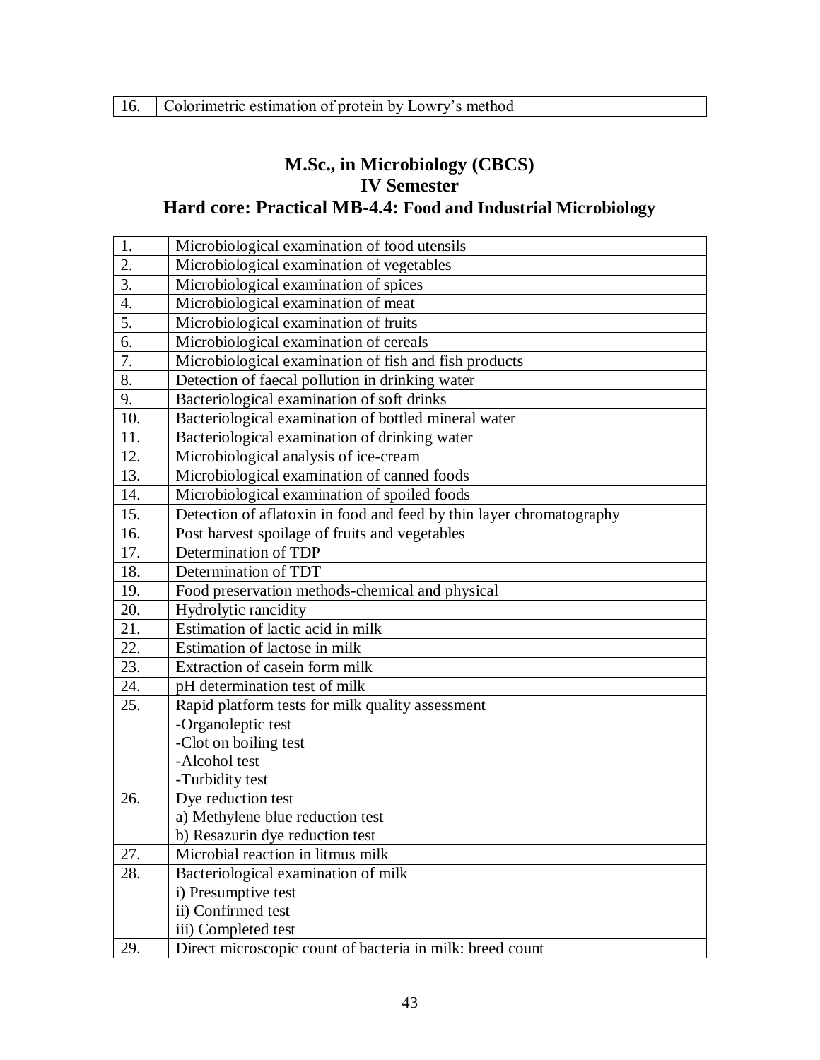| 16. | Colorimetric estimation of protein by Lowry's method |
|---|---|

## M.Sc., in Microbiology (CBCS)
## IV Semester
## Hard core: Practical MB-4.4: Food and Industrial Microbiology

| | |
|---|---|
| 1. | Microbiological examination of food utensils |
| 2. | Microbiological examination of vegetables |
| 3. | Microbiological examination of spices |
| 4. | Microbiological examination of meat |
| 5. | Microbiological examination of fruits |
| 6. | Microbiological examination of cereals |
| 7. | Microbiological examination of fish and fish products |
| 8. | Detection of faecal pollution in drinking water |
| 9. | Bacteriological examination of soft drinks |
| 10. | Bacteriological examination of bottled mineral water |
| 11. | Bacteriological examination of drinking water |
| 12. | Microbiological analysis of ice-cream |
| 13. | Microbiological examination of canned foods |
| 14. | Microbiological examination of spoiled foods |
| 15. | Detection of aflatoxin in food and feed by thin layer chromatography |
| 16. | Post harvest spoilage of fruits and vegetables |
| 17. | Determination of TDP |
| 18. | Determination of TDT |
| 19. | Food preservation methods-chemical and physical |
| 20. | Hydrolytic rancidity |
| 21. | Estimation of lactic acid in milk |
| 22. | Estimation of lactose in milk |
| 23. | Extraction of casein form milk |
| 24. | pH determination test of milk |
| 25. | Rapid platform tests for milk quality assessment<br>-Organoleptic test<br>-Clot on boiling test<br>-Alcohol test<br>-Turbidity test |
| 26. | Dye reduction test<br>a) Methylene blue reduction test<br>b) Resazurin dye reduction test |
| 27. | Microbial reaction in litmus milk |
| 28. | Bacteriological examination of milk<br>i) Presumptive test<br>ii) Confirmed test<br>iii) Completed test |
| 29. | Direct microscopic count of bacteria in milk: breed count |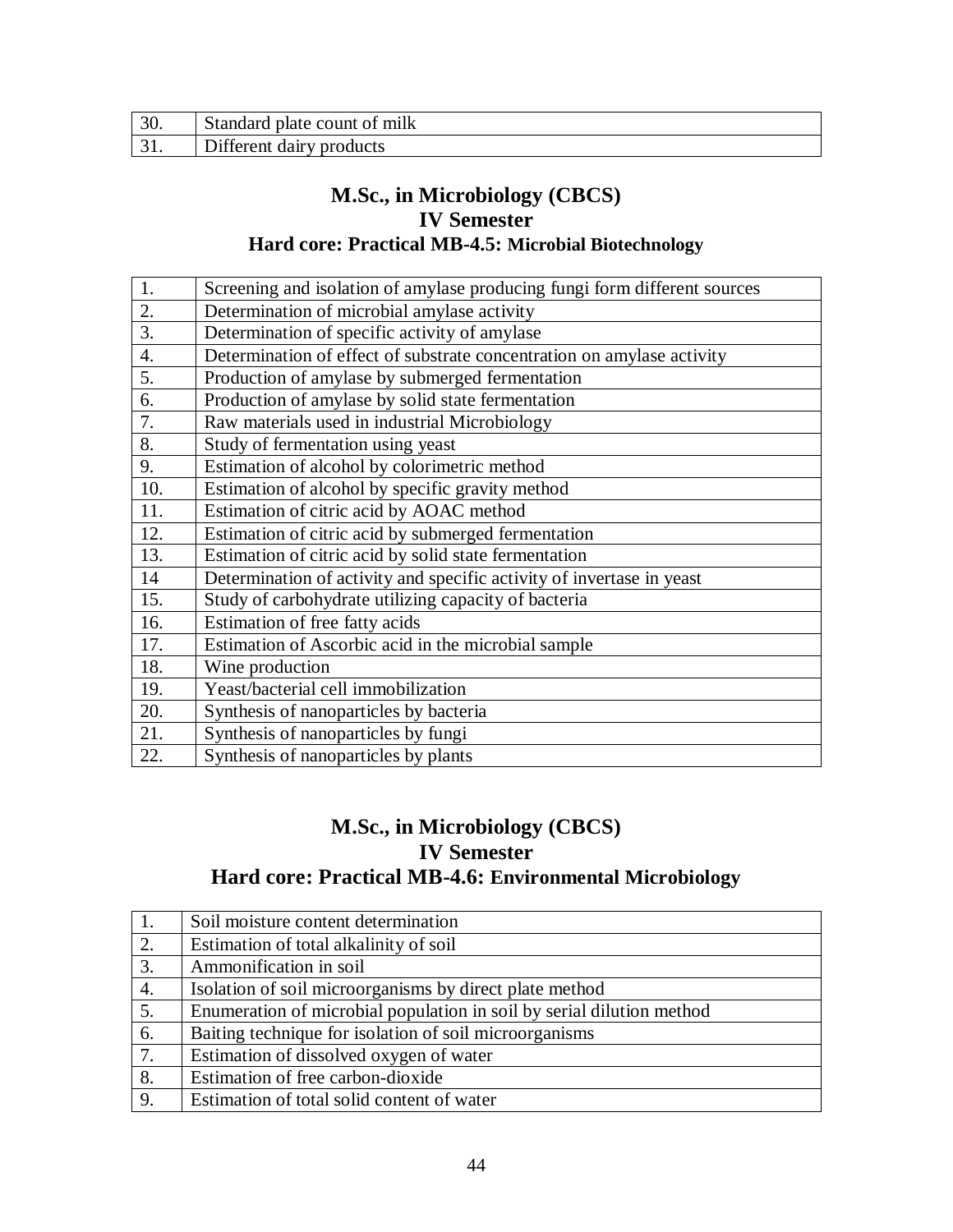| 30. | Standard plate count of milk |
|---|---|
| 31. | Different dairy products |

## M.Sc., in Microbiology (CBCS)
## IV Semester
### Hard core: Practical MB-4.5: Microbial Biotechnology

| 1. | Screening and isolation of amylase producing fungi form different sources |
|---|---|
| 2. | Determination of microbial amylase activity |
| 3. | Determination of specific activity of amylase |
| 4. | Determination of effect of substrate concentration on amylase activity |
| 5. | Production of amylase by submerged fermentation |
| 6. | Production of amylase by solid state fermentation |
| 7. | Raw materials used in industrial Microbiology |
| 8. | Study of fermentation using yeast |
| 9. | Estimation of alcohol by colorimetric method |
| 10. | Estimation of alcohol by specific gravity method |
| 11. | Estimation of citric acid by AOAC method |
| 12. | Estimation of citric acid by submerged fermentation |
| 13. | Estimation of citric acid by solid state fermentation |
| 14 | Determination of activity and specific activity of invertase in yeast |
| 15. | Study of carbohydrate utilizing capacity of bacteria |
| 16. | Estimation of free fatty acids |
| 17. | Estimation of Ascorbic acid in the microbial sample |
| 18. | Wine production |
| 19. | Yeast/bacterial cell immobilization |
| 20. | Synthesis of nanoparticles by bacteria |
| 21. | Synthesis of nanoparticles by fungi |
| 22. | Synthesis of nanoparticles by plants |

## M.Sc., in Microbiology (CBCS)
## IV Semester
### Hard core: Practical MB-4.6: Environmental Microbiology

| 1. | Soil moisture content determination |
|---|---|
| 2. | Estimation of total alkalinity of soil |
| 3. | Ammonification in soil |
| 4. | Isolation of soil microorganisms by direct plate method |
| 5. | Enumeration of microbial population in soil by serial dilution method |
| 6. | Baiting technique for isolation of soil microorganisms |
| 7. | Estimation of dissolved oxygen of water |
| 8. | Estimation of free carbon-dioxide |
| 9. | Estimation of total solid content of water |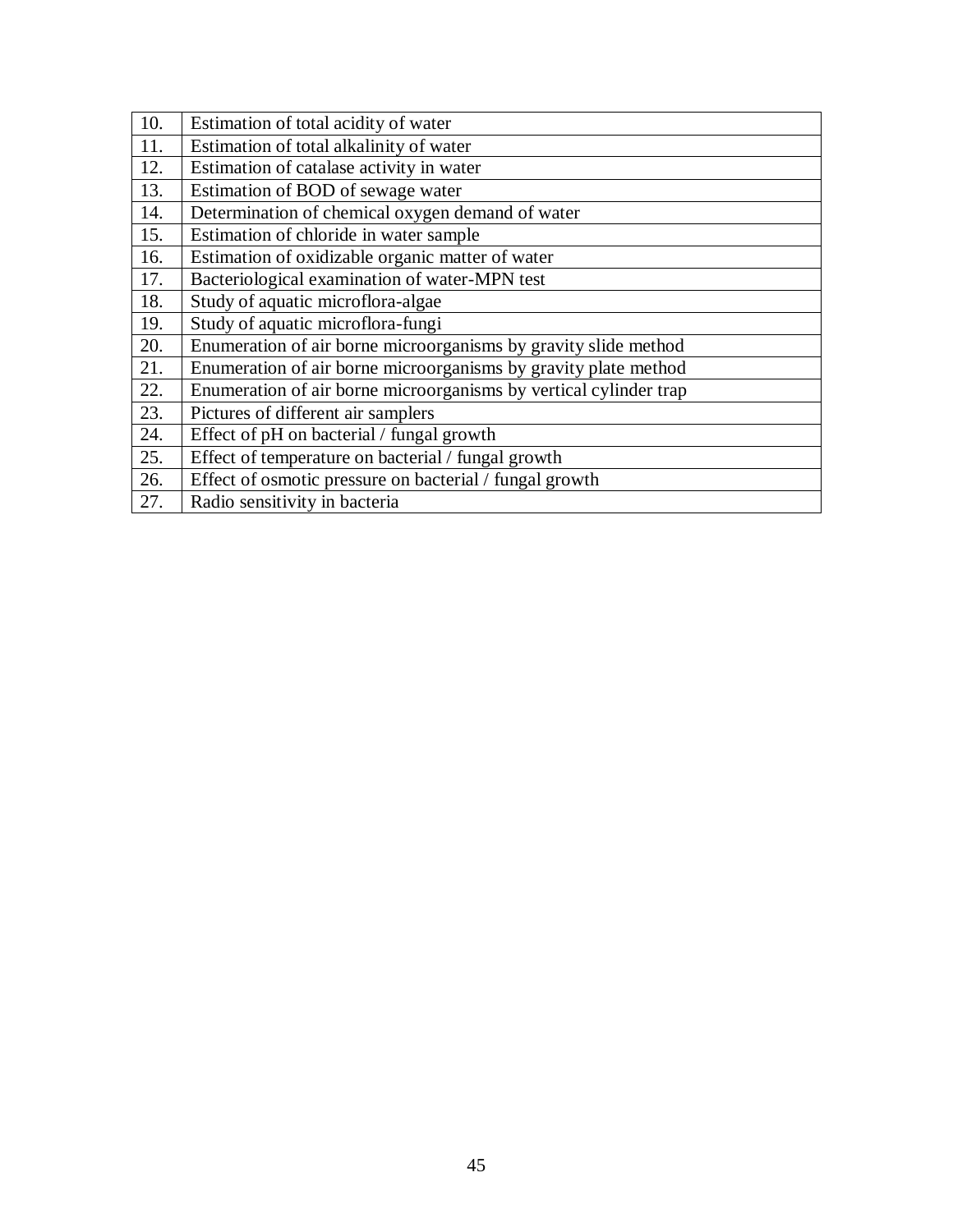| | |
|---|---|
| 10. | Estimation of total acidity of water |
| 11. | Estimation of total alkalinity of water |
| 12. | Estimation of catalase activity in water |
| 13. | Estimation of BOD of sewage water |
| 14. | Determination of chemical oxygen demand of water |
| 15. | Estimation of chloride in water sample |
| 16. | Estimation of oxidizable organic matter of water |
| 17. | Bacteriological examination of water-MPN test |
| 18. | Study of aquatic microflora-algae |
| 19. | Study of aquatic microflora-fungi |
| 20. | Enumeration of air borne microorganisms by gravity slide method |
| 21. | Enumeration of air borne microorganisms by gravity plate method |
| 22. | Enumeration of air borne microorganisms by vertical cylinder trap |
| 23. | Pictures of different air samplers |
| 24. | Effect of pH on bacterial / fungal growth |
| 25. | Effect of temperature on bacterial / fungal growth |
| 26. | Effect of osmotic pressure on bacterial / fungal growth |
| 27. | Radio sensitivity in bacteria |